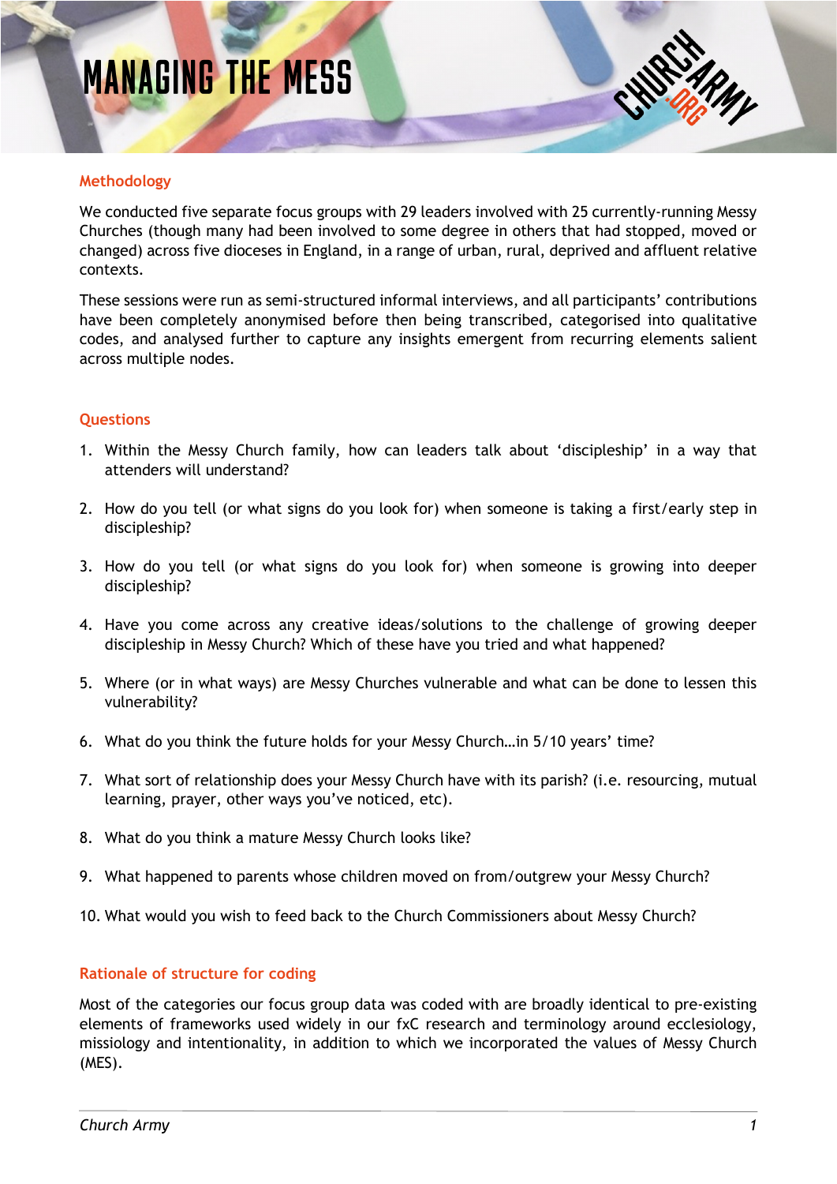# MANAGING THE MESS

## Methodology

We conducted five separate focus groups with 29 leaders involved with 25 currently-running Messy Churches (though many had been involved to some degree in others that had stopped, moved or changed) across five dioceses in England, in a range of urban, rural, deprived and affluent relative contexts.

These sessions were run as semi-structured informal interviews, and all participants' contributions have been completely anonymised before then being transcribed, categorised into qualitative codes, and analysed further to capture any insights emergent from recurring elements salient across multiple nodes.

## Questions

1. Within the Messy Church family, how can leaders talk about 'discipleship' in a way that attenders will understand?
2. How do you tell (or what signs do you look for) when someone is taking a first/early step in discipleship?
3. How do you tell (or what signs do you look for) when someone is growing into deeper discipleship?
4. Have you come across any creative ideas/solutions to the challenge of growing deeper discipleship in Messy Church? Which of these have you tried and what happened?
5. Where (or in what ways) are Messy Churches vulnerable and what can be done to lessen this vulnerability?
6. What do you think the future holds for your Messy Church…in 5/10 years' time?
7. What sort of relationship does your Messy Church have with its parish? (i.e. resourcing, mutual learning, prayer, other ways you've noticed, etc).
8. What do you think a mature Messy Church looks like?
9. What happened to parents whose children moved on from/outgrew your Messy Church?
10. What would you wish to feed back to the Church Commissioners about Messy Church?

## Rationale of structure for coding

Most of the categories our focus group data was coded with are broadly identical to pre-existing elements of frameworks used widely in our fxC research and terminology around ecclesiology, missiology and intentionality, in addition to which we incorporated the values of Messy Church (MES).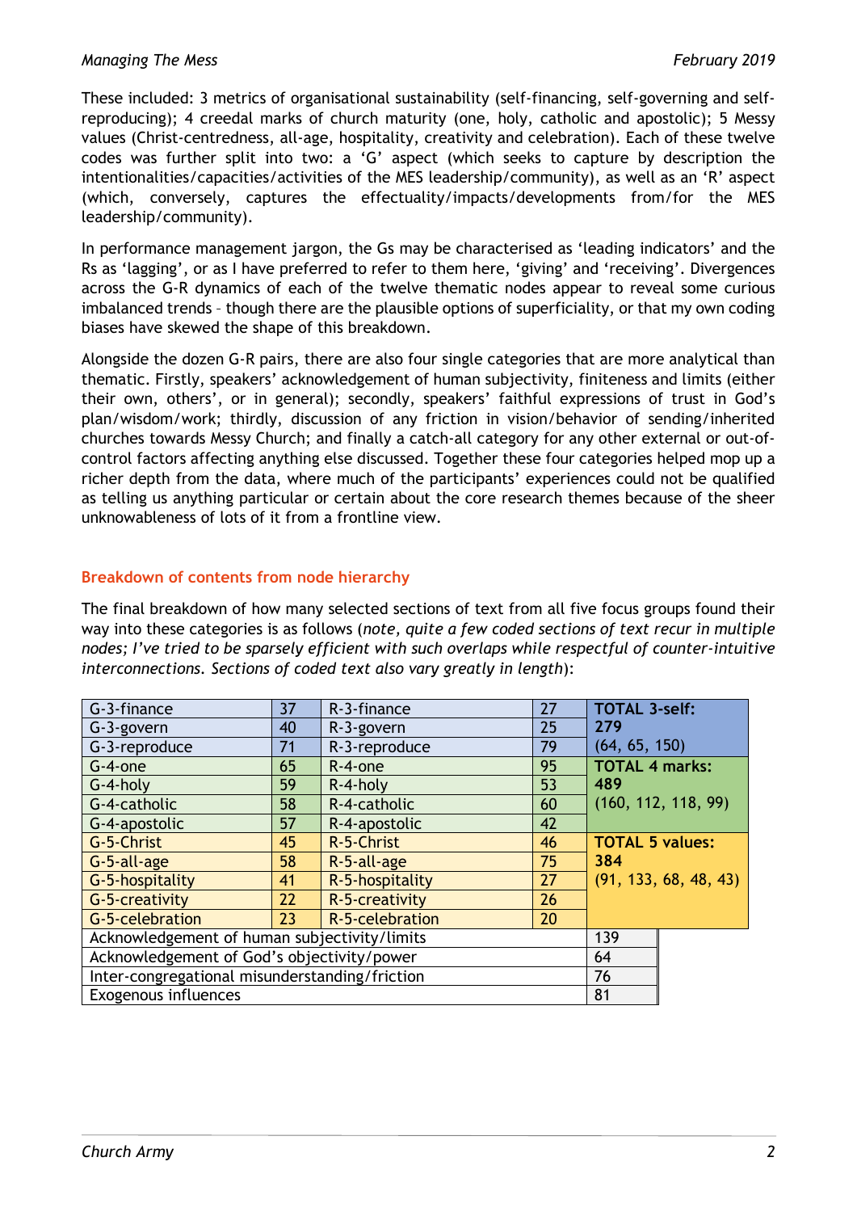These included: 3 metrics of organisational sustainability (self-financing, self-governing and self-reproducing); 4 creedal marks of church maturity (one, holy, catholic and apostolic); 5 Messy values (Christ-centredness, all-age, hospitality, creativity and celebration). Each of these twelve codes was further split into two: a 'G' aspect (which seeks to capture by description the intentionalities/capacities/activities of the MES leadership/community), as well as an 'R' aspect (which, conversely, captures the effectuality/impacts/developments from/for the MES leadership/community).

In performance management jargon, the Gs may be characterised as 'leading indicators' and the Rs as 'lagging', or as I have preferred to refer to them here, 'giving' and 'receiving'. Divergences across the G-R dynamics of each of the twelve thematic nodes appear to reveal some curious imbalanced trends – though there are the plausible options of superficiality, or that my own coding biases have skewed the shape of this breakdown.

Alongside the dozen G-R pairs, there are also four single categories that are more analytical than thematic. Firstly, speakers' acknowledgement of human subjectivity, finiteness and limits (either their own, others', or in general); secondly, speakers' faithful expressions of trust in God's plan/wisdom/work; thirdly, discussion of any friction in vision/behavior of sending/inherited churches towards Messy Church; and finally a catch-all category for any other external or out-of-control factors affecting anything else discussed. Together these four categories helped mop up a richer depth from the data, where much of the participants' experiences could not be qualified as telling us anything particular or certain about the core research themes because of the sheer unknowableness of lots of it from a frontline view.

## Breakdown of contents from node hierarchy

The final breakdown of how many selected sections of text from all five focus groups found their way into these categories is as follows (*note, quite a few coded sections of text recur in multiple nodes; I've tried to be sparsely efficient with such overlaps while respectful of counter-intuitive interconnections. Sections of coded text also vary greatly in length*):

| | | | | |
|---|---|---|---|---|
| G-3-finance | 37 | R-3-finance | 27 | **TOTAL 3-self: 279** (64, 65, 150) |
| G-3-govern | 40 | R-3-govern | 25 | |
| G-3-reproduce | 71 | R-3-reproduce | 79 | |
| G-4-one | 65 | R-4-one | 95 | **TOTAL 4 marks: 489** (160, 112, 118, 99) |
| G-4-holy | 59 | R-4-holy | 53 | |
| G-4-catholic | 58 | R-4-catholic | 60 | |
| G-4-apostolic | 57 | R-4-apostolic | 42 | |
| G-5-Christ | 45 | R-5-Christ | 46 | **TOTAL 5 values: 384** (91, 133, 68, 48, 43) |
| G-5-all-age | 58 | R-5-all-age | 75 | |
| G-5-hospitality | 41 | R-5-hospitality | 27 | |
| G-5-creativity | 22 | R-5-creativity | 26 | |
| G-5-celebration | 23 | R-5-celebration | 20 | |
| Acknowledgement of human subjectivity/limits | | | | 139 |
| Acknowledgement of God's objectivity/power | | | | 64 |
| Inter-congregational misunderstanding/friction | | | | 76 |
| Exogenous influences | | | | 81 |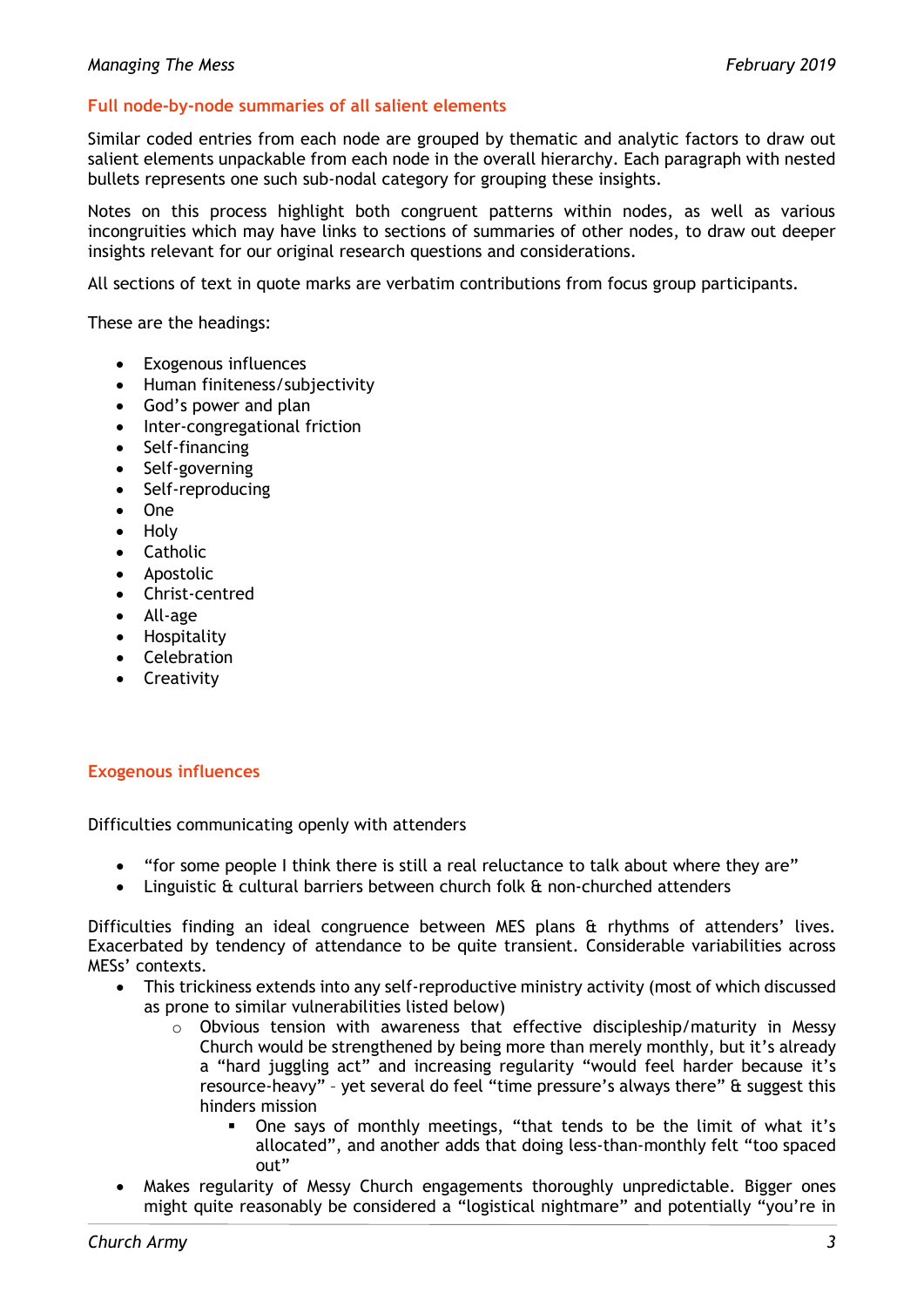## Full node-by-node summaries of all salient elements

Similar coded entries from each node are grouped by thematic and analytic factors to draw out salient elements unpackable from each node in the overall hierarchy. Each paragraph with nested bullets represents one such sub-nodal category for grouping these insights.

Notes on this process highlight both congruent patterns within nodes, as well as various incongruities which may have links to sections of summaries of other nodes, to draw out deeper insights relevant for our original research questions and considerations.

All sections of text in quote marks are verbatim contributions from focus group participants.

These are the headings:

- Exogenous influences
- Human finiteness/subjectivity
- God's power and plan
- Inter-congregational friction
- Self-financing
- Self-governing
- Self-reproducing
- One
- Holy
- Catholic
- Apostolic
- Christ-centred
- All-age
- Hospitality
- Celebration
- Creativity

## Exogenous influences

Difficulties communicating openly with attenders

- "for some people I think there is still a real reluctance to talk about where they are"
- Linguistic & cultural barriers between church folk & non-churched attenders

Difficulties finding an ideal congruence between MES plans & rhythms of attenders' lives. Exacerbated by tendency of attendance to be quite transient. Considerable variabilities across MESs' contexts.

- This trickiness extends into any self-reproductive ministry activity (most of which discussed as prone to similar vulnerabilities listed below)
    - Obvious tension with awareness that effective discipleship/maturity in Messy Church would be strengthened by being more than merely monthly, but it's already a "hard juggling act" and increasing regularity "would feel harder because it's resource-heavy" – yet several do feel "time pressure's always there" & suggest this hinders mission
        - One says of monthly meetings, "that tends to be the limit of what it's allocated", and another adds that doing less-than-monthly felt "too spaced out"
- Makes regularity of Messy Church engagements thoroughly unpredictable. Bigger ones might quite reasonably be considered a "logistical nightmare" and potentially "you're in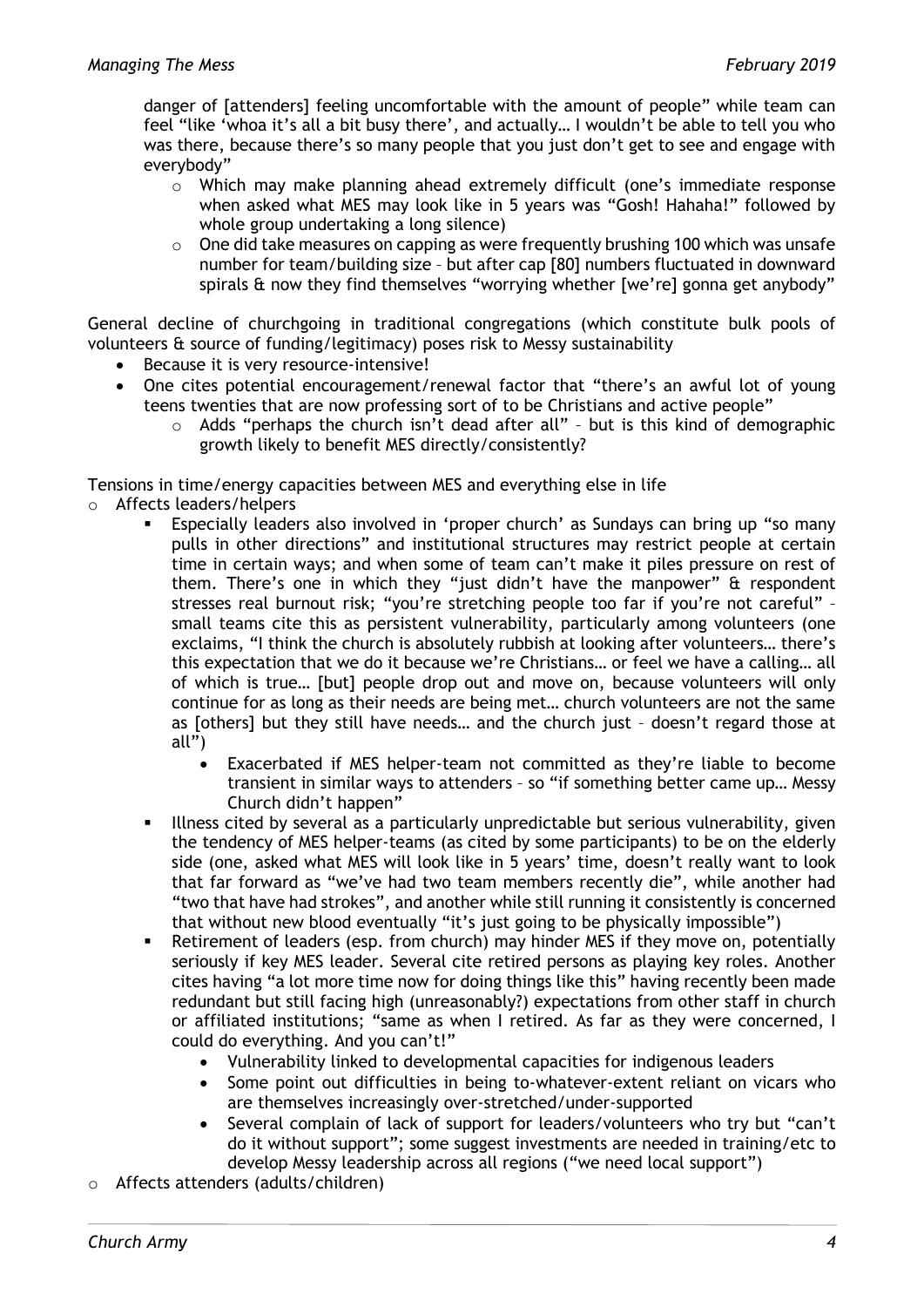danger of [attenders] feeling uncomfortable with the amount of people" while team can feel "like 'whoa it's all a bit busy there', and actually… I wouldn't be able to tell you who was there, because there's so many people that you just don't get to see and engage with everybody"

- Which may make planning ahead extremely difficult (one's immediate response when asked what MES may look like in 5 years was "Gosh! Hahaha!" followed by whole group undertaking a long silence)
- One did take measures on capping as were frequently brushing 100 which was unsafe number for team/building size – but after cap [80] numbers fluctuated in downward spirals & now they find themselves "worrying whether [we're] gonna get anybody"

General decline of churchgoing in traditional congregations (which constitute bulk pools of volunteers & source of funding/legitimacy) poses risk to Messy sustainability

- Because it is very resource-intensive!
- One cites potential encouragement/renewal factor that "there's an awful lot of young teens twenties that are now professing sort of to be Christians and active people"
  - Adds "perhaps the church isn't dead after all" – but is this kind of demographic growth likely to benefit MES directly/consistently?

Tensions in time/energy capacities between MES and everything else in life

- Affects leaders/helpers
  - Especially leaders also involved in 'proper church' as Sundays can bring up "so many pulls in other directions" and institutional structures may restrict people at certain time in certain ways; and when some of team can't make it piles pressure on rest of them. There's one in which they "just didn't have the manpower" & respondent stresses real burnout risk; "you're stretching people too far if you're not careful" – small teams cite this as persistent vulnerability, particularly among volunteers (one exclaims, "I think the church is absolutely rubbish at looking after volunteers… there's this expectation that we do it because we're Christians… or feel we have a calling… all of which is true… [but] people drop out and move on, because volunteers will only continue for as long as their needs are being met… church volunteers are not the same as [others] but they still have needs… and the church just – doesn't regard those at all")
    - Exacerbated if MES helper-team not committed as they're liable to become transient in similar ways to attenders – so "if something better came up… Messy Church didn't happen"
  - Illness cited by several as a particularly unpredictable but serious vulnerability, given the tendency of MES helper-teams (as cited by some participants) to be on the elderly side (one, asked what MES will look like in 5 years' time, doesn't really want to look that far forward as "we've had two team members recently die", while another had "two that have had strokes", and another while still running it consistently is concerned that without new blood eventually "it's just going to be physically impossible")
  - Retirement of leaders (esp. from church) may hinder MES if they move on, potentially seriously if key MES leader. Several cite retired persons as playing key roles. Another cites having "a lot more time now for doing things like this" having recently been made redundant but still facing high (unreasonably?) expectations from other staff in church or affiliated institutions; "same as when I retired. As far as they were concerned, I could do everything. And you can't!"
    - Vulnerability linked to developmental capacities for indigenous leaders
    - Some point out difficulties in being to-whatever-extent reliant on vicars who are themselves increasingly over-stretched/under-supported
    - Several complain of lack of support for leaders/volunteers who try but "can't do it without support"; some suggest investments are needed in training/etc to develop Messy leadership across all regions ("we need local support")
- Affects attenders (adults/children)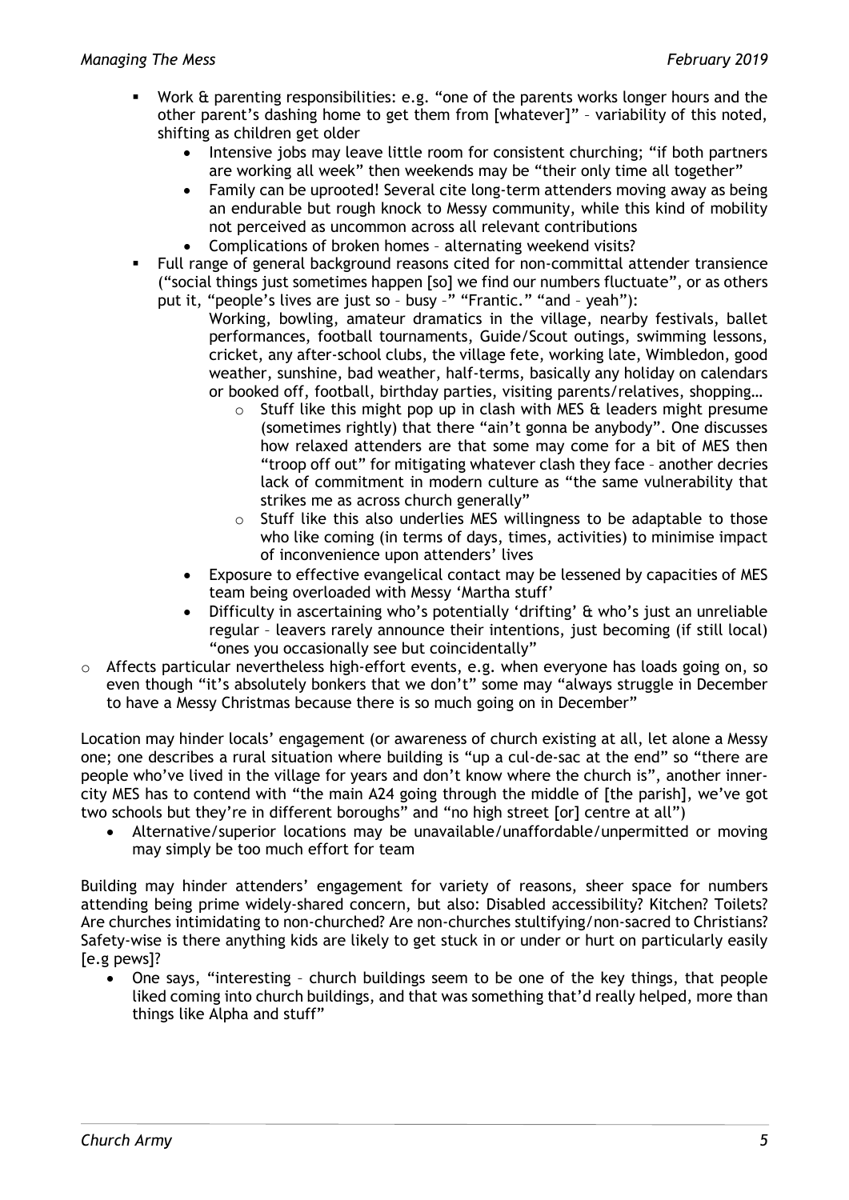- Work & parenting responsibilities: e.g. "one of the parents works longer hours and the other parent's dashing home to get them from [whatever]" – variability of this noted, shifting as children get older
  - Intensive jobs may leave little room for consistent churching; "if both partners are working all week" then weekends may be "their only time all together"
  - Family can be uprooted! Several cite long-term attenders moving away as being an endurable but rough knock to Messy community, while this kind of mobility not perceived as uncommon across all relevant contributions
  - Complications of broken homes – alternating weekend visits?
- Full range of general background reasons cited for non-committal attender transience ("social things just sometimes happen [so] we find our numbers fluctuate", or as others put it, "people's lives are just so – busy –" "Frantic." "and – yeah"):

  Working, bowling, amateur dramatics in the village, nearby festivals, ballet performances, football tournaments, Guide/Scout outings, swimming lessons, cricket, any after-school clubs, the village fete, working late, Wimbledon, good weather, sunshine, bad weather, half-terms, basically any holiday on calendars or booked off, football, birthday parties, visiting parents/relatives, shopping…
    - Stuff like this might pop up in clash with MES & leaders might presume (sometimes rightly) that there "ain't gonna be anybody". One discusses how relaxed attenders are that some may come for a bit of MES then "troop off out" for mitigating whatever clash they face – another decries lack of commitment in modern culture as "the same vulnerability that strikes me as across church generally"
    - Stuff like this also underlies MES willingness to be adaptable to those who like coming (in terms of days, times, activities) to minimise impact of inconvenience upon attenders' lives
  - Exposure to effective evangelical contact may be lessened by capacities of MES team being overloaded with Messy 'Martha stuff'
  - Difficulty in ascertaining who's potentially 'drifting' & who's just an unreliable regular – leavers rarely announce their intentions, just becoming (if still local) "ones you occasionally see but coincidentally"
- Affects particular nevertheless high-effort events, e.g. when everyone has loads going on, so even though "it's absolutely bonkers that we don't" some may "always struggle in December to have a Messy Christmas because there is so much going on in December"

Location may hinder locals' engagement (or awareness of church existing at all, let alone a Messy one; one describes a rural situation where building is "up a cul-de-sac at the end" so "there are people who've lived in the village for years and don't know where the church is", another inner-city MES has to contend with "the main A24 going through the middle of [the parish], we've got two schools but they're in different boroughs" and "no high street [or] centre at all")

- Alternative/superior locations may be unavailable/unaffordable/unpermitted or moving may simply be too much effort for team

Building may hinder attenders' engagement for variety of reasons, sheer space for numbers attending being prime widely-shared concern, but also: Disabled accessibility? Kitchen? Toilets? Are churches intimidating to non-churched? Are non-churches stultifying/non-sacred to Christians? Safety-wise is there anything kids are likely to get stuck in or under or hurt on particularly easily [e.g pews]?

- One says, "interesting – church buildings seem to be one of the key things, that people liked coming into church buildings, and that was something that'd really helped, more than things like Alpha and stuff"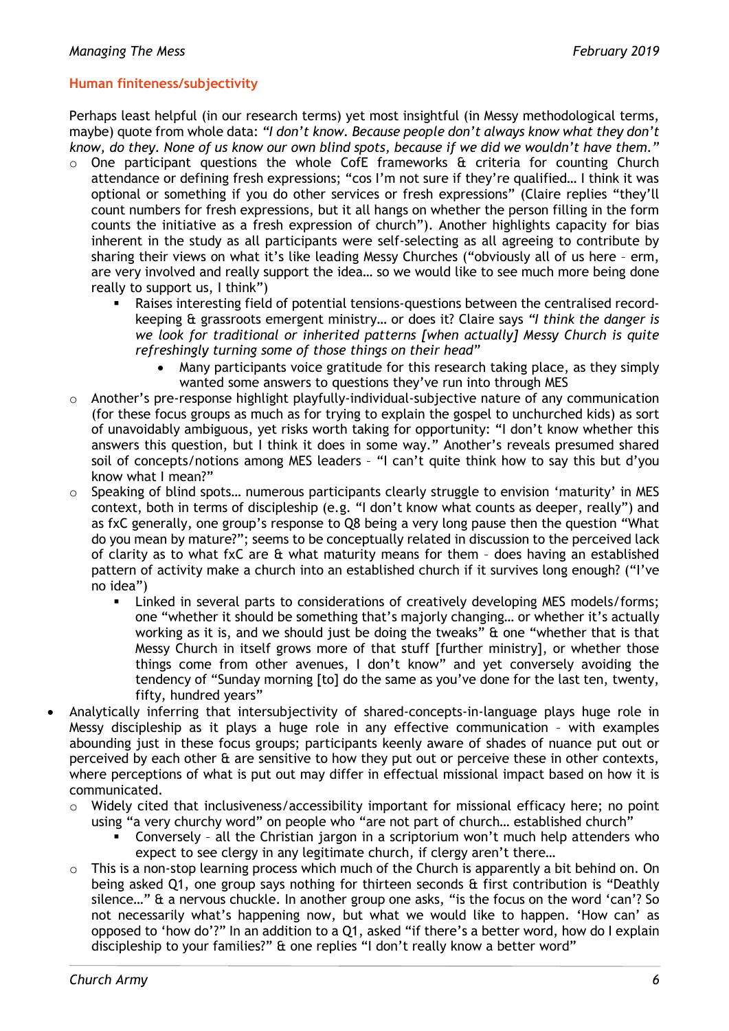## Human finiteness/subjectivity

Perhaps least helpful (in our research terms) yet most insightful (in Messy methodological terms, maybe) quote from whole data: *"I don't know. Because people don't always know what they don't know, do they. None of us know our own blind spots, because if we did we wouldn't have them."*

- One participant questions the whole CofE frameworks & criteria for counting Church attendance or defining fresh expressions; "cos I'm not sure if they're qualified… I think it was optional or something if you do other services or fresh expressions" (Claire replies "they'll count numbers for fresh expressions, but it all hangs on whether the person filling in the form counts the initiative as a fresh expression of church"). Another highlights capacity for bias inherent in the study as all participants were self-selecting as all agreeing to contribute by sharing their views on what it's like leading Messy Churches ("obviously all of us here – erm, are very involved and really support the idea… so we would like to see much more being done really to support us, I think")
  - Raises interesting field of potential tensions-questions between the centralised record-keeping & grassroots emergent ministry… or does it? Claire says *"I think the danger is we look for traditional or inherited patterns [when actually] Messy Church is quite refreshingly turning some of those things on their head"*
    - Many participants voice gratitude for this research taking place, as they simply wanted some answers to questions they've run into through MES
- Another's pre-response highlight playfully-individual-subjective nature of any communication (for these focus groups as much as for trying to explain the gospel to unchurched kids) as sort of unavoidably ambiguous, yet risks worth taking for opportunity: "I don't know whether this answers this question, but I think it does in some way." Another's reveals presumed shared soil of concepts/notions among MES leaders – "I can't quite think how to say this but d'you know what I mean?"
- Speaking of blind spots… numerous participants clearly struggle to envision 'maturity' in MES context, both in terms of discipleship (e.g. "I don't know what counts as deeper, really") and as fxC generally, one group's response to Q8 being a very long pause then the question "What do you mean by mature?"; seems to be conceptually related in discussion to the perceived lack of clarity as to what fxC are & what maturity means for them – does having an established pattern of activity make a church into an established church if it survives long enough? ("I've no idea")
  - Linked in several parts to considerations of creatively developing MES models/forms; one "whether it should be something that's majorly changing… or whether it's actually working as it is, and we should just be doing the tweaks" & one "whether that is that Messy Church in itself grows more of that stuff [further ministry], or whether those things come from other avenues, I don't know" and yet conversely avoiding the tendency of "Sunday morning [to] do the same as you've done for the last ten, twenty, fifty, hundred years"

- Analytically inferring that intersubjectivity of shared-concepts-in-language plays huge role in Messy discipleship as it plays a huge role in any effective communication – with examples abounding just in these focus groups; participants keenly aware of shades of nuance put out or perceived by each other & are sensitive to how they put out or perceive these in other contexts, where perceptions of what is put out may differ in effectual missional impact based on how it is communicated.
  - Widely cited that inclusiveness/accessibility important for missional efficacy here; no point using "a very churchy word" on people who "are not part of church… established church"
    - Conversely – all the Christian jargon in a scriptorium won't much help attenders who expect to see clergy in any legitimate church, if clergy aren't there…
  - This is a non-stop learning process which much of the Church is apparently a bit behind on. On being asked Q1, one group says nothing for thirteen seconds & first contribution is "Deathly silence…" & a nervous chuckle. In another group one asks, "is the focus on the word 'can'? So not necessarily what's happening now, but what we would like to happen. 'How can' as opposed to 'how do'?" In an addition to a Q1, asked "if there's a better word, how do I explain discipleship to your families?" & one replies "I don't really know a better word"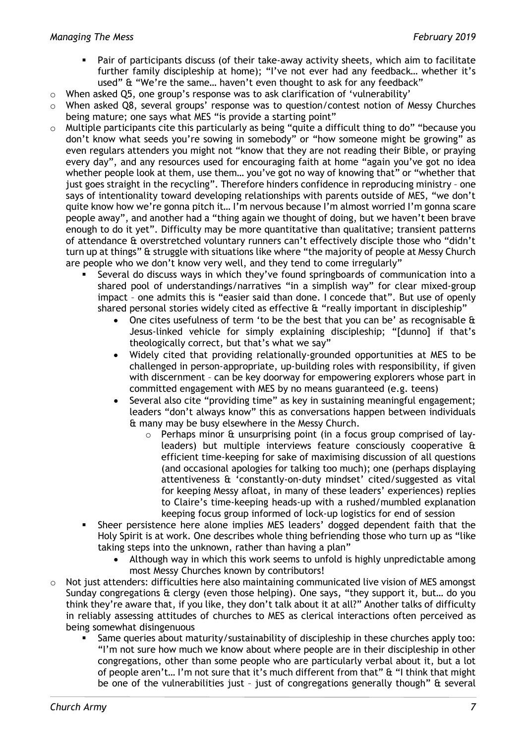- Pair of participants discuss (of their take-away activity sheets, which aim to facilitate further family discipleship at home); "I've not ever had any feedback… whether it's used" & "We're the same… haven't even thought to ask for any feedback"

- When asked Q5, one group's response was to ask clarification of 'vulnerability'
- When asked Q8, several groups' response was to question/contest notion of Messy Churches being mature; one says what MES "is provide a starting point"
- Multiple participants cite this particularly as being "quite a difficult thing to do" "because you don't know what seeds you're sowing in somebody" or "how someone might be growing" as even regulars attenders you might not "know that they are not reading their Bible, or praying every day", and any resources used for encouraging faith at home "again you've got no idea whether people look at them, use them… you've got no way of knowing that" or "whether that just goes straight in the recycling". Therefore hinders confidence in reproducing ministry – one says of intentionality toward developing relationships with parents outside of MES, "we don't quite know how we're gonna pitch it… I'm nervous because I'm almost worried I'm gonna scare people away", and another had a "thing again we thought of doing, but we haven't been brave enough to do it yet". Difficulty may be more quantitative than qualitative; transient patterns of attendance & overstretched voluntary runners can't effectively disciple those who "didn't turn up at things" & struggle with situations like where "the majority of people at Messy Church are people who we don't know very well, and they tend to come irregularly"
  - Several do discuss ways in which they've found springboards of communication into a shared pool of understandings/narratives "in a simplish way" for clear mixed-group impact – one admits this is "easier said than done. I concede that". But use of openly shared personal stories widely cited as effective & "really important in discipleship"
    - One cites usefulness of term 'to be the best that you can be' as recognisable & Jesus-linked vehicle for simply explaining discipleship; "[dunno] if that's theologically correct, but that's what we say"
    - Widely cited that providing relationally-grounded opportunities at MES to be challenged in person-appropriate, up-building roles with responsibility, if given with discernment – can be key doorway for empowering explorers whose part in committed engagement with MES by no means guaranteed (e.g. teens)
    - Several also cite "providing time" as key in sustaining meaningful engagement; leaders "don't always know" this as conversations happen between individuals & many may be busy elsewhere in the Messy Church.
      - Perhaps minor & unsurprising point (in a focus group comprised of lay-leaders) but multiple interviews feature consciously cooperative & efficient time-keeping for sake of maximising discussion of all questions (and occasional apologies for talking too much); one (perhaps displaying attentiveness & 'constantly-on-duty mindset' cited/suggested as vital for keeping Messy afloat, in many of these leaders' experiences) replies to Claire's time-keeping heads-up with a rushed/mumbled explanation keeping focus group informed of lock-up logistics for end of session
  - Sheer persistence here alone implies MES leaders' dogged dependent faith that the Holy Spirit is at work. One describes whole thing befriending those who turn up as "like taking steps into the unknown, rather than having a plan"
    - Although way in which this work seems to unfold is highly unpredictable among most Messy Churches known by contributors!
- Not just attenders: difficulties here also maintaining communicated live vision of MES amongst Sunday congregations & clergy (even those helping). One says, "they support it, but… do you think they're aware that, if you like, they don't talk about it at all?" Another talks of difficulty in reliably assessing attitudes of churches to MES as clerical interactions often perceived as being somewhat disingenuous
  - Same queries about maturity/sustainability of discipleship in these churches apply too: "I'm not sure how much we know about where people are in their discipleship in other congregations, other than some people who are particularly verbal about it, but a lot of people aren't… I'm not sure that it's much different from that" & "I think that might be one of the vulnerabilities just – just of congregations generally though" & several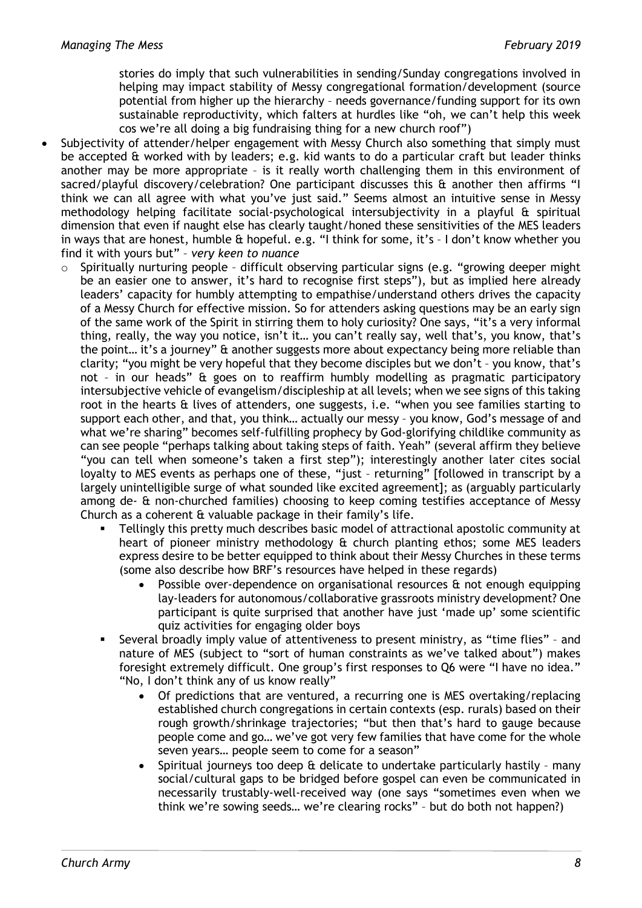stories do imply that such vulnerabilities in sending/Sunday congregations involved in helping may impact stability of Messy congregational formation/development (source potential from higher up the hierarchy – needs governance/funding support for its own sustainable reproductivity, which falters at hurdles like "oh, we can't help this week cos we're all doing a big fundraising thing for a new church roof")

- Subjectivity of attender/helper engagement with Messy Church also something that simply must be accepted & worked with by leaders; e.g. kid wants to do a particular craft but leader thinks another may be more appropriate – is it really worth challenging them in this environment of sacred/playful discovery/celebration? One participant discusses this & another then affirms "I think we can all agree with what you've just said." Seems almost an intuitive sense in Messy methodology helping facilitate social-psychological intersubjectivity in a playful & spiritual dimension that even if naught else has clearly taught/honed these sensitivities of the MES leaders in ways that are honest, humble & hopeful. e.g. "I think for some, it's – I don't know whether you find it with yours but" – *very keen to nuance*
    - Spiritually nurturing people – difficult observing particular signs (e.g. "growing deeper might be an easier one to answer, it's hard to recognise first steps"), but as implied here already leaders' capacity for humbly attempting to empathise/understand others drives the capacity of a Messy Church for effective mission. So for attenders asking questions may be an early sign of the same work of the Spirit in stirring them to holy curiosity? One says, "it's a very informal thing, really, the way you notice, isn't it… you can't really say, well that's, you know, that's the point… it's a journey" & another suggests more about expectancy being more reliable than clarity; "you might be very hopeful that they become disciples but we don't – you know, that's not – in our heads" & goes on to reaffirm humbly modelling as pragmatic participatory intersubjective vehicle of evangelism/discipleship at all levels; when we see signs of this taking root in the hearts & lives of attenders, one suggests, i.e. "when you see families starting to support each other, and that, you think… actually our messy – you know, God's message of and what we're sharing" becomes self-fulfilling prophecy by God-glorifying childlike community as can see people "perhaps talking about taking steps of faith. Yeah" (several affirm they believe "you can tell when someone's taken a first step"); interestingly another later cites social loyalty to MES events as perhaps one of these, "just – returning" [followed in transcript by a largely unintelligible surge of what sounded like excited agreement]; as (arguably particularly among de- & non-churched families) choosing to keep coming testifies acceptance of Messy Church as a coherent & valuable package in their family's life.
        - Tellingly this pretty much describes basic model of attractional apostolic community at heart of pioneer ministry methodology & church planting ethos; some MES leaders express desire to be better equipped to think about their Messy Churches in these terms (some also describe how BRF's resources have helped in these regards)
            - Possible over-dependence on organisational resources & not enough equipping lay-leaders for autonomous/collaborative grassroots ministry development? One participant is quite surprised that another have just 'made up' some scientific quiz activities for engaging older boys
        - Several broadly imply value of attentiveness to present ministry, as "time flies" – and nature of MES (subject to "sort of human constraints as we've talked about") makes foresight extremely difficult. One group's first responses to Q6 were "I have no idea." "No, I don't think any of us know really"
            - Of predictions that are ventured, a recurring one is MES overtaking/replacing established church congregations in certain contexts (esp. rurals) based on their rough growth/shrinkage trajectories; "but then that's hard to gauge because people come and go… we've got very few families that have come for the whole seven years… people seem to come for a season"
            - Spiritual journeys too deep & delicate to undertake particularly hastily – many social/cultural gaps to be bridged before gospel can even be communicated in necessarily trustably-well-received way (one says "sometimes even when we think we're sowing seeds… we're clearing rocks" – but do both not happen?)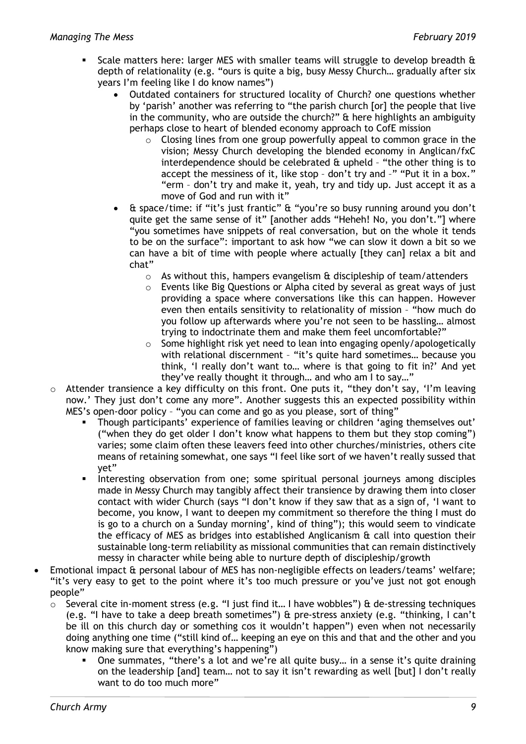- Scale matters here: larger MES with smaller teams will struggle to develop breadth & depth of relationality (e.g. "ours is quite a big, busy Messy Church… gradually after six years I'm feeling like I do know names")
            - Outdated containers for structured locality of Church? one questions whether by 'parish' another was referring to "the parish church [or] the people that live in the community, who are outside the church?" & here highlights an ambiguity perhaps close to heart of blended economy approach to CofE mission
                - Closing lines from one group powerfully appeal to common grace in the vision; Messy Church developing the blended economy in Anglican/fxC interdependence should be celebrated & upheld – "the other thing is to accept the messiness of it, like stop – don't try and –" "Put it in a box." "erm – don't try and make it, yeah, try and tidy up. Just accept it as a move of God and run with it"
            - & space/time: if "it's just frantic" & "you're so busy running around you don't quite get the same sense of it" [another adds "Heheh! No, you don't."] where "you sometimes have snippets of real conversation, but on the whole it tends to be on the surface": important to ask how "we can slow it down a bit so we can have a bit of time with people where actually [they can] relax a bit and chat"
                - As without this, hampers evangelism & discipleship of team/attenders
                - Events like Big Questions or Alpha cited by several as great ways of just providing a space where conversations like this can happen. However even then entails sensitivity to relationality of mission – "how much do you follow up afterwards where you're not seen to be hassling… almost trying to indoctrinate them and make them feel uncomfortable?"
                - Some highlight risk yet need to lean into engaging openly/apologetically with relational discernment – "it's quite hard sometimes… because you think, 'I really don't want to… where is that going to fit in?' And yet they've really thought it through… and who am I to say…"
    - Attender transience a key difficulty on this front. One puts it, "they don't say, 'I'm leaving now.' They just don't come any more". Another suggests this an expected possibility within MES's open-door policy – "you can come and go as you please, sort of thing"
        - Though participants' experience of families leaving or children 'aging themselves out' ("when they do get older I don't know what happens to them but they stop coming") varies; some claim often these leavers feed into other churches/ministries, others cite means of retaining somewhat, one says "I feel like sort of we haven't really sussed that yet"
        - Interesting observation from one; some spiritual personal journeys among disciples made in Messy Church may tangibly affect their transience by drawing them into closer contact with wider Church (says "I don't know if they saw that as a sign of, 'I want to become, you know, I want to deepen my commitment so therefore the thing I must do is go to a church on a Sunday morning', kind of thing"); this would seem to vindicate the efficacy of MES as bridges into established Anglicanism & call into question their sustainable long-term reliability as missional communities that can remain distinctively messy in character while being able to nurture depth of discipleship/growth
- Emotional impact & personal labour of MES has non-negligible effects on leaders/teams' welfare; "it's very easy to get to the point where it's too much pressure or you've just not got enough people"
    - Several cite in-moment stress (e.g. "I just find it… I have wobbles") & de-stressing techniques (e.g. "I have to take a deep breath sometimes") & pre-stress anxiety (e.g. "thinking, I can't be ill on this church day or something cos it wouldn't happen") even when not necessarily doing anything one time ("still kind of… keeping an eye on this and that and the other and you know making sure that everything's happening")
        - One summates, "there's a lot and we're all quite busy… in a sense it's quite draining on the leadership [and] team… not to say it isn't rewarding as well [but] I don't really want to do too much more"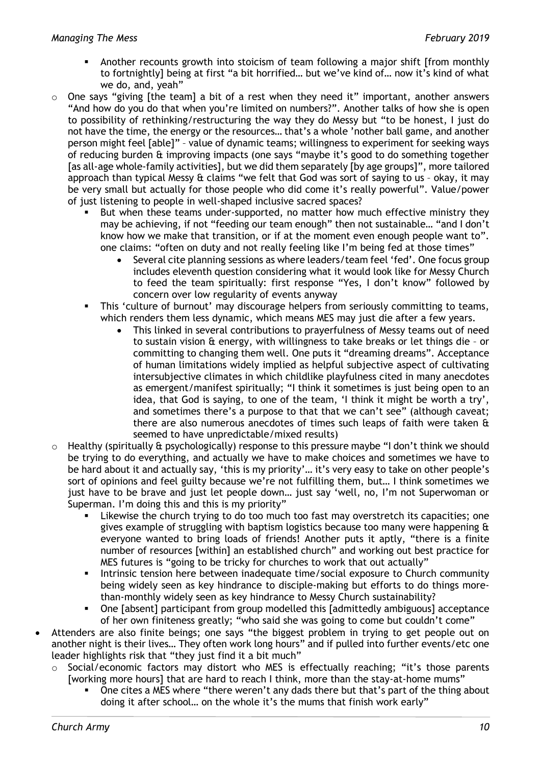- Another recounts growth into stoicism of team following a major shift [from monthly to fortnightly] being at first "a bit horrified… but we've kind of… now it's kind of what we do, and, yeah"
  - One says "giving [the team] a bit of a rest when they need it" important, another answers "And how do you do that when you're limited on numbers?". Another talks of how she is open to possibility of rethinking/restructuring the way they do Messy but "to be honest, I just do not have the time, the energy or the resources… that's a whole 'nother ball game, and another person might feel [able]" – value of dynamic teams; willingness to experiment for seeking ways of reducing burden & improving impacts (one says "maybe it's good to do something together [as all-age whole-family activities], but we did them separately [by age groups]", more tailored approach than typical Messy & claims "we felt that God was sort of saying to us – okay, it may be very small but actually for those people who did come it's really powerful". Value/power of just listening to people in well-shaped inclusive sacred spaces?
    - But when these teams under-supported, no matter how much effective ministry they may be achieving, if not "feeding our team enough" then not sustainable… "and I don't know how we make that transition, or if at the moment even enough people want to". one claims: "often on duty and not really feeling like I'm being fed at those times"
      - Several cite planning sessions as where leaders/team feel 'fed'. One focus group includes eleventh question considering what it would look like for Messy Church to feed the team spiritually: first response "Yes, I don't know" followed by concern over low regularity of events anyway
    - This 'culture of burnout' may discourage helpers from seriously committing to teams, which renders them less dynamic, which means MES may just die after a few years.
      - This linked in several contributions to prayerfulness of Messy teams out of need to sustain vision & energy, with willingness to take breaks or let things die – or committing to changing them well. One puts it "dreaming dreams". Acceptance of human limitations widely implied as helpful subjective aspect of cultivating intersubjective climates in which childlike playfulness cited in many anecdotes as emergent/manifest spiritually; "I think it sometimes is just being open to an idea, that God is saying, to one of the team, 'I think it might be worth a try', and sometimes there's a purpose to that that we can't see" (although caveat; there are also numerous anecdotes of times such leaps of faith were taken & seemed to have unpredictable/mixed results)
  - Healthy (spiritually & psychologically) response to this pressure maybe "I don't think we should be trying to do everything, and actually we have to make choices and sometimes we have to be hard about it and actually say, 'this is my priority'… it's very easy to take on other people's sort of opinions and feel guilty because we're not fulfilling them, but… I think sometimes we just have to be brave and just let people down… just say 'well, no, I'm not Superwoman or Superman. I'm doing this and this is my priority"
    - Likewise the church trying to do too much too fast may overstretch its capacities; one gives example of struggling with baptism logistics because too many were happening & everyone wanted to bring loads of friends! Another puts it aptly, "there is a finite number of resources [within] an established church" and working out best practice for MES futures is "going to be tricky for churches to work that out actually"
    - Intrinsic tension here between inadequate time/social exposure to Church community being widely seen as key hindrance to disciple-making but efforts to do things more-than-monthly widely seen as key hindrance to Messy Church sustainability?
    - One [absent] participant from group modelled this [admittedly ambiguous] acceptance of her own finiteness greatly; "who said she was going to come but couldn't come"
- Attenders are also finite beings; one says "the biggest problem in trying to get people out on another night is their lives… They often work long hours" and if pulled into further events/etc one leader highlights risk that "they just find it a bit much"
  - Social/economic factors may distort who MES is effectually reaching; "it's those parents [working more hours] that are hard to reach I think, more than the stay-at-home mums"
    - One cites a MES where "there weren't any dads there but that's part of the thing about doing it after school… on the whole it's the mums that finish work early"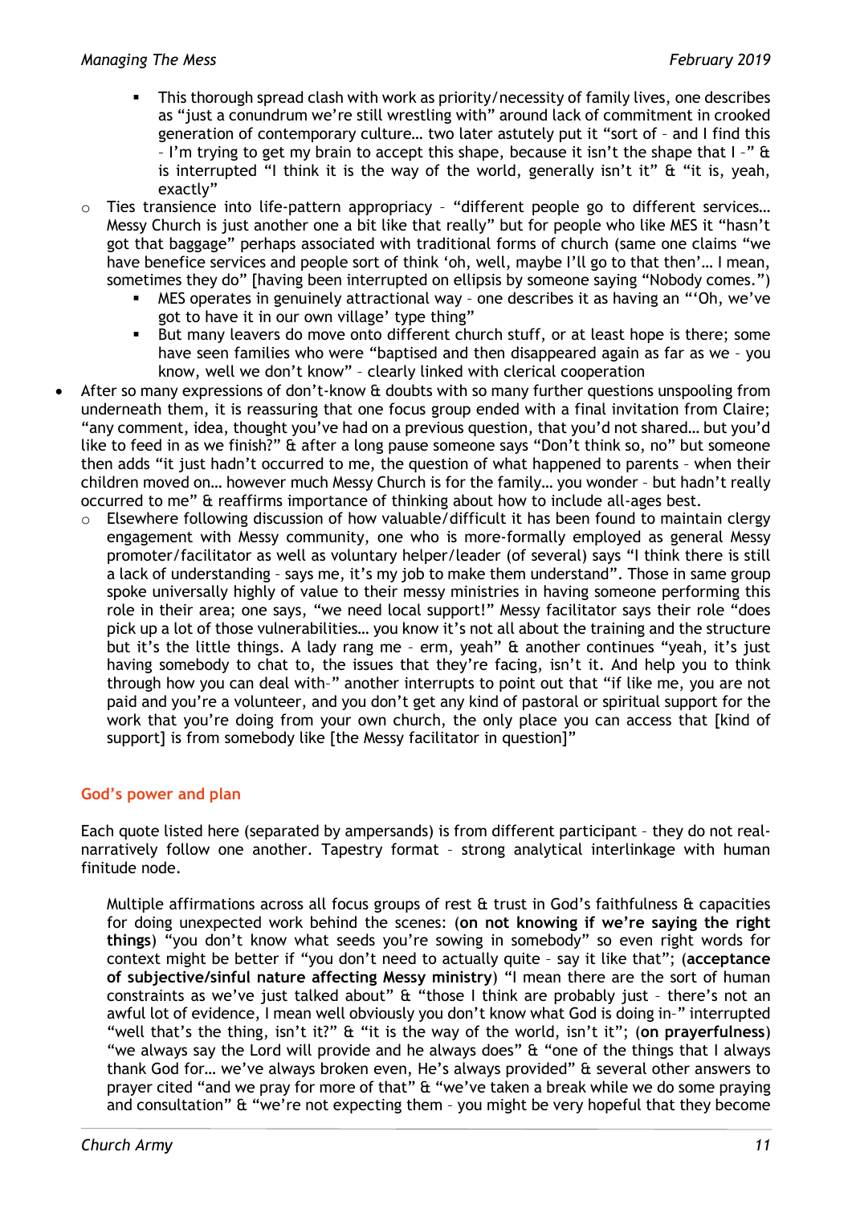- This thorough spread clash with work as priority/necessity of family lives, one describes as "just a conundrum we're still wrestling with" around lack of commitment in crooked generation of contemporary culture… two later astutely put it "sort of – and I find this – I'm trying to get my brain to accept this shape, because it isn't the shape that I –" & is interrupted "I think it is the way of the world, generally isn't it" & "it is, yeah, exactly"
  - Ties transience into life-pattern appropriacy – "different people go to different services… Messy Church is just another one a bit like that really" but for people who like MES it "hasn't got that baggage" perhaps associated with traditional forms of church (same one claims "we have benefice services and people sort of think 'oh, well, maybe I'll go to that then'… I mean, sometimes they do" [having been interrupted on ellipsis by someone saying "Nobody comes.")
    - MES operates in genuinely attractional way – one describes it as having an "'Oh, we've got to have it in our own village' type thing"
    - But many leavers do move onto different church stuff, or at least hope is there; some have seen families who were "baptised and then disappeared again as far as we – you know, well we don't know" – clearly linked with clerical cooperation
- After so many expressions of don't-know & doubts with so many further questions unspooling from underneath them, it is reassuring that one focus group ended with a final invitation from Claire; "any comment, idea, thought you've had on a previous question, that you'd not shared… but you'd like to feed in as we finish?" & after a long pause someone says "Don't think so, no" but someone then adds "it just hadn't occurred to me, the question of what happened to parents – when their children moved on… however much Messy Church is for the family… you wonder – but hadn't really occurred to me" & reaffirms importance of thinking about how to include all-ages best.
  - Elsewhere following discussion of how valuable/difficult it has been found to maintain clergy engagement with Messy community, one who is more-formally employed as general Messy promoter/facilitator as well as voluntary helper/leader (of several) says "I think there is still a lack of understanding – says me, it's my job to make them understand". Those in same group spoke universally highly of value to their messy ministries in having someone performing this role in their area; one says, "we need local support!" Messy facilitator says their role "does pick up a lot of those vulnerabilities… you know it's not all about the training and the structure but it's the little things. A lady rang me – erm, yeah" & another continues "yeah, it's just having somebody to chat to, the issues that they're facing, isn't it. And help you to think through how you can deal with–" another interrupts to point out that "if like me, you are not paid and you're a volunteer, and you don't get any kind of pastoral or spiritual support for the work that you're doing from your own church, the only place you can access that [kind of support] is from somebody like [the Messy facilitator in question]"

### God's power and plan

Each quote listed here (separated by ampersands) is from different participant – they do not real-narratively follow one another. Tapestry format – strong analytical interlinkage with human finitude node.

> Multiple affirmations across all focus groups of rest & trust in God's faithfulness & capacities for doing unexpected work behind the scenes: (**on not knowing if we're saying the right things**) "you don't know what seeds you're sowing in somebody" so even right words for context might be better if "you don't need to actually quite – say it like that"; (**acceptance of subjective/sinful nature affecting Messy ministry**) "I mean there are the sort of human constraints as we've just talked about" & "those I think are probably just – there's not an awful lot of evidence, I mean well obviously you don't know what God is doing in–" interrupted "well that's the thing, isn't it?" & "it is the way of the world, isn't it"; (**on prayerfulness**) "we always say the Lord will provide and he always does" & "one of the things that I always thank God for… we've always broken even, He's always provided" & several other answers to prayer cited "and we pray for more of that" & "we've taken a break while we do some praying and consultation" & "we're not expecting them – you might be very hopeful that they become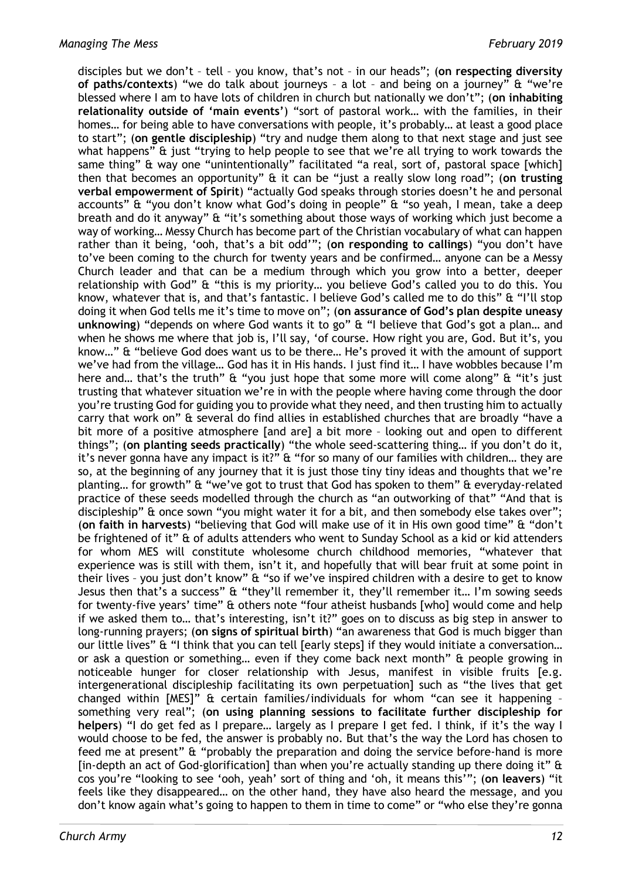disciples but we don't – tell – you know, that's not – in our heads"; (**on respecting diversity of paths/contexts**) "we do talk about journeys – a lot – and being on a journey" & "we're blessed where I am to have lots of children in church but nationally we don't"; (**on inhabiting relationality outside of 'main events'**) "sort of pastoral work… with the families, in their homes… for being able to have conversations with people, it's probably… at least a good place to start"; (**on gentle discipleship**) "try and nudge them along to that next stage and just see what happens" & just "trying to help people to see that we're all trying to work towards the same thing" & way one "unintentionally" facilitated "a real, sort of, pastoral space [which] then that becomes an opportunity" & it can be "just a really slow long road"; (**on trusting verbal empowerment of Spirit**) "actually God speaks through stories doesn't he and personal accounts" & "you don't know what God's doing in people" & "so yeah, I mean, take a deep breath and do it anyway" & "it's something about those ways of working which just become a way of working… Messy Church has become part of the Christian vocabulary of what can happen rather than it being, 'ooh, that's a bit odd'"; (**on responding to callings**) "you don't have to've been coming to the church for twenty years and be confirmed… anyone can be a Messy Church leader and that can be a medium through which you grow into a better, deeper relationship with God" & "this is my priority… you believe God's called you to do this. You know, whatever that is, and that's fantastic. I believe God's called me to do this" & "I'll stop doing it when God tells me it's time to move on"; (**on assurance of God's plan despite uneasy unknowing**) "depends on where God wants it to go" & "I believe that God's got a plan… and when he shows me where that job is, I'll say, 'of course. How right you are, God. But it's, you know…" & "believe God does want us to be there… He's proved it with the amount of support we've had from the village… God has it in His hands. I just find it… I have wobbles because I'm here and… that's the truth" & "you just hope that some more will come along" & "it's just trusting that whatever situation we're in with the people where having come through the door you're trusting God for guiding you to provide what they need, and then trusting him to actually carry that work on" & several do find allies in established churches that are broadly "have a bit more of a positive atmosphere [and are] a bit more – looking out and open to different things"; (**on planting seeds practically**) "the whole seed-scattering thing… if you don't do it, it's never gonna have any impact is it?" & "for so many of our families with children… they are so, at the beginning of any journey that it is just those tiny tiny ideas and thoughts that we're planting… for growth" & "we've got to trust that God has spoken to them" & everyday-related practice of these seeds modelled through the church as "an outworking of that" "And that is discipleship" & once sown "you might water it for a bit, and then somebody else takes over"; (**on faith in harvests**) "believing that God will make use of it in His own good time" & "don't be frightened of it" & of adults attenders who went to Sunday School as a kid or kid attenders for whom MES will constitute wholesome church childhood memories, "whatever that experience was is still with them, isn't it, and hopefully that will bear fruit at some point in their lives – you just don't know" & "so if we've inspired children with a desire to get to know Jesus then that's a success" & "they'll remember it, they'll remember it… I'm sowing seeds for twenty-five years' time" & others note "four atheist husbands [who] would come and help if we asked them to… that's interesting, isn't it?" goes on to discuss as big step in answer to long-running prayers; (**on signs of spiritual birth**) "an awareness that God is much bigger than our little lives" & "I think that you can tell [early steps] if they would initiate a conversation… or ask a question or something… even if they come back next month" & people growing in noticeable hunger for closer relationship with Jesus, manifest in visible fruits [e.g. intergenerational discipleship facilitating its own perpetuation] such as "the lives that get changed within [MES]" & certain families/individuals for whom "can see it happening – something very real"; (**on using planning sessions to facilitate further discipleship for helpers**) "I do get fed as I prepare… largely as I prepare I get fed. I think, if it's the way I would choose to be fed, the answer is probably no. But that's the way the Lord has chosen to feed me at present" & "probably the preparation and doing the service before-hand is more [in-depth an act of God-glorification] than when you're actually standing up there doing it" & cos you're "looking to see 'ooh, yeah' sort of thing and 'oh, it means this'"; (**on leavers**) "it feels like they disappeared… on the other hand, they have also heard the message, and you don't know again what's going to happen to them in time to come" or "who else they're gonna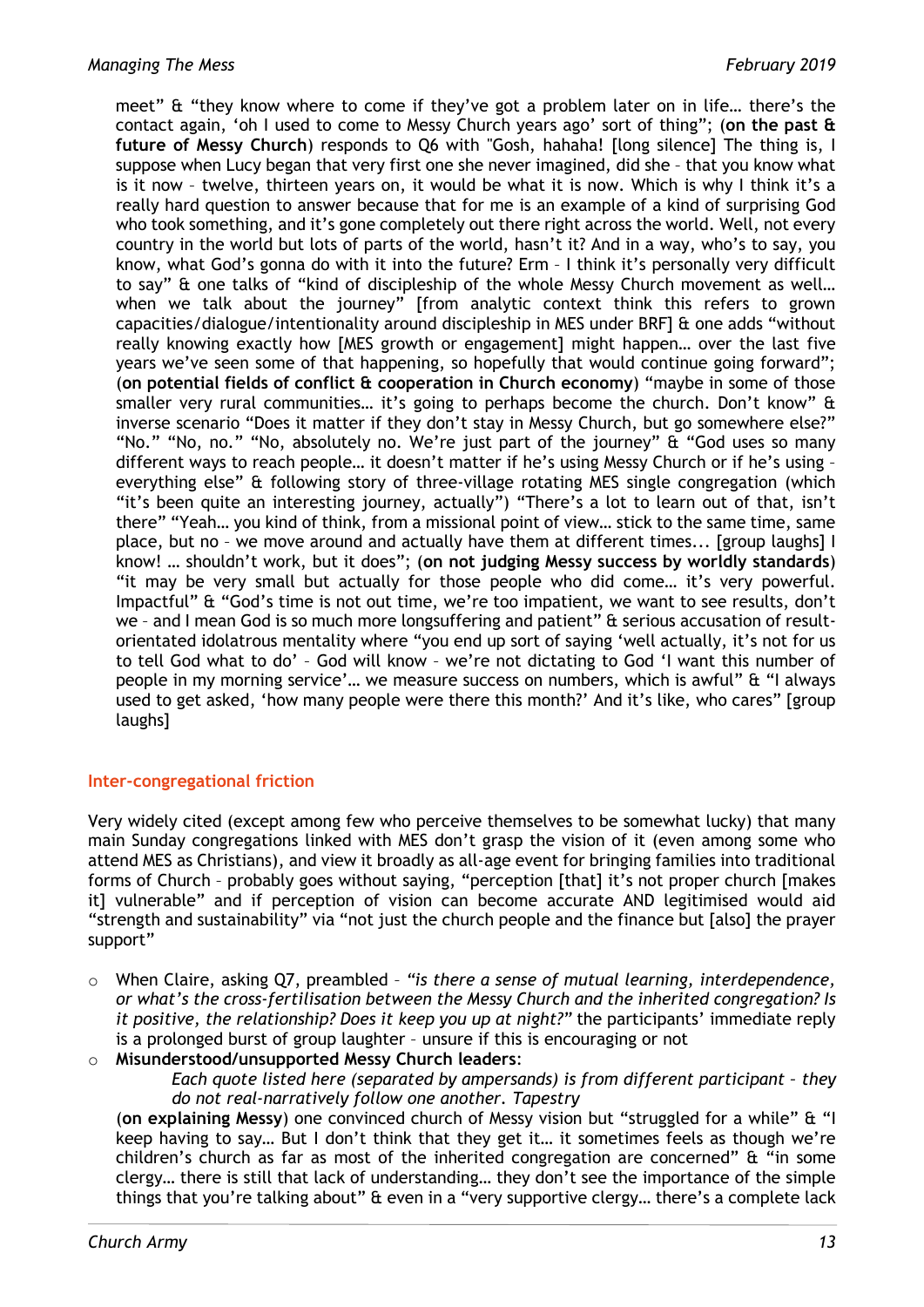meet" & "they know where to come if they've got a problem later on in life… there's the contact again, 'oh I used to come to Messy Church years ago' sort of thing"; (**on the past & future of Messy Church**) responds to Q6 with "Gosh, hahaha! [long silence] The thing is, I suppose when Lucy began that very first one she never imagined, did she – that you know what is it now – twelve, thirteen years on, it would be what it is now. Which is why I think it's a really hard question to answer because that for me is an example of a kind of surprising God who took something, and it's gone completely out there right across the world. Well, not every country in the world but lots of parts of the world, hasn't it? And in a way, who's to say, you know, what God's gonna do with it into the future? Erm – I think it's personally very difficult to say" & one talks of "kind of discipleship of the whole Messy Church movement as well… when we talk about the journey" [from analytic context think this refers to grown capacities/dialogue/intentionality around discipleship in MES under BRF] & one adds "without really knowing exactly how [MES growth or engagement] might happen… over the last five years we've seen some of that happening, so hopefully that would continue going forward"; (**on potential fields of conflict & cooperation in Church economy**) "maybe in some of those smaller very rural communities… it's going to perhaps become the church. Don't know" & inverse scenario "Does it matter if they don't stay in Messy Church, but go somewhere else?" "No." "No, no." "No, absolutely no. We're just part of the journey" & "God uses so many different ways to reach people… it doesn't matter if he's using Messy Church or if he's using – everything else" & following story of three-village rotating MES single congregation (which "it's been quite an interesting journey, actually") "There's a lot to learn out of that, isn't there" "Yeah… you kind of think, from a missional point of view… stick to the same time, same place, but no – we move around and actually have them at different times... [group laughs] I know! … shouldn't work, but it does"; (**on not judging Messy success by worldly standards**) "it may be very small but actually for those people who did come… it's very powerful. Impactful" & "God's time is not out time, we're too impatient, we want to see results, don't we – and I mean God is so much more longsuffering and patient" & serious accusation of result-orientated idolatrous mentality where "you end up sort of saying 'well actually, it's not for us to tell God what to do' – God will know – we're not dictating to God 'I want this number of people in my morning service'… we measure success on numbers, which is awful" & "I always used to get asked, 'how many people were there this month?' And it's like, who cares" [group laughs]

## Inter-congregational friction

Very widely cited (except among few who perceive themselves to be somewhat lucky) that many main Sunday congregations linked with MES don't grasp the vision of it (even among some who attend MES as Christians), and view it broadly as all-age event for bringing families into traditional forms of Church – probably goes without saying, "perception [that] it's not proper church [makes it] vulnerable" and if perception of vision can become accurate AND legitimised would aid "strength and sustainability" via "not just the church people and the finance but [also] the prayer support"

- When Claire, asking Q7, preambled – *"is there a sense of mutual learning, interdependence, or what's the cross-fertilisation between the Messy Church and the inherited congregation? Is it positive, the relationship? Does it keep you up at night?"* the participants' immediate reply is a prolonged burst of group laughter – unsure if this is encouraging or not
- **Misunderstood/unsupported Messy Church leaders**:

    *Each quote listed here (separated by ampersands) is from different participant – they do not real-narratively follow one another. Tapestry*

    (**on explaining Messy**) one convinced church of Messy vision but "struggled for a while" & "I keep having to say… But I don't think that they get it… it sometimes feels as though we're children's church as far as most of the inherited congregation are concerned" & "in some clergy… there is still that lack of understanding… they don't see the importance of the simple things that you're talking about" & even in a "very supportive clergy… there's a complete lack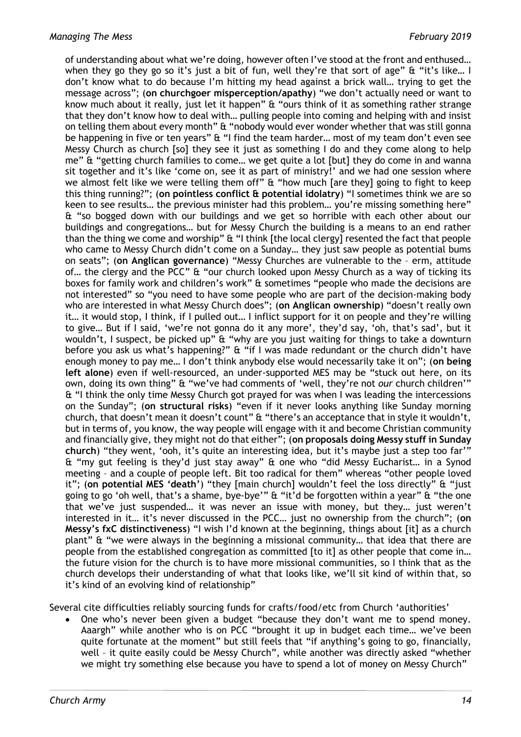of understanding about what we're doing, however often I've stood at the front and enthused… when they go they go so it's just a bit of fun, well they're that sort of age" & "it's like… I don't know what to do because I'm hitting my head against a brick wall… trying to get the message across"; (**on churchgoer misperception/apathy**) "we don't actually need or want to know much about it really, just let it happen" & "ours think of it as something rather strange that they don't know how to deal with… pulling people into coming and helping with and insist on telling them about every month" & "nobody would ever wonder whether that was still gonna be happening in five or ten years" & "I find the team harder… most of my team don't even see Messy Church as church [so] they see it just as something I do and they come along to help me" & "getting church families to come… we get quite a lot [but] they do come in and wanna sit together and it's like 'come on, see it as part of ministry!' and we had one session where we almost felt like we were telling them off" & "how much [are they] going to fight to keep this thing running?"; (**on pointless conflict & potential idolatry**) "I sometimes think we are so keen to see results… the previous minister had this problem… you're missing something here" & "so bogged down with our buildings and we get so horrible with each other about our buildings and congregations… but for Messy Church the building is a means to an end rather than the thing we come and worship" & "I think [the local clergy] resented the fact that people who came to Messy Church didn't come on a Sunday… they just saw people as potential bums on seats"; (**on Anglican governance**) "Messy Churches are vulnerable to the – erm, attitude of… the clergy and the PCC" & "our church looked upon Messy Church as a way of ticking its boxes for family work and children's work" & sometimes "people who made the decisions are not interested" so "you need to have some people who are part of the decision-making body who are interested in what Messy Church does"; (**on Anglican ownership**) "doesn't really own it… it would stop, I think, if I pulled out… I inflict support for it on people and they're willing to give… But if I said, 'we're not gonna do it any more', they'd say, 'oh, that's sad', but it wouldn't, I suspect, be picked up" & "why are you just waiting for things to take a downturn before you ask us what's happening?" & "if I was made redundant or the church didn't have enough money to pay me… I don't think anybody else would necessarily take it on"; (**on being left alone**) even if well-resourced, an under-supported MES may be "stuck out here, on its own, doing its own thing" & "we've had comments of 'well, they're not *our* church children'" & "I think the only time Messy Church got prayed for was when I was leading the intercessions on the Sunday"; (**on structural risks**) "even if it never looks anything like Sunday morning church, that doesn't mean it doesn't count" & "there's an acceptance that in style it wouldn't, but in terms of, you know, the way people will engage with it and become Christian community and financially give, they might not do that either"; (**on proposals doing Messy stuff in Sunday church**) "they went, 'ooh, it's quite an interesting idea, but it's maybe just a step too far'" & "my gut feeling is they'd just stay away" & one who "did Messy Eucharist… in a Synod meeting – and a couple of people left. Bit too radical for them" whereas "other people loved it"; (**on potential MES 'death'**) "they [main church] wouldn't feel the loss directly" & "just going to go 'oh well, that's a shame, bye-bye'" & "it'd be forgotten within a year" & "the one that we've just suspended… it was never an issue with money, but they… just weren't interested in it… it's never discussed in the PCC… just no ownership from the church"; (**on Messy's fxC distinctiveness**) "I wish I'd known at the beginning, things about [it] as a church plant" & "we were always in the beginning a missional community… that idea that there are people from the established congregation as committed [to it] as other people that come in… the future vision for the church is to have more missional communities, so I think that as the church develops their understanding of what that looks like, we'll sit kind of within that, so it's kind of an evolving kind of relationship"

Several cite difficulties reliably sourcing funds for crafts/food/etc from Church 'authorities'

- One who's never been given a budget "because they don't want me to spend money. Aaargh" while another who is on PCC "brought it up in budget each time… we've been quite fortunate at the moment" but still feels that "if anything's going to go, financially, well – it quite easily could be Messy Church", while another was directly asked "whether we might try something else because you have to spend a lot of money on Messy Church"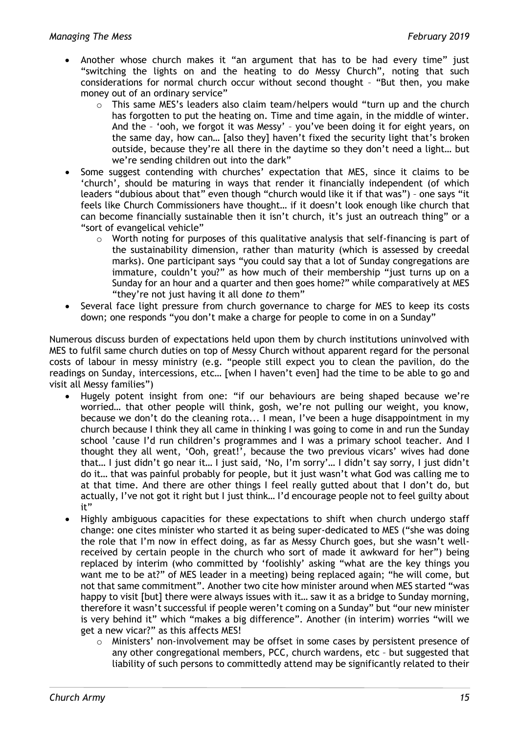- Another whose church makes it "an argument that has to be had every time" just "switching the lights on and the heating to do Messy Church", noting that such considerations for normal church occur without second thought – "But then, you make money out of an ordinary service"
    - This same MES's leaders also claim team/helpers would "turn up and the church has forgotten to put the heating on. Time and time again, in the middle of winter. And the – 'ooh, we forgot it was Messy' – you've been doing it for eight years, on the same day, how can… [also they] haven't fixed the security light that's broken outside, because they're all there in the daytime so they don't need a light… but we're sending children out into the dark"
- Some suggest contending with churches' expectation that MES, since it claims to be 'church', should be maturing in ways that render it financially independent (of which leaders "dubious about that" even though "church would like it if that was") – one says "it feels like Church Commissioners have thought… if it doesn't look enough like church that can become financially sustainable then it isn't church, it's just an outreach thing" or a "sort of evangelical vehicle"
    - Worth noting for purposes of this qualitative analysis that self-financing is part of the sustainability dimension, rather than maturity (which is assessed by creedal marks). One participant says "you could say that a lot of Sunday congregations are immature, couldn't you?" as how much of their membership "just turns up on a Sunday for an hour and a quarter and then goes home?" while comparatively at MES "they're not just having it all done *to* them"
- Several face light pressure from church governance to charge for MES to keep its costs down; one responds "you don't make a charge for people to come in on a Sunday"

Numerous discuss burden of expectations held upon them by church institutions uninvolved with MES to fulfil same church duties on top of Messy Church without apparent regard for the personal costs of labour in messy ministry (e.g. "people still expect you to clean the pavilion, do the readings on Sunday, intercessions, etc… [when I haven't even] had the time to be able to go and visit all Messy families")

- Hugely potent insight from one: "if our behaviours are being shaped because we're worried… that other people will think, gosh, we're not pulling our weight, you know, because we don't do the cleaning rota... I mean, I've been a huge disappointment in my church because I think they all came in thinking I was going to come in and run the Sunday school 'cause I'd run children's programmes and I was a primary school teacher. And I thought they all went, 'Ooh, great!', because the two previous vicars' wives had done that… I just didn't go near it… I just said, 'No, I'm sorry'… I didn't say sorry, I just didn't do it… that was painful probably for people, but it just wasn't what God was calling me to at that time. And there are other things I feel really gutted about that I don't do, but actually, I've not got it right but I just think… I'd encourage people not to feel guilty about it"
- Highly ambiguous capacities for these expectations to shift when church undergo staff change: one cites minister who started it as being super-dedicated to MES ("she was doing the role that I'm now in effect doing, as far as Messy Church goes, but she wasn't well-received by certain people in the church who sort of made it awkward for her") being replaced by interim (who committed by 'foolishly' asking "what are the key things you want me to be at?" of MES leader in a meeting) being replaced again; "he will come, but not that same commitment". Another two cite how minister around when MES started "was happy to visit [but] there were always issues with it… saw it as a bridge to Sunday morning, therefore it wasn't successful if people weren't coming on a Sunday" but "our new minister is very behind it" which "makes a big difference". Another (in interim) worries "will we get a new vicar?" as this affects MES!
    - Ministers' non-involvement may be offset in some cases by persistent presence of any other congregational members, PCC, church wardens, etc – but suggested that liability of such persons to committedly attend may be significantly related to their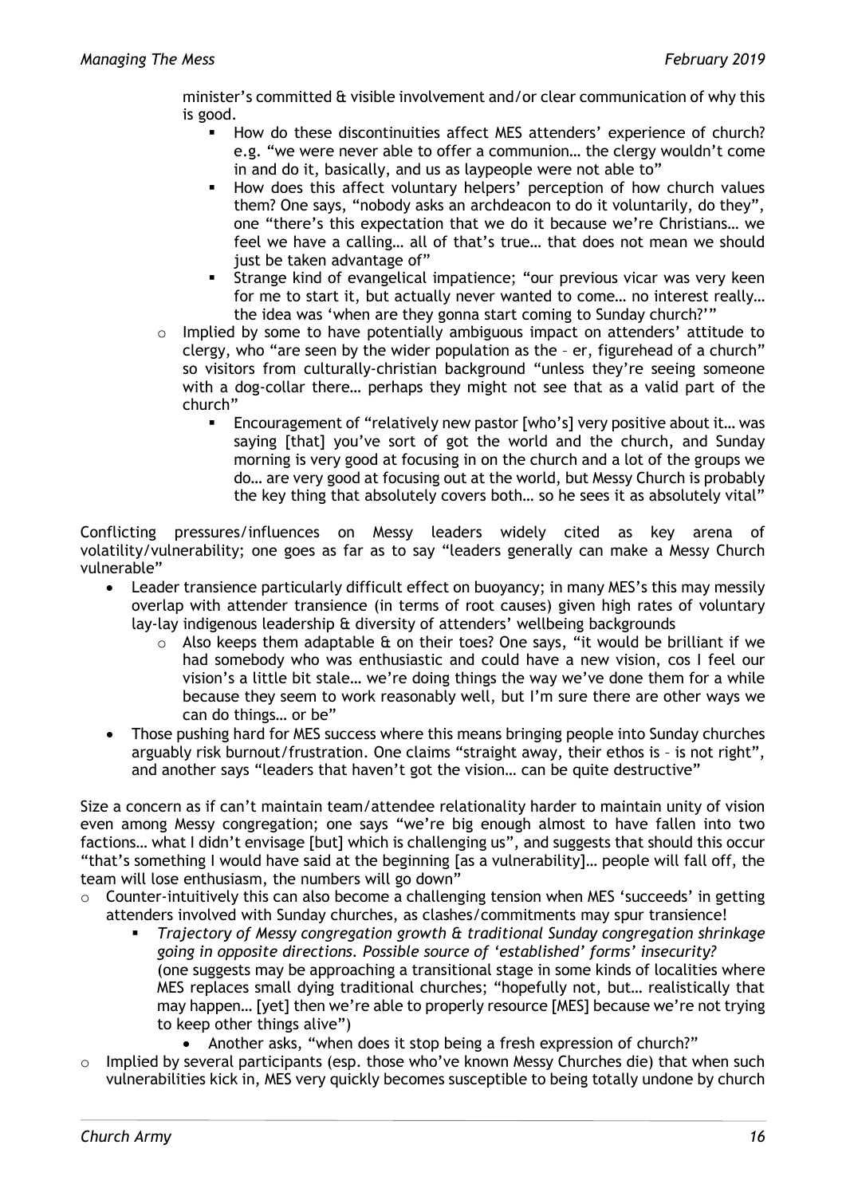minister's committed & visible involvement and/or clear communication of why this is good.

    - How do these discontinuities affect MES attenders' experience of church? e.g. "we were never able to offer a communion… the clergy wouldn't come in and do it, basically, and us as laypeople were not able to"
    - How does this affect voluntary helpers' perception of how church values them? One says, "nobody asks an archdeacon to do it voluntarily, do they", one "there's this expectation that we do it because we're Christians… we feel we have a calling… all of that's true… that does not mean we should just be taken advantage of"
    - Strange kind of evangelical impatience; "our previous vicar was very keen for me to start it, but actually never wanted to come… no interest really… the idea was 'when are they gonna start coming to Sunday church?'"
  - Implied by some to have potentially ambiguous impact on attenders' attitude to clergy, who "are seen by the wider population as the – er, figurehead of a church" so visitors from culturally-christian background "unless they're seeing someone with a dog-collar there… perhaps they might not see that as a valid part of the church"
    - Encouragement of "relatively new pastor [who's] very positive about it… was saying [that] you've sort of got the world and the church, and Sunday morning is very good at focusing in on the church and a lot of the groups we do… are very good at focusing out at the world, but Messy Church is probably the key thing that absolutely covers both… so he sees it as absolutely vital"

Conflicting pressures/influences on Messy leaders widely cited as key arena of volatility/vulnerability; one goes as far as to say "leaders generally can make a Messy Church vulnerable"

- Leader transience particularly difficult effect on buoyancy; in many MES's this may messily overlap with attender transience (in terms of root causes) given high rates of voluntary lay-lay indigenous leadership & diversity of attenders' wellbeing backgrounds
  - Also keeps them adaptable & on their toes? One says, "it would be brilliant if we had somebody who was enthusiastic and could have a new vision, cos I feel our vision's a little bit stale… we're doing things the way we've done them for a while because they seem to work reasonably well, but I'm sure there are other ways we can do things… or be"
- Those pushing hard for MES success where this means bringing people into Sunday churches arguably risk burnout/frustration. One claims "straight away, their ethos is – is not right", and another says "leaders that haven't got the vision… can be quite destructive"

Size a concern as if can't maintain team/attendee relationality harder to maintain unity of vision even among Messy congregation; one says "we're big enough almost to have fallen into two factions… what I didn't envisage [but] which is challenging us", and suggests that should this occur "that's something I would have said at the beginning [as a vulnerability]… people will fall off, the team will lose enthusiasm, the numbers will go down"

- Counter-intuitively this can also become a challenging tension when MES 'succeeds' in getting attenders involved with Sunday churches, as clashes/commitments may spur transience!
  - *Trajectory of Messy congregation growth & traditional Sunday congregation shrinkage going in opposite directions. Possible source of 'established' forms' insecurity?* (one suggests may be approaching a transitional stage in some kinds of localities where MES replaces small dying traditional churches; "hopefully not, but… realistically that may happen… [yet] then we're able to properly resource [MES] because we're not trying to keep other things alive")
    - Another asks, "when does it stop being a fresh expression of church?"
- Implied by several participants (esp. those who've known Messy Churches die) that when such vulnerabilities kick in, MES very quickly becomes susceptible to being totally undone by church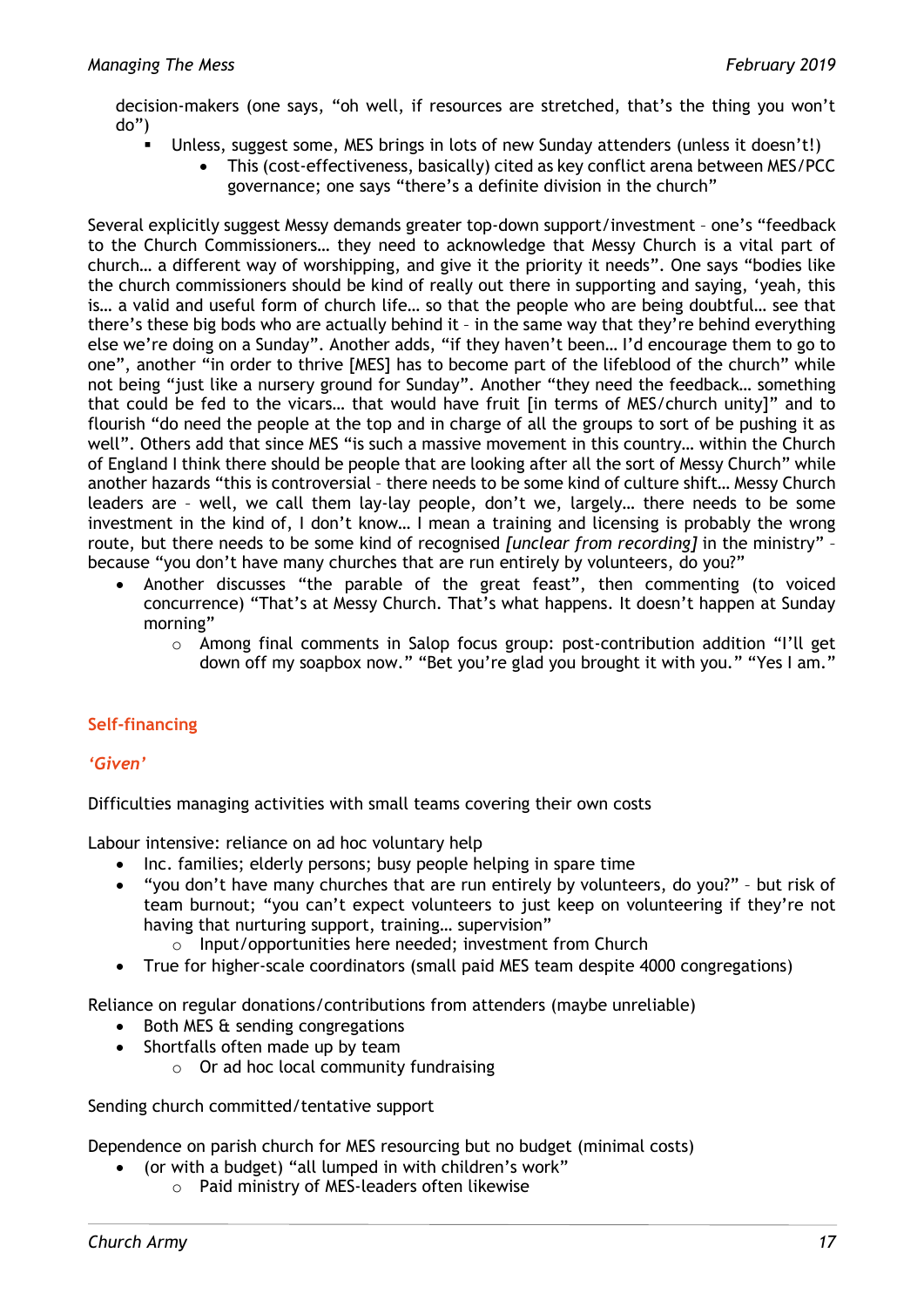decision-makers (one says, "oh well, if resources are stretched, that's the thing you won't do")

- Unless, suggest some, MES brings in lots of new Sunday attenders (unless it doesn't!)
  - This (cost-effectiveness, basically) cited as key conflict arena between MES/PCC governance; one says "there's a definite division in the church"

Several explicitly suggest Messy demands greater top-down support/investment – one's "feedback to the Church Commissioners… they need to acknowledge that Messy Church is a vital part of church… a different way of worshipping, and give it the priority it needs". One says "bodies like the church commissioners should be kind of really out there in supporting and saying, 'yeah, this is… a valid and useful form of church life… so that the people who are being doubtful… see that there's these big bods who are actually behind it – in the same way that they're behind everything else we're doing on a Sunday". Another adds, "if they haven't been… I'd encourage them to go to one", another "in order to thrive [MES] has to become part of the lifeblood of the church" while not being "just like a nursery ground for Sunday". Another "they need the feedback… something that could be fed to the vicars… that would have fruit [in terms of MES/church unity]" and to flourish "do need the people at the top and in charge of all the groups to sort of be pushing it as well". Others add that since MES "is such a massive movement in this country… within the Church of England I think there should be people that are looking after all the sort of Messy Church" while another hazards "this is controversial – there needs to be some kind of culture shift… Messy Church leaders are – well, we call them lay-lay people, don't we, largely… there needs to be some investment in the kind of, I don't know… I mean a training and licensing is probably the wrong route, but there needs to be some kind of recognised *[unclear from recording]* in the ministry" – because "you don't have many churches that are run entirely by volunteers, do you?"

- Another discusses "the parable of the great feast", then commenting (to voiced concurrence) "That's at Messy Church. That's what happens. It doesn't happen at Sunday morning"
  - Among final comments in Salop focus group: post-contribution addition "I'll get down off my soapbox now." "Bet you're glad you brought it with you." "Yes I am."

## Self-financing

### *'Given'*

Difficulties managing activities with small teams covering their own costs

Labour intensive: reliance on ad hoc voluntary help

- Inc. families; elderly persons; busy people helping in spare time
- "you don't have many churches that are run entirely by volunteers, do you?" – but risk of team burnout; "you can't expect volunteers to just keep on volunteering if they're not having that nurturing support, training… supervision"
  - Input/opportunities here needed; investment from Church
- True for higher-scale coordinators (small paid MES team despite 4000 congregations)

Reliance on regular donations/contributions from attenders (maybe unreliable)

- Both MES & sending congregations
- Shortfalls often made up by team
  - Or ad hoc local community fundraising

Sending church committed/tentative support

Dependence on parish church for MES resourcing but no budget (minimal costs)

- (or with a budget) "all lumped in with children's work"
  - Paid ministry of MES-leaders often likewise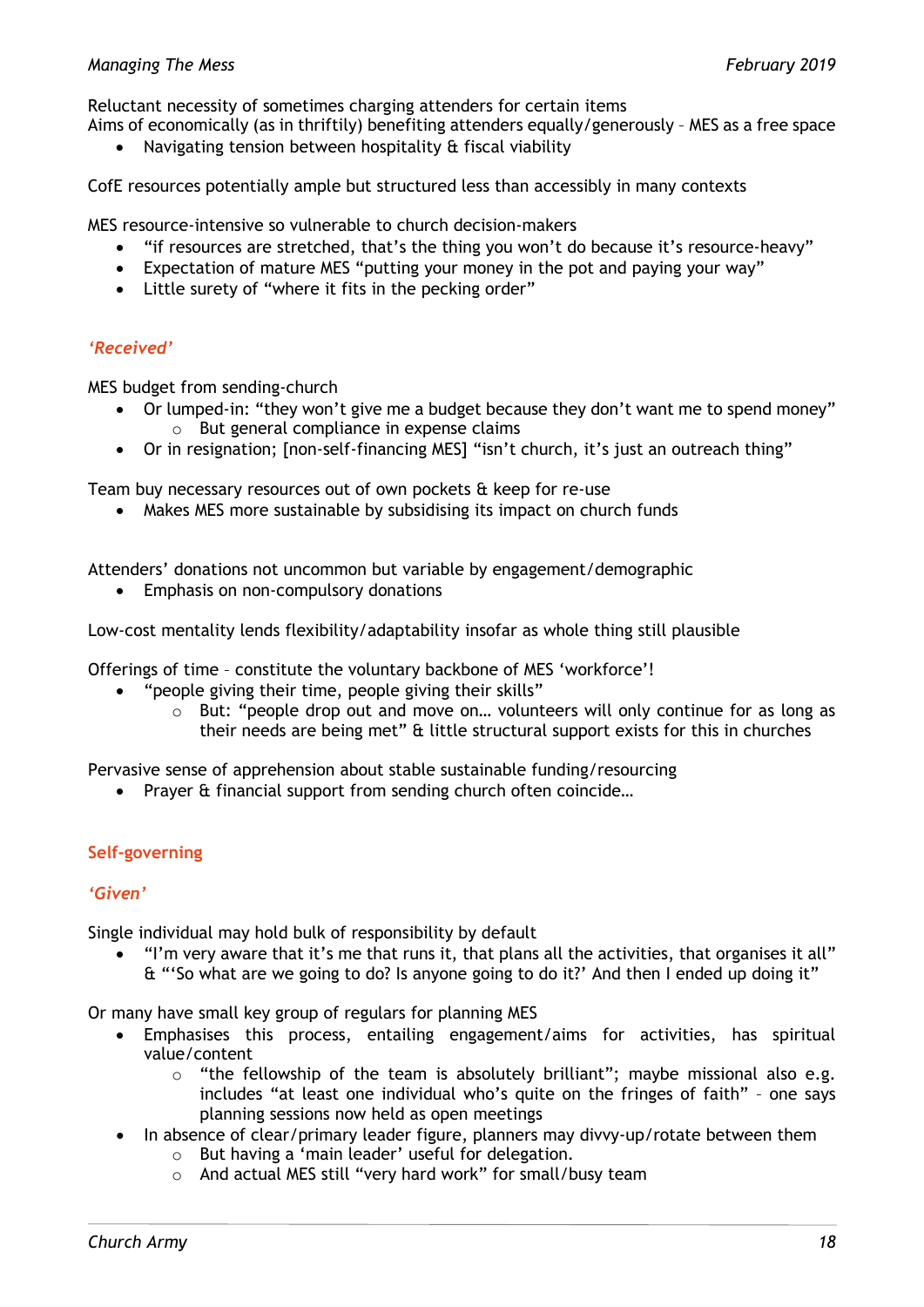Reluctant necessity of sometimes charging attenders for certain items

Aims of economically (as in thriftily) benefiting attenders equally/generously – MES as a free space

- Navigating tension between hospitality & fiscal viability

CofE resources potentially ample but structured less than accessibly in many contexts

MES resource-intensive so vulnerable to church decision-makers

- "if resources are stretched, that's the thing you won't do because it's resource-heavy"
- Expectation of mature MES "putting your money in the pot and paying your way"
- Little surety of "where it fits in the pecking order"

### *'Received'*

MES budget from sending-church

- Or lumped-in: "they won't give me a budget because they don't want me to spend money"
  - But general compliance in expense claims
- Or in resignation; [non-self-financing MES] "isn't church, it's just an outreach thing"

Team buy necessary resources out of own pockets & keep for re-use

- Makes MES more sustainable by subsidising its impact on church funds

Attenders' donations not uncommon but variable by engagement/demographic

- Emphasis on non-compulsory donations

Low-cost mentality lends flexibility/adaptability insofar as whole thing still plausible

Offerings of time – constitute the voluntary backbone of MES 'workforce'!

- "people giving their time, people giving their skills"
  - But: "people drop out and move on… volunteers will only continue for as long as their needs are being met" & little structural support exists for this in churches

Pervasive sense of apprehension about stable sustainable funding/resourcing

- Prayer & financial support from sending church often coincide…

## Self-governing

### *'Given'*

Single individual may hold bulk of responsibility by default

- "I'm very aware that it's me that runs it, that plans all the activities, that organises it all" & "'So what are we going to do? Is anyone going to do it?' And then I ended up doing it"

Or many have small key group of regulars for planning MES

- Emphasises this process, entailing engagement/aims for activities, has spiritual value/content
  - "the fellowship of the team is absolutely brilliant"; maybe missional also e.g. includes "at least one individual who's quite on the fringes of faith" – one says planning sessions now held as open meetings
- In absence of clear/primary leader figure, planners may divvy-up/rotate between them
  - But having a 'main leader' useful for delegation.
  - And actual MES still "very hard work" for small/busy team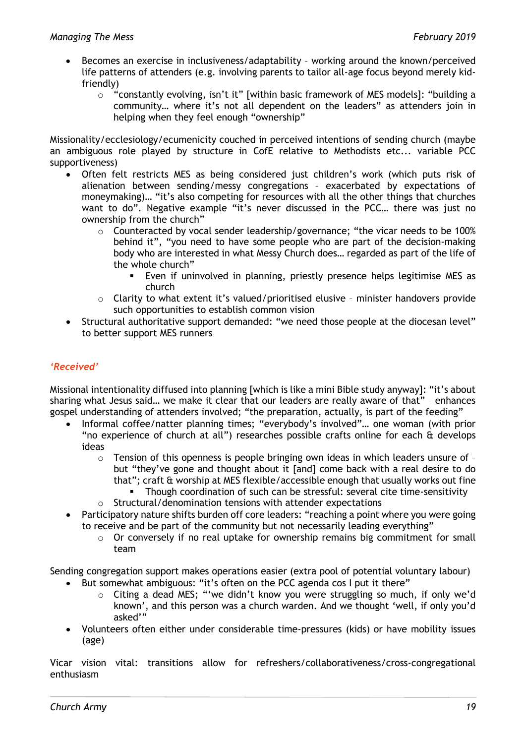- Becomes an exercise in inclusiveness/adaptability – working around the known/perceived life patterns of attenders (e.g. involving parents to tailor all-age focus beyond merely kid-friendly)
    - "constantly evolving, isn't it" [within basic framework of MES models]: "building a community… where it's not all dependent on the leaders" as attenders join in helping when they feel enough "ownership"

Missionality/ecclesiology/ecumenicity couched in perceived intentions of sending church (maybe an ambiguous role played by structure in CofE relative to Methodists etc... variable PCC supportiveness)

- Often felt restricts MES as being considered just children's work (which puts risk of alienation between sending/messy congregations – exacerbated by expectations of moneymaking)… "it's also competing for resources with all the other things that churches want to do". Negative example "it's never discussed in the PCC… there was just no ownership from the church"
    - Counteracted by vocal sender leadership/governance; "the vicar needs to be 100% behind it", "you need to have some people who are part of the decision-making body who are interested in what Messy Church does… regarded as part of the life of the whole church"
        - Even if uninvolved in planning, priestly presence helps legitimise MES as church
    - Clarity to what extent it's valued/prioritised elusive – minister handovers provide such opportunities to establish common vision
- Structural authoritative support demanded: "we need those people at the diocesan level" to better support MES runners

### *'Received'*

Missional intentionality diffused into planning [which is like a mini Bible study anyway]: "it's about sharing what Jesus said… we make it clear that our leaders are really aware of that" – enhances gospel understanding of attenders involved; "the preparation, actually, is part of the feeding"

- Informal coffee/natter planning times; "everybody's involved"… one woman (with prior "no experience of church at all") researches possible crafts online for each & develops ideas
    - Tension of this openness is people bringing own ideas in which leaders unsure of – but "they've gone and thought about it [and] come back with a real desire to do that"; craft & worship at MES flexible/accessible enough that usually works out fine
        - Though coordination of such can be stressful: several cite time-sensitivity
    - Structural/denomination tensions with attender expectations
- Participatory nature shifts burden off core leaders: "reaching a point where you were going to receive and be part of the community but not necessarily leading everything"
    - Or conversely if no real uptake for ownership remains big commitment for small team

Sending congregation support makes operations easier (extra pool of potential voluntary labour)

- But somewhat ambiguous: "it's often on the PCC agenda cos I put it there"
    - Citing a dead MES; "'we didn't know you were struggling so much, if only we'd known', and this person was a church warden. And we thought 'well, if only you'd asked'"
- Volunteers often either under considerable time-pressures (kids) or have mobility issues (age)

Vicar vision vital: transitions allow for refreshers/collaborativeness/cross-congregational enthusiasm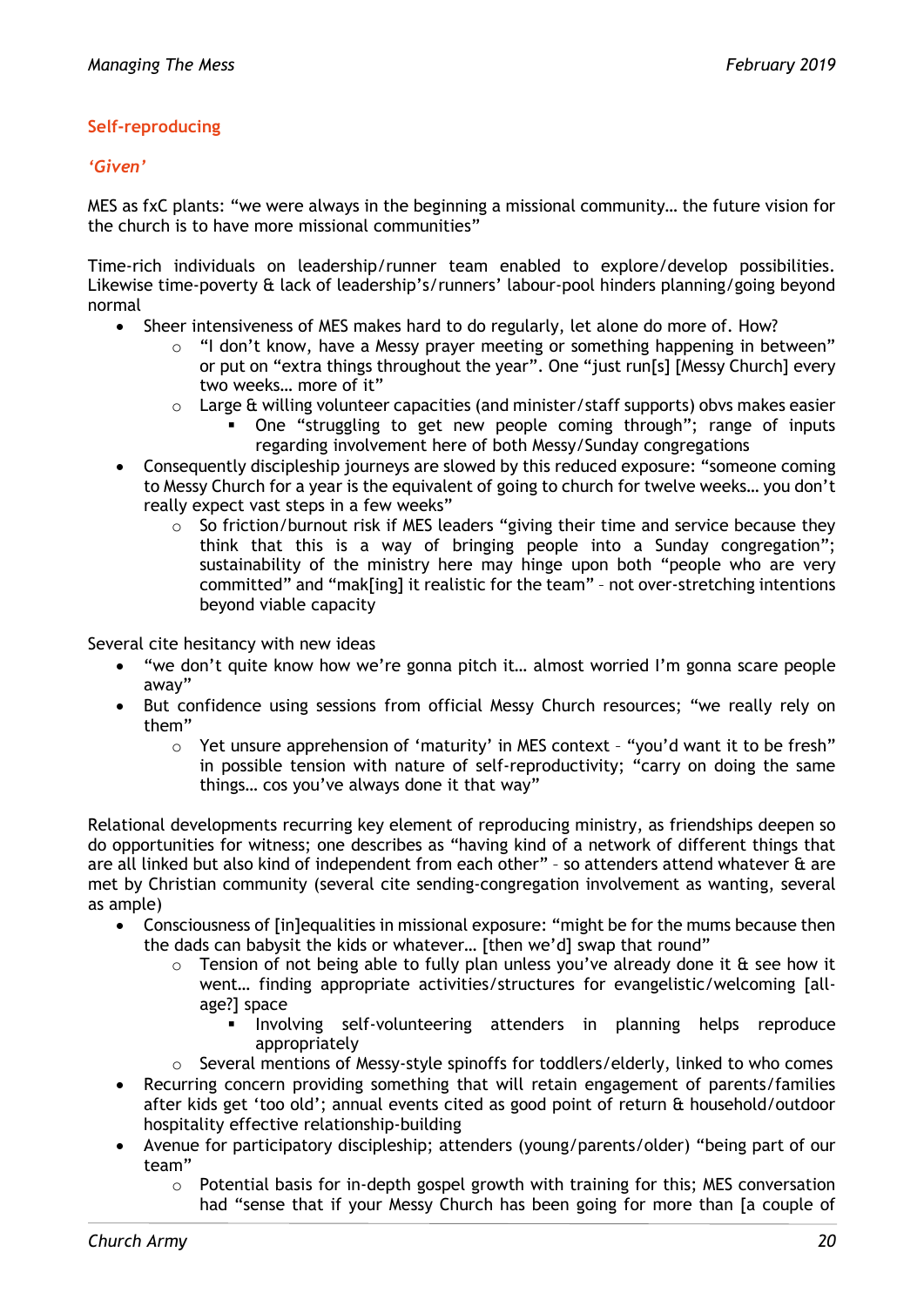## Self-reproducing

### *'Given'*

MES as fxC plants: "we were always in the beginning a missional community… the future vision for the church is to have more missional communities"

Time-rich individuals on leadership/runner team enabled to explore/develop possibilities. Likewise time-poverty & lack of leadership's/runners' labour-pool hinders planning/going beyond normal

- Sheer intensiveness of MES makes hard to do regularly, let alone do more of. How?
  - "I don't know, have a Messy prayer meeting or something happening in between" or put on "extra things throughout the year". One "just run[s] [Messy Church] every two weeks… more of it"
  - Large & willing volunteer capacities (and minister/staff supports) obvs makes easier
    - One "struggling to get new people coming through"; range of inputs regarding involvement here of both Messy/Sunday congregations
- Consequently discipleship journeys are slowed by this reduced exposure: "someone coming to Messy Church for a year is the equivalent of going to church for twelve weeks… you don't really expect vast steps in a few weeks"
  - So friction/burnout risk if MES leaders "giving their time and service because they think that this is a way of bringing people into a Sunday congregation"; sustainability of the ministry here may hinge upon both "people who are very committed" and "mak[ing] it realistic for the team" – not over-stretching intentions beyond viable capacity

Several cite hesitancy with new ideas

- "we don't quite know how we're gonna pitch it… almost worried I'm gonna scare people away"
- But confidence using sessions from official Messy Church resources; "we really rely on them"
  - Yet unsure apprehension of 'maturity' in MES context – "you'd want it to be fresh" in possible tension with nature of self-reproductivity; "carry on doing the same things… cos you've always done it that way"

Relational developments recurring key element of reproducing ministry, as friendships deepen so do opportunities for witness; one describes as "having kind of a network of different things that are all linked but also kind of independent from each other" – so attenders attend whatever & are met by Christian community (several cite sending-congregation involvement as wanting, several as ample)

- Consciousness of [in]equalities in missional exposure: "might be for the mums because then the dads can babysit the kids or whatever… [then we'd] swap that round"
  - Tension of not being able to fully plan unless you've already done it & see how it went… finding appropriate activities/structures for evangelistic/welcoming [all-age?] space
    - Involving self-volunteering attenders in planning helps reproduce appropriately
  - Several mentions of Messy-style spinoffs for toddlers/elderly, linked to who comes
- Recurring concern providing something that will retain engagement of parents/families after kids get 'too old'; annual events cited as good point of return & household/outdoor hospitality effective relationship-building
- Avenue for participatory discipleship; attenders (young/parents/older) "being part of our team"
  - Potential basis for in-depth gospel growth with training for this; MES conversation had "sense that if your Messy Church has been going for more than [a couple of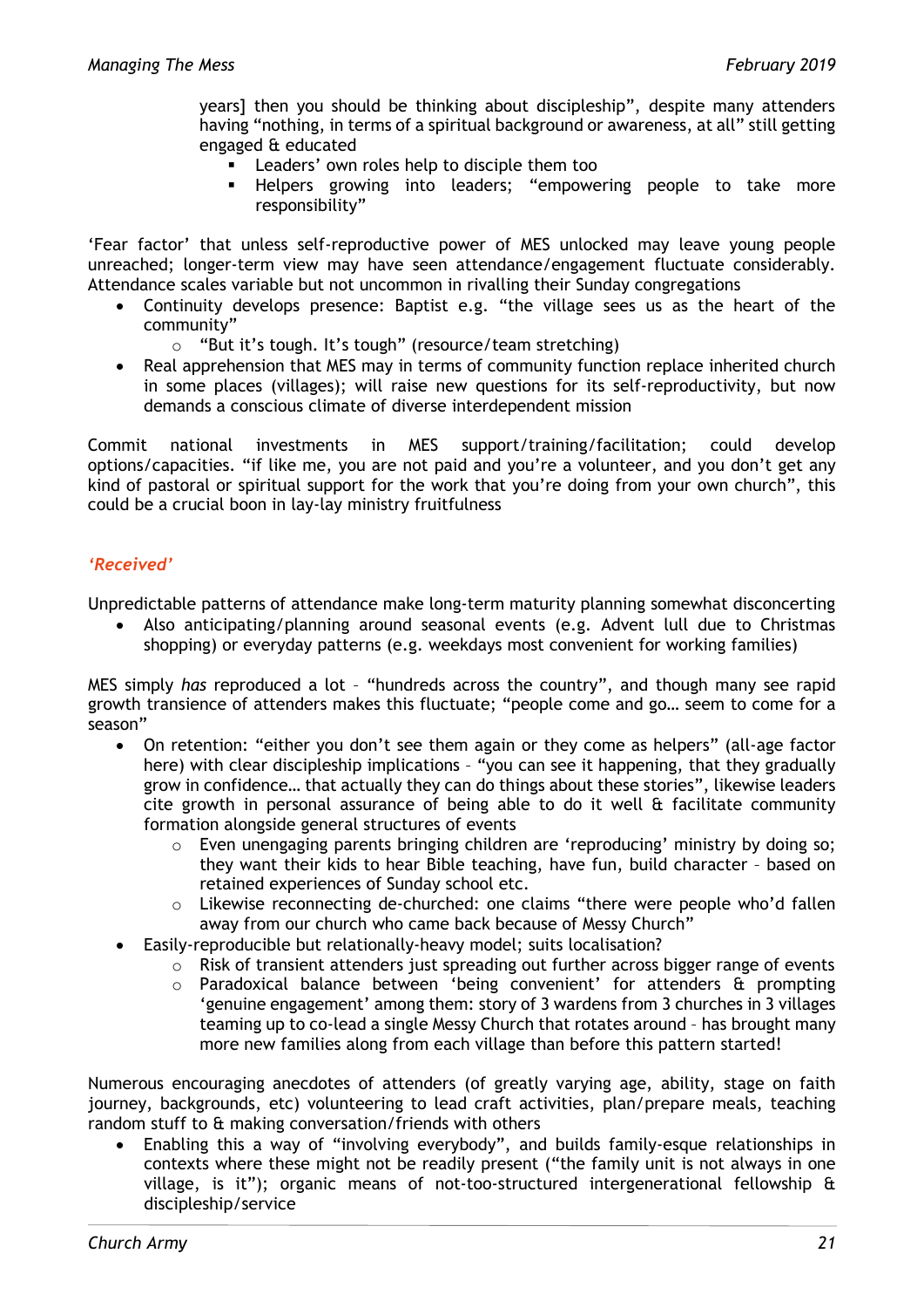years] then you should be thinking about discipleship", despite many attenders having "nothing, in terms of a spiritual background or awareness, at all" still getting engaged & educated

- Leaders' own roles help to disciple them too
- Helpers growing into leaders; "empowering people to take more responsibility"

'Fear factor' that unless self-reproductive power of MES unlocked may leave young people unreached; longer-term view may have seen attendance/engagement fluctuate considerably. Attendance scales variable but not uncommon in rivalling their Sunday congregations

- Continuity develops presence: Baptist e.g. "the village sees us as the heart of the community"
    - "But it's tough. It's tough" (resource/team stretching)
- Real apprehension that MES may in terms of community function replace inherited church in some places (villages); will raise new questions for its self-reproductivity, but now demands a conscious climate of diverse interdependent mission

Commit national investments in MES support/training/facilitation; could develop options/capacities. "if like me, you are not paid and you're a volunteer, and you don't get any kind of pastoral or spiritual support for the work that you're doing from your own church", this could be a crucial boon in lay-lay ministry fruitfulness

### *'Received'*

Unpredictable patterns of attendance make long-term maturity planning somewhat disconcerting

- Also anticipating/planning around seasonal events (e.g. Advent lull due to Christmas shopping) or everyday patterns (e.g. weekdays most convenient for working families)

MES simply *has* reproduced a lot – "hundreds across the country", and though many see rapid growth transience of attenders makes this fluctuate; "people come and go… seem to come for a season"

- On retention: "either you don't see them again or they come as helpers" (all-age factor here) with clear discipleship implications – "you can see it happening, that they gradually grow in confidence… that actually they can do things about these stories", likewise leaders cite growth in personal assurance of being able to do it well & facilitate community formation alongside general structures of events
    - Even unengaging parents bringing children are 'reproducing' ministry by doing so; they want their kids to hear Bible teaching, have fun, build character – based on retained experiences of Sunday school etc.
    - Likewise reconnecting de-churched: one claims "there were people who'd fallen away from our church who came back because of Messy Church"
- Easily-reproducible but relationally-heavy model; suits localisation?
    - Risk of transient attenders just spreading out further across bigger range of events
    - Paradoxical balance between 'being convenient' for attenders & prompting 'genuine engagement' among them: story of 3 wardens from 3 churches in 3 villages teaming up to co-lead a single Messy Church that rotates around – has brought many more new families along from each village than before this pattern started!

Numerous encouraging anecdotes of attenders (of greatly varying age, ability, stage on faith journey, backgrounds, etc) volunteering to lead craft activities, plan/prepare meals, teaching random stuff to & making conversation/friends with others

- Enabling this a way of "involving everybody", and builds family-esque relationships in contexts where these might not be readily present ("the family unit is not always in one village, is it"); organic means of not-too-structured intergenerational fellowship & discipleship/service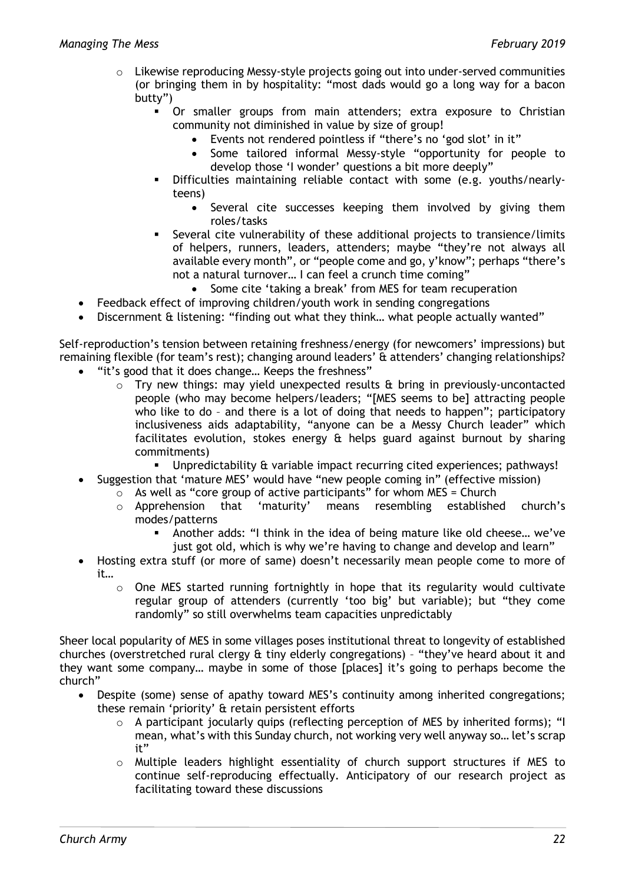- Likewise reproducing Messy-style projects going out into under-served communities (or bringing them in by hospitality: "most dads would go a long way for a bacon butty")
  - Or smaller groups from main attenders; extra exposure to Christian community not diminished in value by size of group!
    - Events not rendered pointless if "there's no 'god slot' in it"
    - Some tailored informal Messy-style "opportunity for people to develop those 'I wonder' questions a bit more deeply"
  - Difficulties maintaining reliable contact with some (e.g. youths/nearly-teens)
    - Several cite successes keeping them involved by giving them roles/tasks
  - Several cite vulnerability of these additional projects to transience/limits of helpers, runners, leaders, attenders; maybe "they're not always all available every month", or "people come and go, y'know"; perhaps "there's not a natural turnover… I can feel a crunch time coming"
    - Some cite 'taking a break' from MES for team recuperation
- Feedback effect of improving children/youth work in sending congregations
- Discernment & listening: "finding out what they think… what people actually wanted"

Self-reproduction's tension between retaining freshness/energy (for newcomers' impressions) but remaining flexible (for team's rest); changing around leaders' & attenders' changing relationships?

- "it's good that it does change… Keeps the freshness"
  - Try new things: may yield unexpected results & bring in previously-uncontacted people (who may become helpers/leaders; "[MES seems to be] attracting people who like to do – and there is a lot of doing that needs to happen"; participatory inclusiveness aids adaptability, "anyone can be a Messy Church leader" which facilitates evolution, stokes energy & helps guard against burnout by sharing commitments)
    - Unpredictability & variable impact recurring cited experiences; pathways!
- Suggestion that 'mature MES' would have "new people coming in" (effective mission)
  - As well as "core group of active participants" for whom MES = Church
  - Apprehension that 'maturity' means resembling established church's modes/patterns
    - Another adds: "I think in the idea of being mature like old cheese… we've just got old, which is why we're having to change and develop and learn"
- Hosting extra stuff (or more of same) doesn't necessarily mean people come to more of it…
  - One MES started running fortnightly in hope that its regularity would cultivate regular group of attenders (currently 'too big' but variable); but "they come randomly" so still overwhelms team capacities unpredictably

Sheer local popularity of MES in some villages poses institutional threat to longevity of established churches (overstretched rural clergy & tiny elderly congregations) – "they've heard about it and they want some company… maybe in some of those [places] it's going to perhaps become the church"

- Despite (some) sense of apathy toward MES's continuity among inherited congregations; these remain 'priority' & retain persistent efforts
  - A participant jocularly quips (reflecting perception of MES by inherited forms); "I mean, what's with this Sunday church, not working very well anyway so… let's scrap it"
  - Multiple leaders highlight essentiality of church support structures if MES to continue self-reproducing effectually. Anticipatory of our research project as facilitating toward these discussions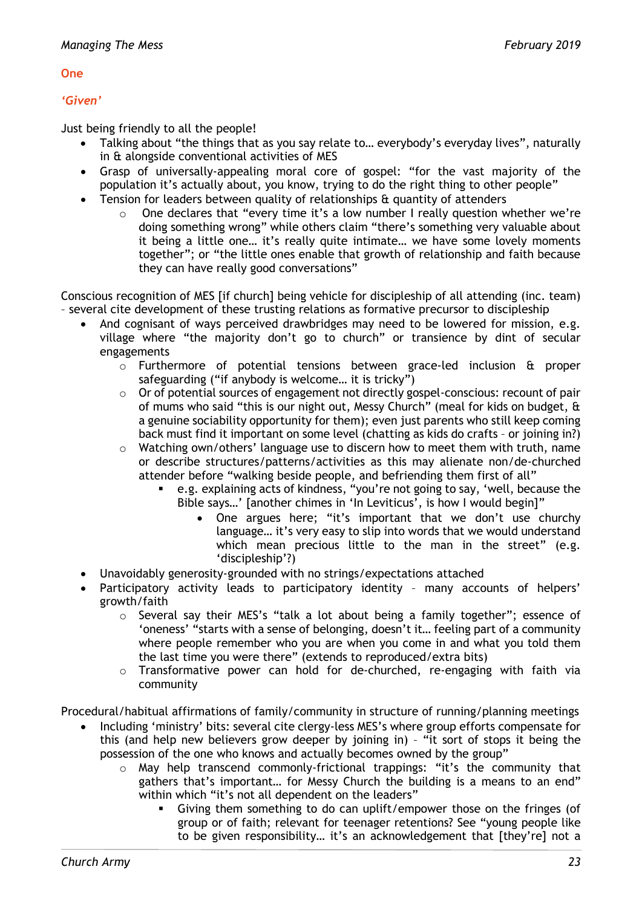## One

### *'Given'*

Just being friendly to all the people!

- Talking about "the things that as you say relate to… everybody's everyday lives", naturally in & alongside conventional activities of MES
- Grasp of universally-appealing moral core of gospel: "for the vast majority of the population it's actually about, you know, trying to do the right thing to other people"
- Tension for leaders between quality of relationships & quantity of attenders
    - One declares that "every time it's a low number I really question whether we're doing something wrong" while others claim "there's something very valuable about it being a little one… it's really quite intimate… we have some lovely moments together"; or "the little ones enable that growth of relationship and faith because they can have really good conversations"

Conscious recognition of MES [if church] being vehicle for discipleship of all attending (inc. team) – several cite development of these trusting relations as formative precursor to discipleship

- And cognisant of ways perceived drawbridges may need to be lowered for mission, e.g. village where "the majority don't go to church" or transience by dint of secular engagements
    - Furthermore of potential tensions between grace-led inclusion & proper safeguarding ("if anybody is welcome… it is tricky")
    - Or of potential sources of engagement not directly gospel-conscious: recount of pair of mums who said "this is our night out, Messy Church" (meal for kids on budget, & a genuine sociability opportunity for them); even just parents who still keep coming back must find it important on some level (chatting as kids do crafts – or joining in?)
    - Watching own/others' language use to discern how to meet them with truth, name or describe structures/patterns/activities as this may alienate non/de-churched attender before "walking beside people, and befriending them first of all"
        - e.g. explaining acts of kindness, "you're not going to say, 'well, because the Bible says…' [another chimes in 'In Leviticus', is how I would begin]"
            - One argues here; "it's important that we don't use churchy language… it's very easy to slip into words that we would understand which mean precious little to the man in the street" (e.g. 'discipleship'?)
- Unavoidably generosity-grounded with no strings/expectations attached
- Participatory activity leads to participatory identity – many accounts of helpers' growth/faith
    - Several say their MES's "talk a lot about being a family together"; essence of 'oneness' "starts with a sense of belonging, doesn't it… feeling part of a community where people remember who you are when you come in and what you told them the last time you were there" (extends to reproduced/extra bits)
    - Transformative power can hold for de-churched, re-engaging with faith via community

Procedural/habitual affirmations of family/community in structure of running/planning meetings

- Including 'ministry' bits: several cite clergy-less MES's where group efforts compensate for this (and help new believers grow deeper by joining in) – "it sort of stops it being the possession of the one who knows and actually becomes owned by the group"
    - May help transcend commonly-frictional trappings: "it's the community that gathers that's important… for Messy Church the building is a means to an end" within which "it's not all dependent on the leaders"
        - Giving them something to do can uplift/empower those on the fringes (of group or of faith; relevant for teenager retentions? See "young people like to be given responsibility… it's an acknowledgement that [they're] not a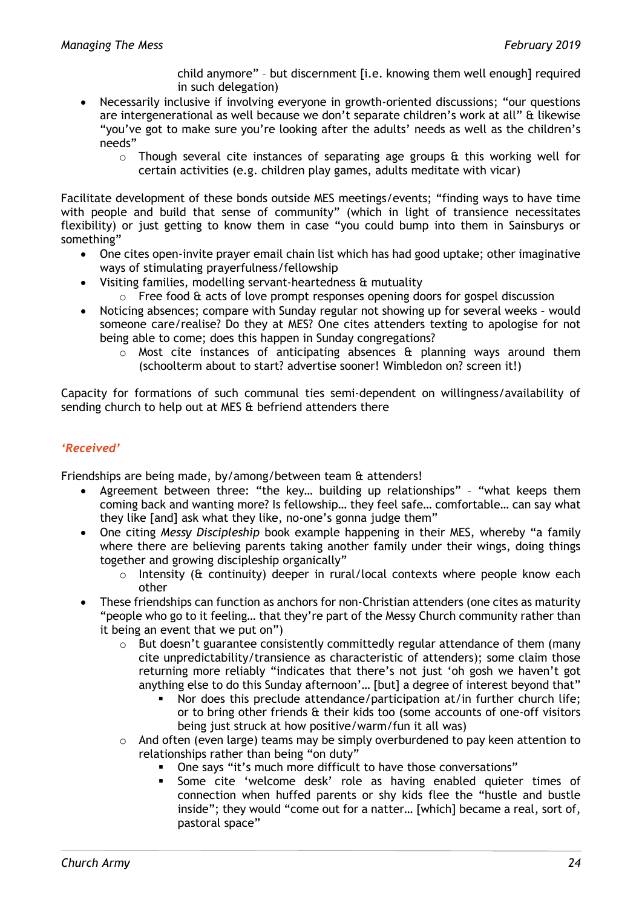child anymore" – but discernment [i.e. knowing them well enough] required in such delegation)

- Necessarily inclusive if involving everyone in growth-oriented discussions; "our questions are intergenerational as well because we don't separate children's work at all" & likewise "you've got to make sure you're looking after the adults' needs as well as the children's needs"
  - Though several cite instances of separating age groups & this working well for certain activities (e.g. children play games, adults meditate with vicar)

Facilitate development of these bonds outside MES meetings/events; "finding ways to have time with people and build that sense of community" (which in light of transience necessitates flexibility) or just getting to know them in case "you could bump into them in Sainsburys or something"

- One cites open-invite prayer email chain list which has had good uptake; other imaginative ways of stimulating prayerfulness/fellowship
- Visiting families, modelling servant-heartedness & mutuality
  - Free food & acts of love prompt responses opening doors for gospel discussion
- Noticing absences; compare with Sunday regular not showing up for several weeks – would someone care/realise? Do they at MES? One cites attenders texting to apologise for not being able to come; does this happen in Sunday congregations?
  - Most cite instances of anticipating absences & planning ways around them (schoolterm about to start? advertise sooner! Wimbledon on? screen it!)

Capacity for formations of such communal ties semi-dependent on willingness/availability of sending church to help out at MES & befriend attenders there

### *'Received'*

Friendships are being made, by/among/between team & attenders!

- Agreement between three: "the key… building up relationships" – "what keeps them coming back and wanting more? Is fellowship… they feel safe… comfortable… can say what they like [and] ask what they like, no-one's gonna judge them"
- One citing *Messy Discipleship* book example happening in their MES, whereby "a family where there are believing parents taking another family under their wings, doing things together and growing discipleship organically"
  - Intensity (& continuity) deeper in rural/local contexts where people know each other
- These friendships can function as anchors for non-Christian attenders (one cites as maturity "people who go to it feeling… that they're part of the Messy Church community rather than it being an event that we put on")
  - But doesn't guarantee consistently committedly regular attendance of them (many cite unpredictability/transience as characteristic of attenders); some claim those returning more reliably "indicates that there's not just 'oh gosh we haven't got anything else to do this Sunday afternoon'… [but] a degree of interest beyond that"
    - Nor does this preclude attendance/participation at/in further church life; or to bring other friends & their kids too (some accounts of one-off visitors being just struck at how positive/warm/fun it all was)
  - And often (even large) teams may be simply overburdened to pay keen attention to relationships rather than being "on duty"
    - One says "it's much more difficult to have those conversations"
    - Some cite 'welcome desk' role as having enabled quieter times of connection when huffed parents or shy kids flee the "hustle and bustle inside"; they would "come out for a natter… [which] became a real, sort of, pastoral space"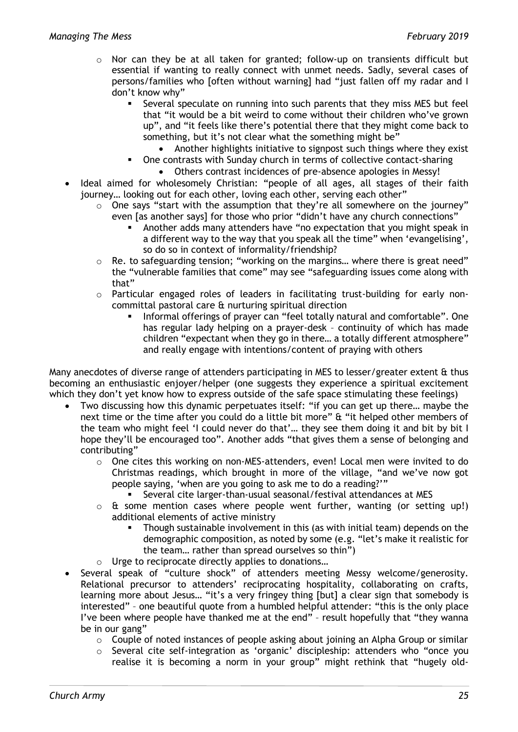- Nor can they be at all taken for granted; follow-up on transients difficult but essential if wanting to really connect with unmet needs. Sadly, several cases of persons/families who [often without warning] had "just fallen off my radar and I don't know why"
    - Several speculate on running into such parents that they miss MES but feel that "it would be a bit weird to come without their children who've grown up", and "it feels like there's potential there that they might come back to something, but it's not clear what the something might be"
      - Another highlights initiative to signpost such things where they exist
    - One contrasts with Sunday church in terms of collective contact-sharing
      - Others contrast incidences of pre-absence apologies in Messy!
- Ideal aimed for wholesomely Christian: "people of all ages, all stages of their faith journey… looking out for each other, loving each other, serving each other"
  - One says "start with the assumption that they're all somewhere on the journey" even [as another says] for those who prior "didn't have any church connections"
    - Another adds many attenders have "no expectation that you might speak in a different way to the way that you speak all the time" when 'evangelising', so do so in context of informality/friendship?
  - Re. to safeguarding tension; "working on the margins… where there is great need" the "vulnerable families that come" may see "safeguarding issues come along with that"
  - Particular engaged roles of leaders in facilitating trust-building for early non-committal pastoral care & nurturing spiritual direction
    - Informal offerings of prayer can "feel totally natural and comfortable". One has regular lady helping on a prayer-desk – continuity of which has made children "expectant when they go in there… a totally different atmosphere" and really engage with intentions/content of praying with others

Many anecdotes of diverse range of attenders participating in MES to lesser/greater extent & thus becoming an enthusiastic enjoyer/helper (one suggests they experience a spiritual excitement which they don't yet know how to express outside of the safe space stimulating these feelings)

- Two discussing how this dynamic perpetuates itself: "if you can get up there… maybe the next time or the time after you could do a little bit more" & "it helped other members of the team who might feel 'I could never do that'… they see them doing it and bit by bit I hope they'll be encouraged too". Another adds "that gives them a sense of belonging and contributing"
  - One cites this working on non-MES-attenders, even! Local men were invited to do Christmas readings, which brought in more of the village, "and we've now got people saying, 'when are you going to ask me to do a reading?'"
    - Several cite larger-than-usual seasonal/festival attendances at MES
  - & some mention cases where people went further, wanting (or setting up!) additional elements of active ministry
    - Though sustainable involvement in this (as with initial team) depends on the demographic composition, as noted by some (e.g. "let's make it realistic for the team… rather than spread ourselves so thin")
  - Urge to reciprocate directly applies to donations…
- Several speak of "culture shock" of attenders meeting Messy welcome/generosity. Relational precursor to attenders' reciprocating hospitality, collaborating on crafts, learning more about Jesus… "it's a very fringey thing [but] a clear sign that somebody is interested" – one beautiful quote from a humbled helpful attender: "this is the only place I've been where people have thanked me at the end" – result hopefully that "they wanna be in our gang"
  - Couple of noted instances of people asking about joining an Alpha Group or similar
  - Several cite self-integration as 'organic' discipleship: attenders who "once you realise it is becoming a norm in your group" might rethink that "hugely old-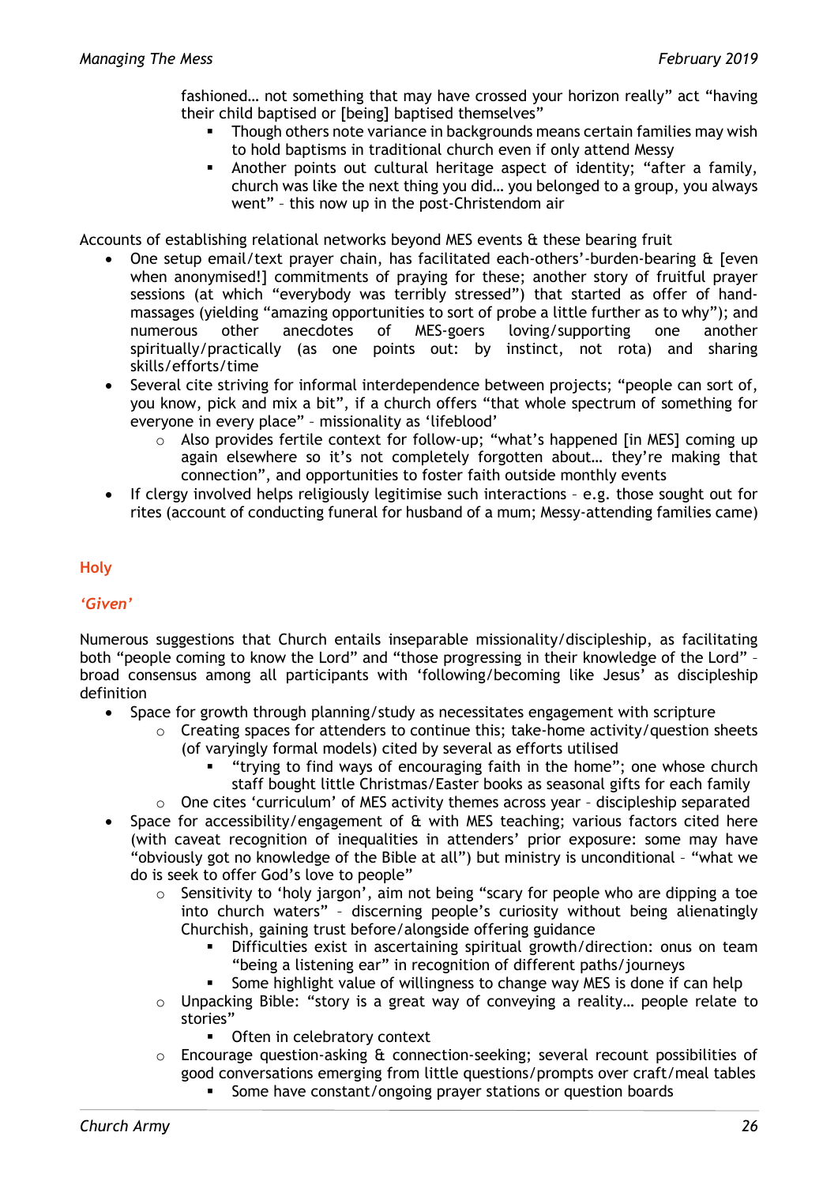fashioned… not something that may have crossed your horizon really" act "having their child baptised or [being] baptised themselves"

        - Though others note variance in backgrounds means certain families may wish to hold baptisms in traditional church even if only attend Messy
        - Another points out cultural heritage aspect of identity; "after a family, church was like the next thing you did… you belonged to a group, you always went" – this now up in the post-Christendom air

Accounts of establishing relational networks beyond MES events & these bearing fruit

- One setup email/text prayer chain, has facilitated each-others'-burden-bearing & [even when anonymised!] commitments of praying for these; another story of fruitful prayer sessions (at which "everybody was terribly stressed") that started as offer of hand-massages (yielding "amazing opportunities to sort of probe a little further as to why"); and numerous other anecdotes of MES-goers loving/supporting one another spiritually/practically (as one points out: by instinct, not rota) and sharing skills/efforts/time
- Several cite striving for informal interdependence between projects; "people can sort of, you know, pick and mix a bit", if a church offers "that whole spectrum of something for everyone in every place" – missionality as 'lifeblood'
    - Also provides fertile context for follow-up; "what's happened [in MES] coming up again elsewhere so it's not completely forgotten about… they're making that connection", and opportunities to foster faith outside monthly events
- If clergy involved helps religiously legitimise such interactions – e.g. those sought out for rites (account of conducting funeral for husband of a mum; Messy-attending families came)

## Holy

### *'Given'*

Numerous suggestions that Church entails inseparable missionality/discipleship, as facilitating both "people coming to know the Lord" and "those progressing in their knowledge of the Lord" – broad consensus among all participants with 'following/becoming like Jesus' as discipleship definition

- Space for growth through planning/study as necessitates engagement with scripture
    - Creating spaces for attenders to continue this; take-home activity/question sheets (of varyingly formal models) cited by several as efforts utilised
        - "trying to find ways of encouraging faith in the home"; one whose church staff bought little Christmas/Easter books as seasonal gifts for each family
    - One cites 'curriculum' of MES activity themes across year – discipleship separated
- Space for accessibility/engagement of & with MES teaching; various factors cited here (with caveat recognition of inequalities in attenders' prior exposure: some may have "obviously got no knowledge of the Bible at all") but ministry is unconditional – "what we do is seek to offer God's love to people"
    - Sensitivity to 'holy jargon', aim not being "scary for people who are dipping a toe into church waters" – discerning people's curiosity without being alienatingly Churchish, gaining trust before/alongside offering guidance
        - Difficulties exist in ascertaining spiritual growth/direction: onus on team "being a listening ear" in recognition of different paths/journeys
        - Some highlight value of willingness to change way MES is done if can help
    - Unpacking Bible: "story is a great way of conveying a reality… people relate to stories"
        - Often in celebratory context
    - Encourage question-asking & connection-seeking; several recount possibilities of good conversations emerging from little questions/prompts over craft/meal tables
        - Some have constant/ongoing prayer stations or question boards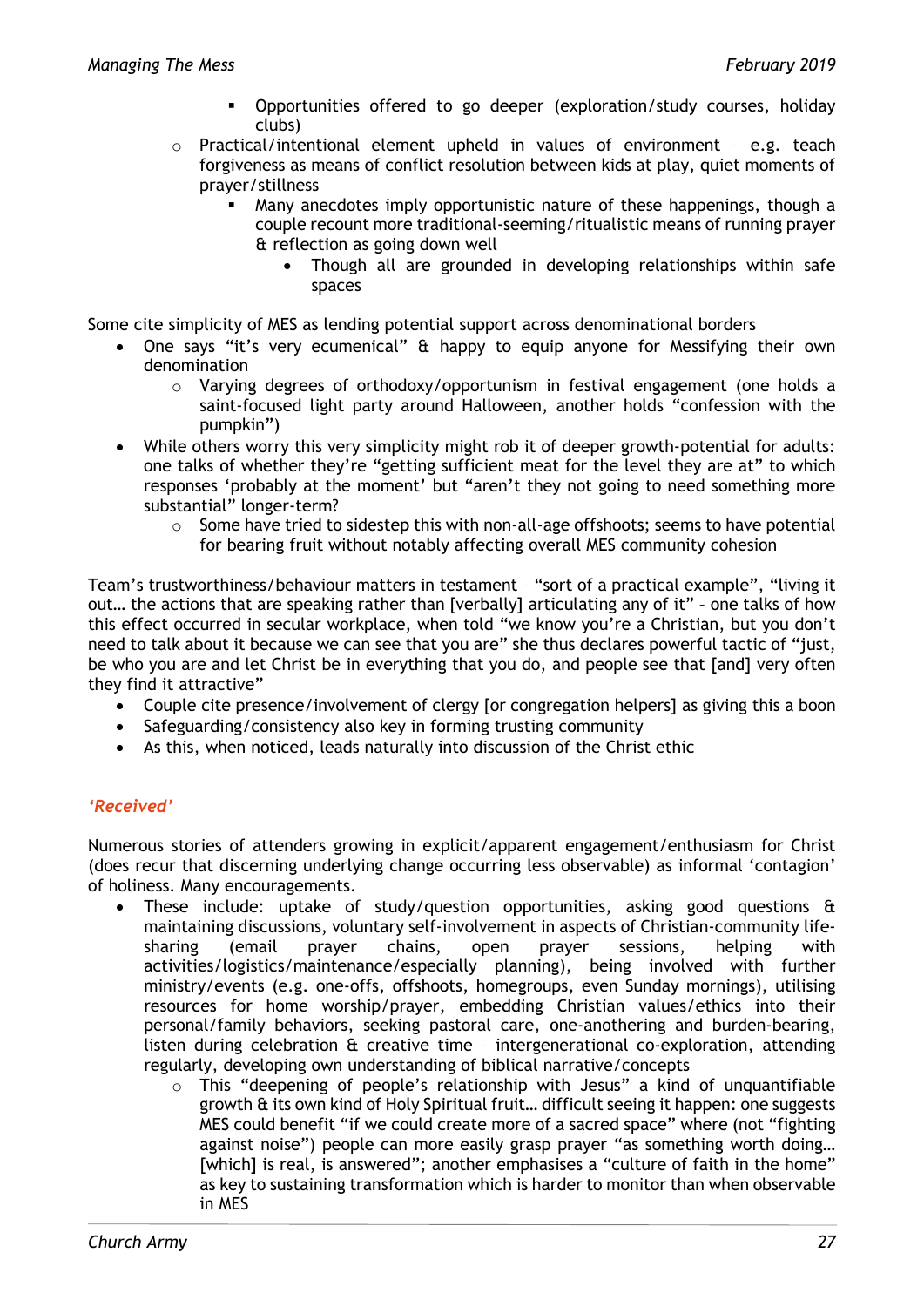- Opportunities offered to go deeper (exploration/study courses, holiday clubs)
    - Practical/intentional element upheld in values of environment – e.g. teach forgiveness as means of conflict resolution between kids at play, quiet moments of prayer/stillness
        - Many anecdotes imply opportunistic nature of these happenings, though a couple recount more traditional-seeming/ritualistic means of running prayer & reflection as going down well
            - Though all are grounded in developing relationships within safe spaces

Some cite simplicity of MES as lending potential support across denominational borders

- One says "it's very ecumenical" & happy to equip anyone for Messifying their own denomination
    - Varying degrees of orthodoxy/opportunism in festival engagement (one holds a saint-focused light party around Halloween, another holds "confession with the pumpkin")
- While others worry this very simplicity might rob it of deeper growth-potential for adults: one talks of whether they're "getting sufficient meat for the level they are at" to which responses 'probably at the moment' but "aren't they not going to need something more substantial" longer-term?
    - Some have tried to sidestep this with non-all-age offshoots; seems to have potential for bearing fruit without notably affecting overall MES community cohesion

Team's trustworthiness/behaviour matters in testament – "sort of a practical example", "living it out… the actions that are speaking rather than [verbally] articulating any of it" – one talks of how this effect occurred in secular workplace, when told "we know you're a Christian, but you don't need to talk about it because we can see that you are" she thus declares powerful tactic of "just, be who you are and let Christ be in everything that you do, and people see that [and] very often they find it attractive"

- Couple cite presence/involvement of clergy [or congregation helpers] as giving this a boon
- Safeguarding/consistency also key in forming trusting community
- As this, when noticed, leads naturally into discussion of the Christ ethic

### *'Received'*

Numerous stories of attenders growing in explicit/apparent engagement/enthusiasm for Christ (does recur that discerning underlying change occurring less observable) as informal 'contagion' of holiness. Many encouragements.

- These include: uptake of study/question opportunities, asking good questions & maintaining discussions, voluntary self-involvement in aspects of Christian-community life-sharing (email prayer chains, open prayer sessions, helping with activities/logistics/maintenance/especially planning), being involved with further ministry/events (e.g. one-offs, offshoots, homegroups, even Sunday mornings), utilising resources for home worship/prayer, embedding Christian values/ethics into their personal/family behaviors, seeking pastoral care, one-anothering and burden-bearing, listen during celebration & creative time – intergenerational co-exploration, attending regularly, developing own understanding of biblical narrative/concepts
    - This "deepening of people's relationship with Jesus" a kind of unquantifiable growth & its own kind of Holy Spiritual fruit… difficult seeing it happen: one suggests MES could benefit "if we could create more of a sacred space" where (not "fighting against noise") people can more easily grasp prayer "as something worth doing… [which] is real, is answered"; another emphasises a "culture of faith in the home" as key to sustaining transformation which is harder to monitor than when observable in MES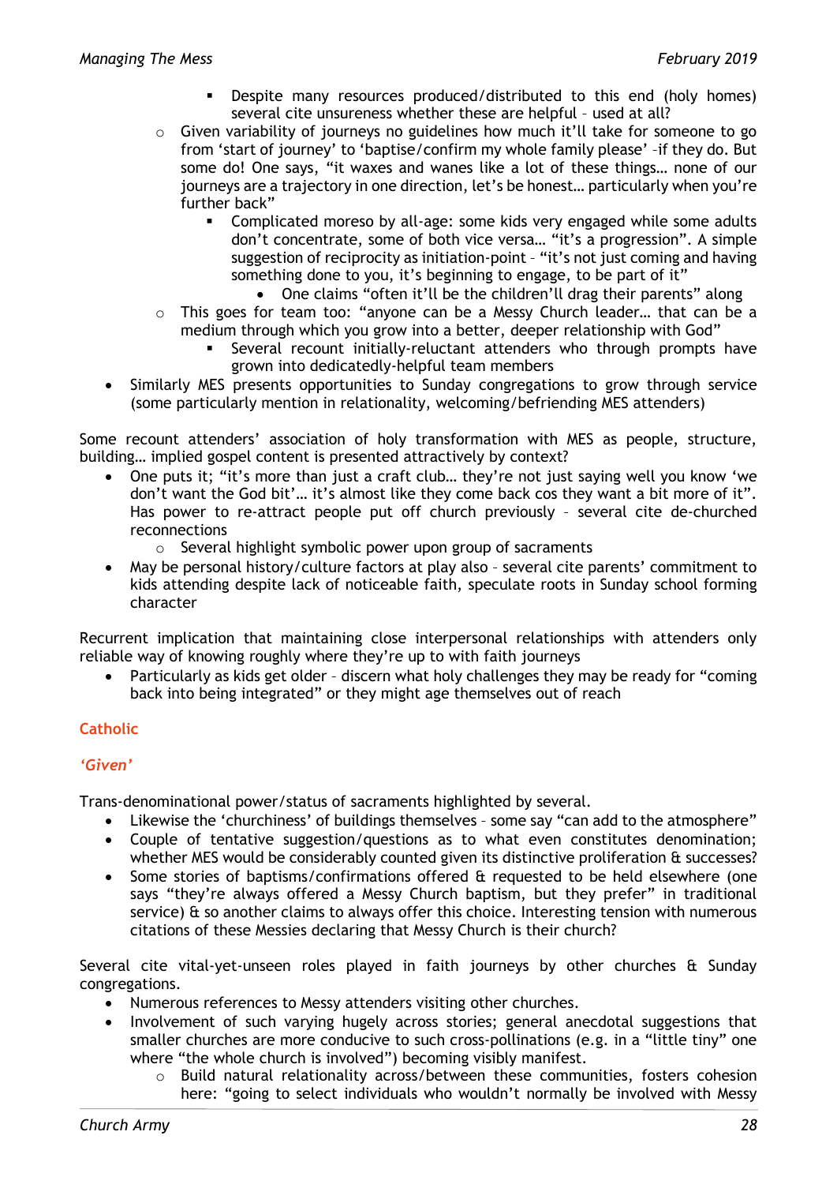- Despite many resources produced/distributed to this end (holy homes) several cite unsureness whether these are helpful – used at all?
    - Given variability of journeys no guidelines how much it'll take for someone to go from 'start of journey' to 'baptise/confirm my whole family please' –if they do. But some do! One says, "it waxes and wanes like a lot of these things… none of our journeys are a trajectory in one direction, let's be honest… particularly when you're further back"
        - Complicated moreso by all-age: some kids very engaged while some adults don't concentrate, some of both vice versa… "it's a progression". A simple suggestion of reciprocity as initiation-point – "it's not just coming and having something done to you, it's beginning to engage, to be part of it"
            - One claims "often it'll be the children'll drag their parents" along
    - This goes for team too: "anyone can be a Messy Church leader… that can be a medium through which you grow into a better, deeper relationship with God"
        - Several recount initially-reluctant attenders who through prompts have grown into dedicatedly-helpful team members
- Similarly MES presents opportunities to Sunday congregations to grow through service (some particularly mention in relationality, welcoming/befriending MES attenders)

Some recount attenders' association of holy transformation with MES as people, structure, building… implied gospel content is presented attractively by context?

- One puts it; "it's more than just a craft club… they're not just saying well you know 'we don't want the God bit'… it's almost like they come back cos they want a bit more of it". Has power to re-attract people put off church previously – several cite de-churched reconnections
    - Several highlight symbolic power upon group of sacraments
- May be personal history/culture factors at play also – several cite parents' commitment to kids attending despite lack of noticeable faith, speculate roots in Sunday school forming character

Recurrent implication that maintaining close interpersonal relationships with attenders only reliable way of knowing roughly where they're up to with faith journeys

- Particularly as kids get older – discern what holy challenges they may be ready for "coming back into being integrated" or they might age themselves out of reach

### Catholic

#### *'Given'*

Trans-denominational power/status of sacraments highlighted by several.

- Likewise the 'churchiness' of buildings themselves – some say "can add to the atmosphere"
- Couple of tentative suggestion/questions as to what even constitutes denomination; whether MES would be considerably counted given its distinctive proliferation & successes?
- Some stories of baptisms/confirmations offered & requested to be held elsewhere (one says "they're always offered a Messy Church baptism, but they prefer" in traditional service) & so another claims to always offer this choice. Interesting tension with numerous citations of these Messies declaring that Messy Church is their church?

Several cite vital-yet-unseen roles played in faith journeys by other churches & Sunday congregations.

- Numerous references to Messy attenders visiting other churches.
- Involvement of such varying hugely across stories; general anecdotal suggestions that smaller churches are more conducive to such cross-pollinations (e.g. in a "little tiny" one where "the whole church is involved") becoming visibly manifest.
    - Build natural relationality across/between these communities, fosters cohesion here: "going to select individuals who wouldn't normally be involved with Messy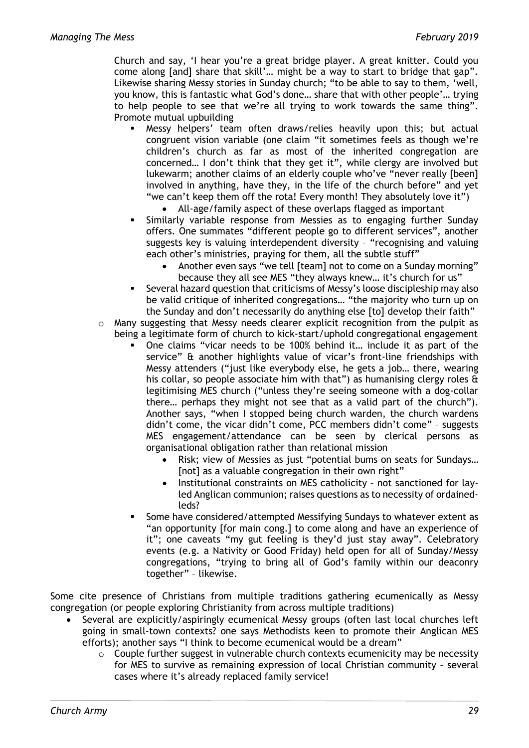Church and say, 'I hear you're a great bridge player. A great knitter. Could you come along [and] share that skill'… might be a way to start to bridge that gap". Likewise sharing Messy stories in Sunday church; "to be able to say to them, 'well, you know, this is fantastic what God's done… share that with other people'… trying to help people to see that we're all trying to work towards the same thing". Promote mutual upbuilding

- Messy helpers' team often draws/relies heavily upon this; but actual congruent vision variable (one claim "it sometimes feels as though we're children's church as far as most of the inherited congregation are concerned… I don't think that they get it", while clergy are involved but lukewarm; another claims of an elderly couple who've "never really [been] involved in anything, have they, in the life of the church before" and yet "we can't keep them off the rota! Every month! They absolutely love it")
    - All-age/family aspect of these overlaps flagged as important
- Similarly variable response from Messies as to engaging further Sunday offers. One summates "different people go to different services", another suggests key is valuing interdependent diversity – "recognising and valuing each other's ministries, praying for them, all the subtle stuff"
    - Another even says "we tell [team] not to come on a Sunday morning" because they all see MES "they always knew… it's church for us"
- Several hazard question that criticisms of Messy's loose discipleship may also be valid critique of inherited congregations… "the majority who turn up on the Sunday and don't necessarily do anything else [to] develop their faith"

- Many suggesting that Messy needs clearer explicit recognition from the pulpit as being a legitimate form of church to kick-start/uphold congregational engagement
    - One claims "vicar needs to be 100% behind it… include it as part of the service" & another highlights value of vicar's front-line friendships with Messy attenders ("just like everybody else, he gets a job… there, wearing his collar, so people associate him with that") as humanising clergy roles & legitimising MES church ("unless they're seeing someone with a dog-collar there… perhaps they might not see that as a valid part of the church"). Another says, "when I stopped being church warden, the church wardens didn't come, the vicar didn't come, PCC members didn't come" – suggests MES engagement/attendance can be seen by clerical persons as organisational obligation rather than relational mission
        - Risk; view of Messies as just "potential bums on seats for Sundays… [not] as a valuable congregation in their own right"
        - Institutional constraints on MES catholicity – not sanctioned for lay-led Anglican communion; raises questions as to necessity of ordained-leds?
    - Some have considered/attempted Messifying Sundays to whatever extent as "an opportunity [for main cong.] to come along and have an experience of it"; one caveats "my gut feeling is they'd just stay away". Celebratory events (e.g. a Nativity or Good Friday) held open for all of Sunday/Messy congregations, "trying to bring all of God's family within our deaconry together" – likewise.

Some cite presence of Christians from multiple traditions gathering ecumenically as Messy congregation (or people exploring Christianity from across multiple traditions)

- Several are explicitly/aspiringly ecumenical Messy groups (often last local churches left going in small-town contexts? one says Methodists keen to promote their Anglican MES efforts); another says "I think to become ecumenical would be a dream"
    - Couple further suggest in vulnerable church contexts ecumenicity may be necessity for MES to survive as remaining expression of local Christian community – several cases where it's already replaced family service!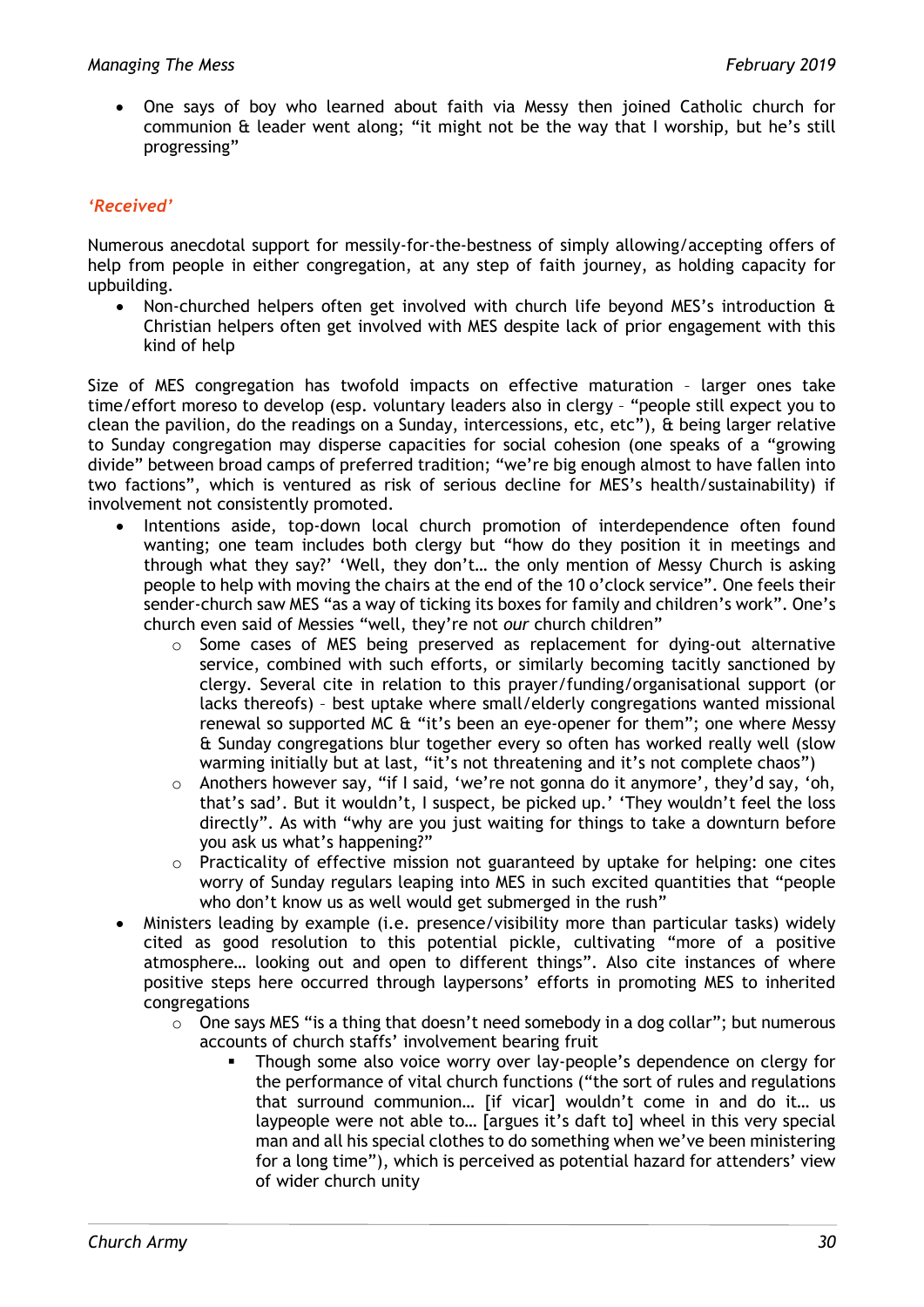- One says of boy who learned about faith via Messy then joined Catholic church for communion & leader went along; "it might not be the way that I worship, but he's still progressing"

### *'Received'*

Numerous anecdotal support for messily-for-the-bestness of simply allowing/accepting offers of help from people in either congregation, at any step of faith journey, as holding capacity for upbuilding.

- Non-churched helpers often get involved with church life beyond MES's introduction & Christian helpers often get involved with MES despite lack of prior engagement with this kind of help

Size of MES congregation has twofold impacts on effective maturation – larger ones take time/effort moreso to develop (esp. voluntary leaders also in clergy – "people still expect you to clean the pavilion, do the readings on a Sunday, intercessions, etc, etc"), & being larger relative to Sunday congregation may disperse capacities for social cohesion (one speaks of a "growing divide" between broad camps of preferred tradition; "we're big enough almost to have fallen into two factions", which is ventured as risk of serious decline for MES's health/sustainability) if involvement not consistently promoted.

- Intentions aside, top-down local church promotion of interdependence often found wanting; one team includes both clergy but "how do they position it in meetings and through what they say?' 'Well, they don't… the only mention of Messy Church is asking people to help with moving the chairs at the end of the 10 o'clock service". One feels their sender-church saw MES "as a way of ticking its boxes for family and children's work". One's church even said of Messies "well, they're not *our* church children"
    - Some cases of MES being preserved as replacement for dying-out alternative service, combined with such efforts, or similarly becoming tacitly sanctioned by clergy. Several cite in relation to this prayer/funding/organisational support (or lacks thereofs) – best uptake where small/elderly congregations wanted missional renewal so supported MC & "it's been an eye-opener for them"; one where Messy & Sunday congregations blur together every so often has worked really well (slow warming initially but at last, "it's not threatening and it's not complete chaos")
    - Anothers however say, "if I said, 'we're not gonna do it anymore', they'd say, 'oh, that's sad'. But it wouldn't, I suspect, be picked up.' 'They wouldn't feel the loss directly". As with "why are you just waiting for things to take a downturn before you ask us what's happening?"
    - Practicality of effective mission not guaranteed by uptake for helping: one cites worry of Sunday regulars leaping into MES in such excited quantities that "people who don't know us as well would get submerged in the rush"
- Ministers leading by example (i.e. presence/visibility more than particular tasks) widely cited as good resolution to this potential pickle, cultivating "more of a positive atmosphere… looking out and open to different things". Also cite instances of where positive steps here occurred through laypersons' efforts in promoting MES to inherited congregations
    - One says MES "is a thing that doesn't need somebody in a dog collar"; but numerous accounts of church staffs' involvement bearing fruit
        - Though some also voice worry over lay-people's dependence on clergy for the performance of vital church functions ("the sort of rules and regulations that surround communion… [if vicar] wouldn't come in and do it… us laypeople were not able to… [argues it's daft to] wheel in this very special man and all his special clothes to do something when we've been ministering for a long time"), which is perceived as potential hazard for attenders' view of wider church unity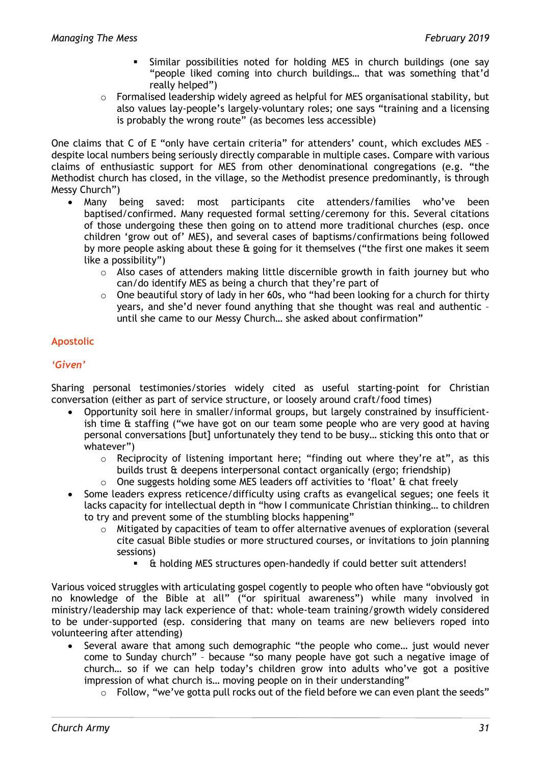- Similar possibilities noted for holding MES in church buildings (one say "people liked coming into church buildings… that was something that'd really helped")
    - Formalised leadership widely agreed as helpful for MES organisational stability, but also values lay-people's largely-voluntary roles; one says "training and a licensing is probably the wrong route" (as becomes less accessible)

One claims that C of E "only have certain criteria" for attenders' count, which excludes MES – despite local numbers being seriously directly comparable in multiple cases. Compare with various claims of enthusiastic support for MES from other denominational congregations (e.g. "the Methodist church has closed, in the village, so the Methodist presence predominantly, is through Messy Church")

- Many being saved: most participants cite attenders/families who've been baptised/confirmed. Many requested formal setting/ceremony for this. Several citations of those undergoing these then going on to attend more traditional churches (esp. once children 'grow out of' MES), and several cases of baptisms/confirmations being followed by more people asking about these & going for it themselves ("the first one makes it seem like a possibility")
    - Also cases of attenders making little discernible growth in faith journey but who can/do identify MES as being a church that they're part of
    - One beautiful story of lady in her 60s, who "had been looking for a church for thirty years, and she'd never found anything that she thought was real and authentic – until she came to our Messy Church… she asked about confirmation"

## Apostolic

### *'Given'*

Sharing personal testimonies/stories widely cited as useful starting-point for Christian conversation (either as part of service structure, or loosely around craft/food times)

- Opportunity soil here in smaller/informal groups, but largely constrained by insufficient-ish time & staffing ("we have got on our team some people who are very good at having personal conversations [but] unfortunately they tend to be busy… sticking this onto that or whatever")
    - Reciprocity of listening important here; "finding out where they're at", as this builds trust & deepens interpersonal contact organically (ergo; friendship)
    - One suggests holding some MES leaders off activities to 'float' & chat freely
- Some leaders express reticence/difficulty using crafts as evangelical segues; one feels it lacks capacity for intellectual depth in "how I communicate Christian thinking… to children to try and prevent some of the stumbling blocks happening"
    - Mitigated by capacities of team to offer alternative avenues of exploration (several cite casual Bible studies or more structured courses, or invitations to join planning sessions)
        - & holding MES structures open-handedly if could better suit attenders!

Various voiced struggles with articulating gospel cogently to people who often have "obviously got no knowledge of the Bible at all" ("or spiritual awareness") while many involved in ministry/leadership may lack experience of that: whole-team training/growth widely considered to be under-supported (esp. considering that many on teams are new believers roped into volunteering after attending)

- Several aware that among such demographic "the people who come… just would never come to Sunday church" – because "so many people have got such a negative image of church… so if we can help today's children grow into adults who've got a positive impression of what church is… moving people on in their understanding"
    - Follow, "we've gotta pull rocks out of the field before we can even plant the seeds"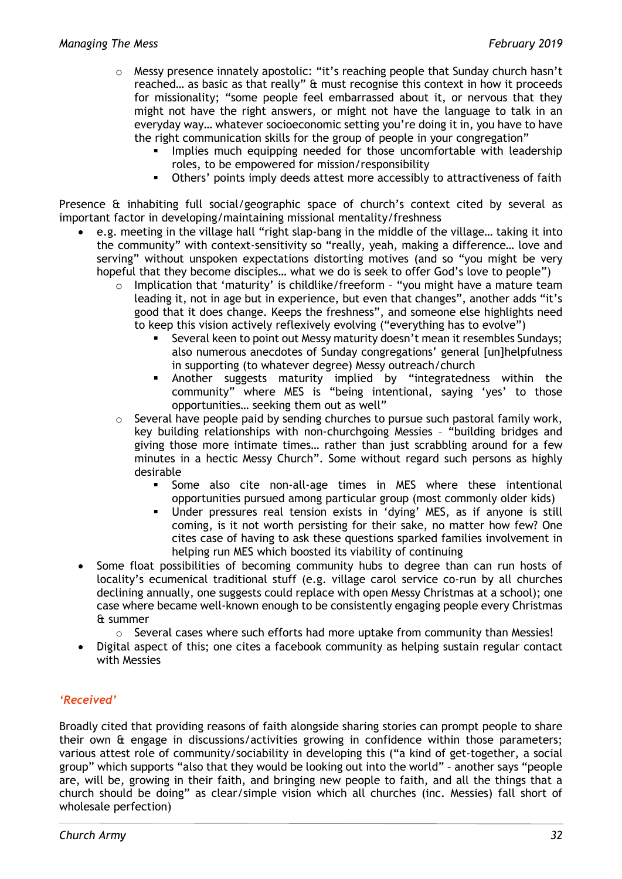- Messy presence innately apostolic: "it's reaching people that Sunday church hasn't reached… as basic as that really" & must recognise this context in how it proceeds for missionality; "some people feel embarrassed about it, or nervous that they might not have the right answers, or might not have the language to talk in an everyday way… whatever socioeconomic setting you're doing it in, you have to have the right communication skills for the group of people in your congregation"
    - Implies much equipping needed for those uncomfortable with leadership roles, to be empowered for mission/responsibility
    - Others' points imply deeds attest more accessibly to attractiveness of faith

Presence & inhabiting full social/geographic space of church's context cited by several as important factor in developing/maintaining missional mentality/freshness

- e.g. meeting in the village hall "right slap-bang in the middle of the village… taking it into the community" with context-sensitivity so "really, yeah, making a difference… love and serving" without unspoken expectations distorting motives (and so "you might be very hopeful that they become disciples… what we do is seek to offer God's love to people")
  - Implication that 'maturity' is childlike/freeform – "you might have a mature team leading it, not in age but in experience, but even that changes", another adds "it's good that it does change. Keeps the freshness", and someone else highlights need to keep this vision actively reflexively evolving ("everything has to evolve")
    - Several keen to point out Messy maturity doesn't mean it resembles Sundays; also numerous anecdotes of Sunday congregations' general [un]helpfulness in supporting (to whatever degree) Messy outreach/church
    - Another suggests maturity implied by "integratedness within the community" where MES is "being intentional, saying 'yes' to those opportunities… seeking them out as well"
  - Several have people paid by sending churches to pursue such pastoral family work, key building relationships with non-churchgoing Messies – "building bridges and giving those more intimate times… rather than just scrabbling around for a few minutes in a hectic Messy Church". Some without regard such persons as highly desirable
    - Some also cite non-all-age times in MES where these intentional opportunities pursued among particular group (most commonly older kids)
    - Under pressures real tension exists in 'dying' MES, as if anyone is still coming, is it not worth persisting for their sake, no matter how few? One cites case of having to ask these questions sparked families involvement in helping run MES which boosted its viability of continuing
- Some float possibilities of becoming community hubs to degree than can run hosts of locality's ecumenical traditional stuff (e.g. village carol service co-run by all churches declining annually, one suggests could replace with open Messy Christmas at a school); one case where became well-known enough to be consistently engaging people every Christmas & summer
  - Several cases where such efforts had more uptake from community than Messies!
- Digital aspect of this; one cites a facebook community as helping sustain regular contact with Messies

### *'Received'*

Broadly cited that providing reasons of faith alongside sharing stories can prompt people to share their own & engage in discussions/activities growing in confidence within those parameters; various attest role of community/sociability in developing this ("a kind of get-together, a social group" which supports "also that they would be looking out into the world" – another says "people are, will be, growing in their faith, and bringing new people to faith, and all the things that a church should be doing" as clear/simple vision which all churches (inc. Messies) fall short of wholesale perfection)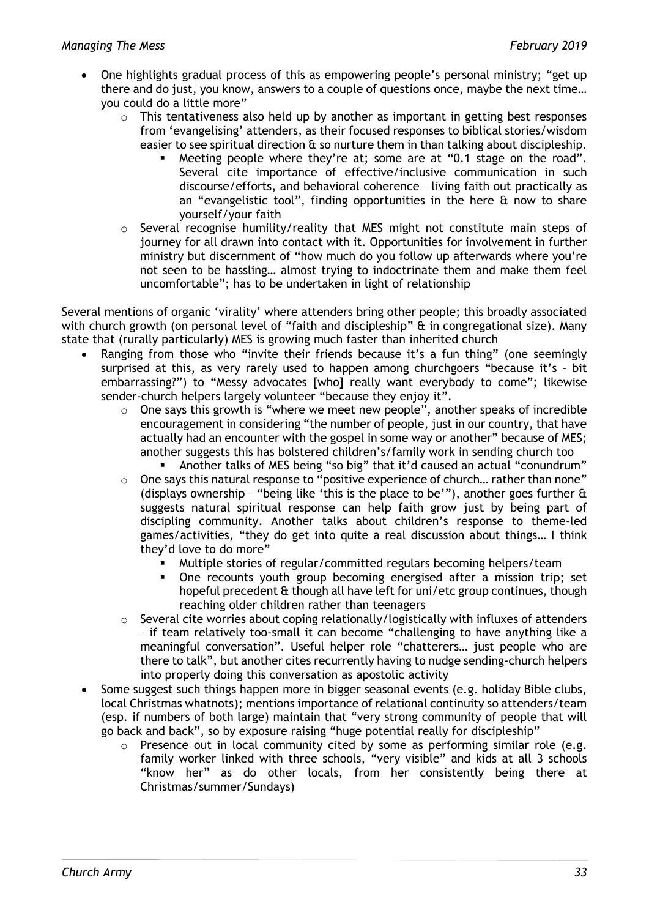- One highlights gradual process of this as empowering people's personal ministry; "get up there and do just, you know, answers to a couple of questions once, maybe the next time… you could do a little more"
    - This tentativeness also held up by another as important in getting best responses from 'evangelising' attenders, as their focused responses to biblical stories/wisdom easier to see spiritual direction & so nurture them in than talking about discipleship.
        - Meeting people where they're at; some are at "0.1 stage on the road". Several cite importance of effective/inclusive communication in such discourse/efforts, and behavioral coherence – living faith out practically as an "evangelistic tool", finding opportunities in the here & now to share yourself/your faith
    - Several recognise humility/reality that MES might not constitute main steps of journey for all drawn into contact with it. Opportunities for involvement in further ministry but discernment of "how much do you follow up afterwards where you're not seen to be hassling… almost trying to indoctrinate them and make them feel uncomfortable"; has to be undertaken in light of relationship

Several mentions of organic 'virality' where attenders bring other people; this broadly associated with church growth (on personal level of "faith and discipleship" & in congregational size). Many state that (rurally particularly) MES is growing much faster than inherited church

- Ranging from those who "invite their friends because it's a fun thing" (one seemingly surprised at this, as very rarely used to happen among churchgoers "because it's – bit embarrassing?") to "Messy advocates [who] really want everybody to come"; likewise sender-church helpers largely volunteer "because they enjoy it".
    - One says this growth is "where we meet new people", another speaks of incredible encouragement in considering "the number of people, just in our country, that have actually had an encounter with the gospel in some way or another" because of MES; another suggests this has bolstered children's/family work in sending church too
        - Another talks of MES being "so big" that it'd caused an actual "conundrum"
    - One says this natural response to "positive experience of church… rather than none" (displays ownership – "being like 'this is the place to be'"), another goes further & suggests natural spiritual response can help faith grow just by being part of discipling community. Another talks about children's response to theme-led games/activities, "they do get into quite a real discussion about things… I think they'd love to do more"
        - Multiple stories of regular/committed regulars becoming helpers/team
        - One recounts youth group becoming energised after a mission trip; set hopeful precedent & though all have left for uni/etc group continues, though reaching older children rather than teenagers
    - Several cite worries about coping relationally/logistically with influxes of attenders – if team relatively too-small it can become "challenging to have anything like a meaningful conversation". Useful helper role "chatterers… just people who are there to talk", but another cites recurrently having to nudge sending-church helpers into properly doing this conversation as apostolic activity
- Some suggest such things happen more in bigger seasonal events (e.g. holiday Bible clubs, local Christmas whatnots); mentions importance of relational continuity so attenders/team (esp. if numbers of both large) maintain that "very strong community of people that will go back and back", so by exposure raising "huge potential really for discipleship"
    - Presence out in local community cited by some as performing similar role (e.g. family worker linked with three schools, "very visible" and kids at all 3 schools "know her" as do other locals, from her consistently being there at Christmas/summer/Sundays)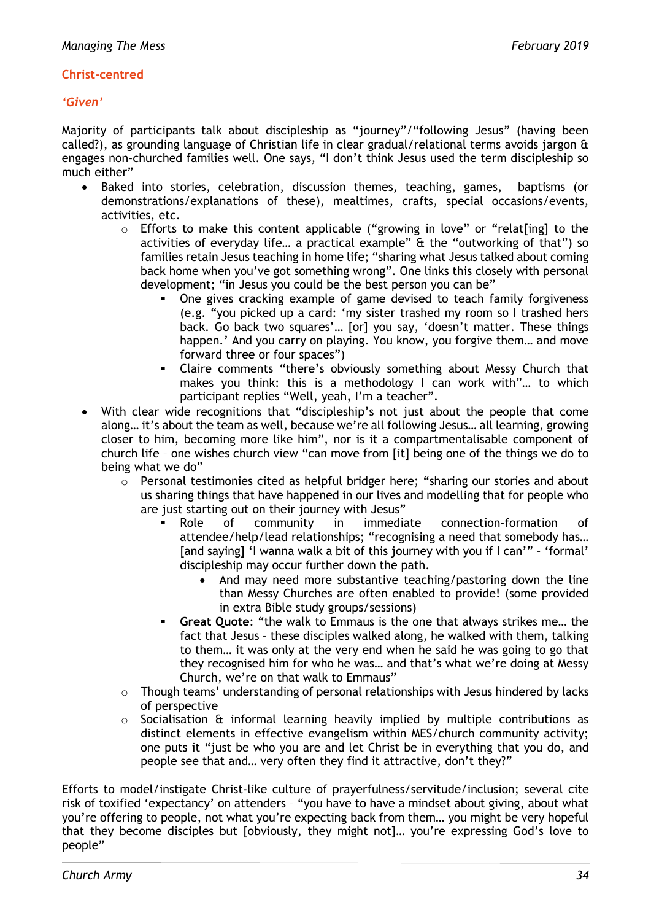## Christ-centred

### *'Given'*

Majority of participants talk about discipleship as "journey"/"following Jesus" (having been called?), as grounding language of Christian life in clear gradual/relational terms avoids jargon & engages non-churched families well. One says, "I don't think Jesus used the term discipleship so much either"

- Baked into stories, celebration, discussion themes, teaching, games, baptisms (or demonstrations/explanations of these), mealtimes, crafts, special occasions/events, activities, etc.
  - Efforts to make this content applicable ("growing in love" or "relat[ing] to the activities of everyday life… a practical example" & the "outworking of that") so families retain Jesus teaching in home life; "sharing what Jesus talked about coming back home when you've got something wrong". One links this closely with personal development; "in Jesus you could be the best person you can be"
    - One gives cracking example of game devised to teach family forgiveness (e.g. "you picked up a card: 'my sister trashed my room so I trashed hers back. Go back two squares'… [or] you say, 'doesn't matter. These things happen.' And you carry on playing. You know, you forgive them… and move forward three or four spaces")
    - Claire comments "there's obviously something about Messy Church that makes you think: this is a methodology I can work with"… to which participant replies "Well, yeah, I'm a teacher".
- With clear wide recognitions that "discipleship's not just about the people that come along… it's about the team as well, because we're all following Jesus… all learning, growing closer to him, becoming more like him", nor is it a compartmentalisable component of church life – one wishes church view "can move from [it] being one of the things we do to being what we do"
  - Personal testimonies cited as helpful bridger here; "sharing our stories and about us sharing things that have happened in our lives and modelling that for people who are just starting out on their journey with Jesus"
    - Role of community in immediate connection-formation of attendee/help/lead relationships; "recognising a need that somebody has… [and saying] 'I wanna walk a bit of this journey with you if I can'" – 'formal' discipleship may occur further down the path.
      - And may need more substantive teaching/pastoring down the line than Messy Churches are often enabled to provide! (some provided in extra Bible study groups/sessions)
    - **Great Quote**: "the walk to Emmaus is the one that always strikes me… the fact that Jesus – these disciples walked along, he walked with them, talking to them… it was only at the very end when he said he was going to go that they recognised him for who he was… and that's what we're doing at Messy Church, we're on that walk to Emmaus"
  - Though teams' understanding of personal relationships with Jesus hindered by lacks of perspective
  - Socialisation & informal learning heavily implied by multiple contributions as distinct elements in effective evangelism within MES/church community activity; one puts it "just be who you are and let Christ be in everything that you do, and people see that and… very often they find it attractive, don't they?"

Efforts to model/instigate Christ-like culture of prayerfulness/servitude/inclusion; several cite risk of toxified 'expectancy' on attenders – "you have to have a mindset about giving, about what you're offering to people, not what you're expecting back from them… you might be very hopeful that they become disciples but [obviously, they might not]… you're expressing God's love to people"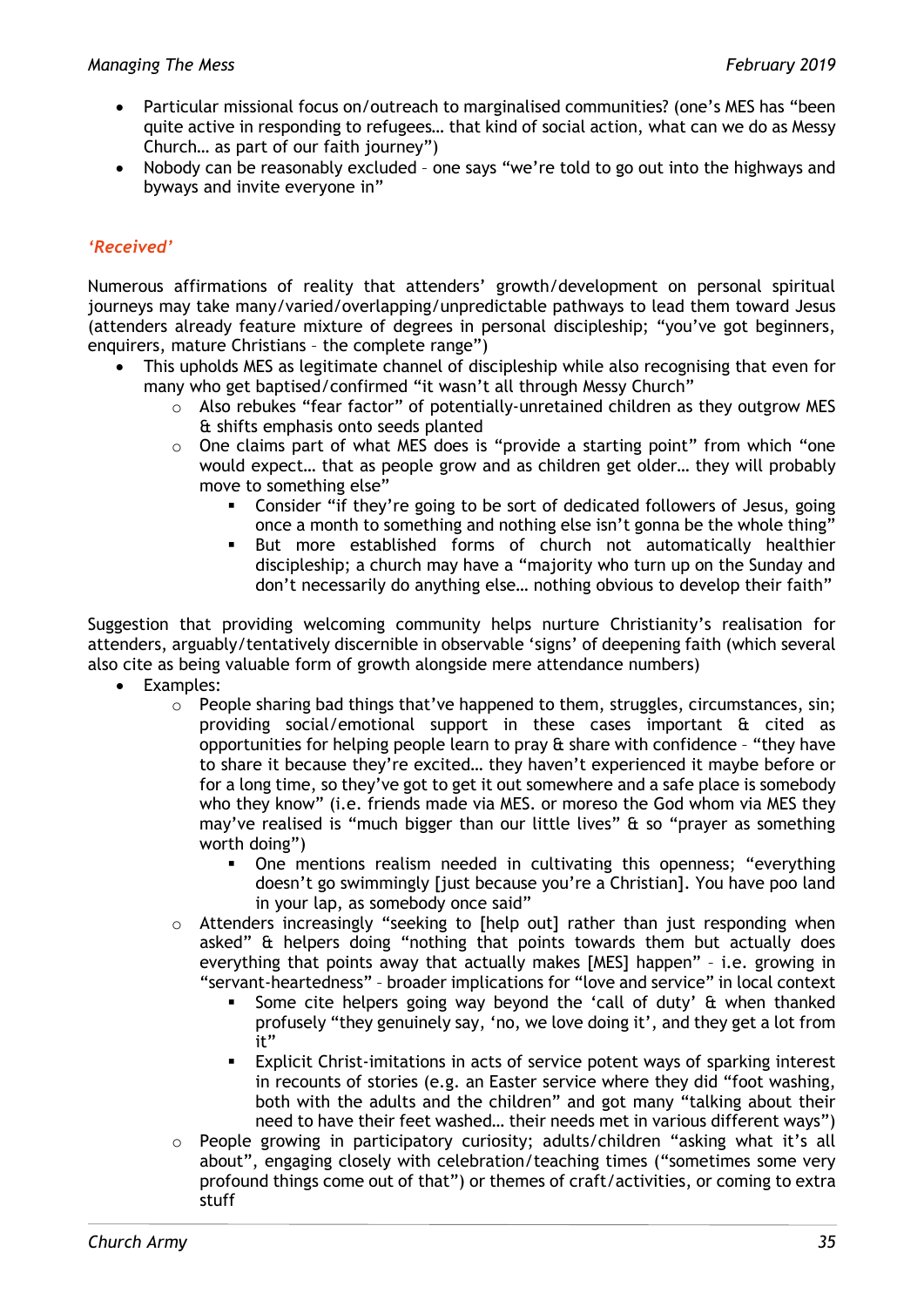- Particular missional focus on/outreach to marginalised communities? (one's MES has "been quite active in responding to refugees… that kind of social action, what can we do as Messy Church… as part of our faith journey")
- Nobody can be reasonably excluded – one says "we're told to go out into the highways and byways and invite everyone in"

### *'Received'*

Numerous affirmations of reality that attenders' growth/development on personal spiritual journeys may take many/varied/overlapping/unpredictable pathways to lead them toward Jesus (attenders already feature mixture of degrees in personal discipleship; "you've got beginners, enquirers, mature Christians – the complete range")

- This upholds MES as legitimate channel of discipleship while also recognising that even for many who get baptised/confirmed "it wasn't all through Messy Church"
  - Also rebukes "fear factor" of potentially-unretained children as they outgrow MES & shifts emphasis onto seeds planted
  - One claims part of what MES does is "provide a starting point" from which "one would expect… that as people grow and as children get older… they will probably move to something else"
    - Consider "if they're going to be sort of dedicated followers of Jesus, going once a month to something and nothing else isn't gonna be the whole thing"
    - But more established forms of church not automatically healthier discipleship; a church may have a "majority who turn up on the Sunday and don't necessarily do anything else… nothing obvious to develop their faith"

Suggestion that providing welcoming community helps nurture Christianity's realisation for attenders, arguably/tentatively discernible in observable 'signs' of deepening faith (which several also cite as being valuable form of growth alongside mere attendance numbers)

- Examples:
  - People sharing bad things that've happened to them, struggles, circumstances, sin; providing social/emotional support in these cases important & cited as opportunities for helping people learn to pray & share with confidence – "they have to share it because they're excited… they haven't experienced it maybe before or for a long time, so they've got to get it out somewhere and a safe place is somebody who they know" (i.e. friends made via MES. or moreso the God whom via MES they may've realised is "much bigger than our little lives" & so "prayer as something worth doing")
    - One mentions realism needed in cultivating this openness; "everything doesn't go swimmingly [just because you're a Christian]. You have poo land in your lap, as somebody once said"
  - Attenders increasingly "seeking to [help out] rather than just responding when asked" & helpers doing "nothing that points towards them but actually does everything that points away that actually makes [MES] happen" – i.e. growing in "servant-heartedness" – broader implications for "love and service" in local context
    - Some cite helpers going way beyond the 'call of duty' & when thanked profusely "they genuinely say, 'no, we love doing it', and they get a lot from it"
    - Explicit Christ-imitations in acts of service potent ways of sparking interest in recounts of stories (e.g. an Easter service where they did "foot washing, both with the adults and the children" and got many "talking about their need to have their feet washed… their needs met in various different ways")
  - People growing in participatory curiosity; adults/children "asking what it's all about", engaging closely with celebration/teaching times ("sometimes some very profound things come out of that") or themes of craft/activities, or coming to extra stuff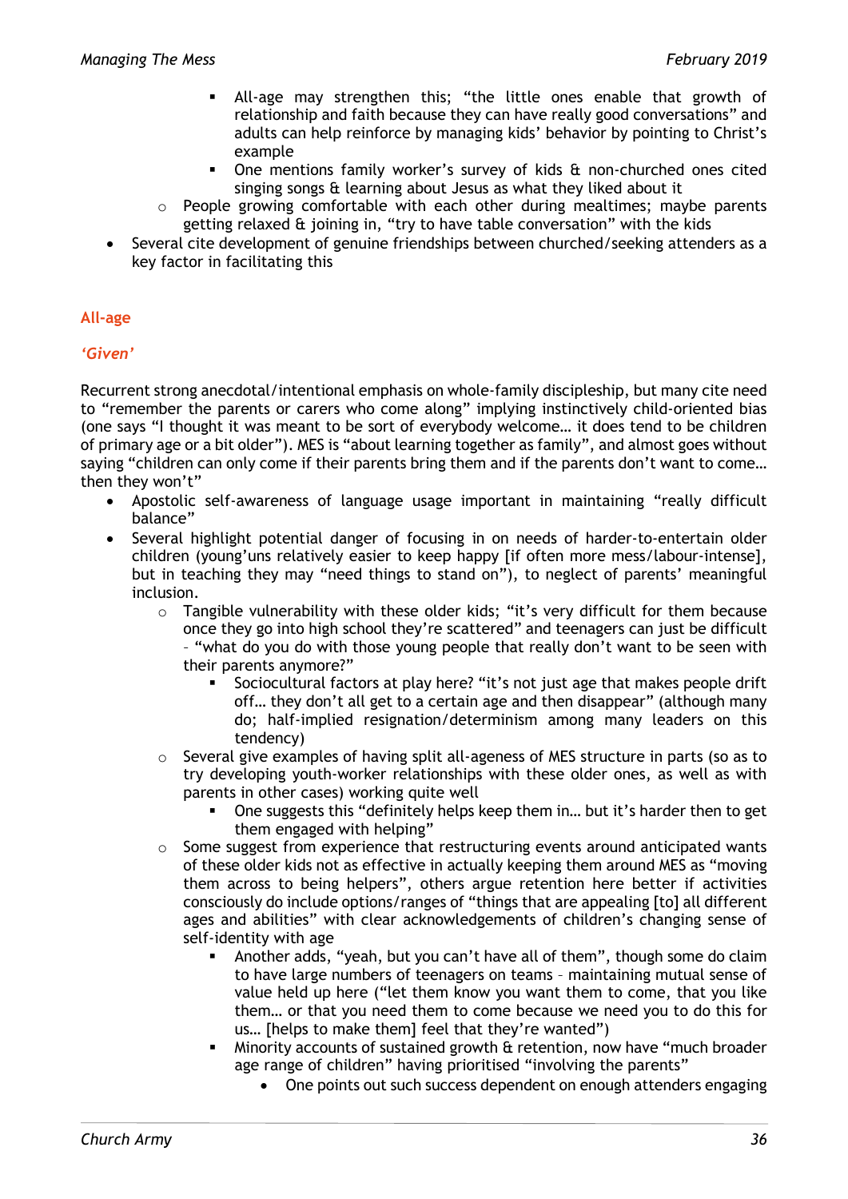- All-age may strengthen this; "the little ones enable that growth of relationship and faith because they can have really good conversations" and adults can help reinforce by managing kids' behavior by pointing to Christ's example
        - One mentions family worker's survey of kids & non-churched ones cited singing songs & learning about Jesus as what they liked about it
    - People growing comfortable with each other during mealtimes; maybe parents getting relaxed & joining in, "try to have table conversation" with the kids
- Several cite development of genuine friendships between churched/seeking attenders as a key factor in facilitating this

## All-age

### *'Given'*

Recurrent strong anecdotal/intentional emphasis on whole-family discipleship, but many cite need to "remember the parents or carers who come along" implying instinctively child-oriented bias (one says "I thought it was meant to be sort of everybody welcome… it does tend to be children of primary age or a bit older"). MES is "about learning together as family", and almost goes without saying "children can only come if their parents bring them and if the parents don't want to come… then they won't"

- Apostolic self-awareness of language usage important in maintaining "really difficult balance"
- Several highlight potential danger of focusing in on needs of harder-to-entertain older children (young'uns relatively easier to keep happy [if often more mess/labour-intense], but in teaching they may "need things to stand on"), to neglect of parents' meaningful inclusion.
    - Tangible vulnerability with these older kids; "it's very difficult for them because once they go into high school they're scattered" and teenagers can just be difficult – "what do you do with those young people that really don't want to be seen with their parents anymore?"
        - Sociocultural factors at play here? "it's not just age that makes people drift off… they don't all get to a certain age and then disappear" (although many do; half-implied resignation/determinism among many leaders on this tendency)
    - Several give examples of having split all-ageness of MES structure in parts (so as to try developing youth-worker relationships with these older ones, as well as with parents in other cases) working quite well
        - One suggests this "definitely helps keep them in… but it's harder then to get them engaged with helping"
    - Some suggest from experience that restructuring events around anticipated wants of these older kids not as effective in actually keeping them around MES as "moving them across to being helpers", others argue retention here better if activities consciously do include options/ranges of "things that are appealing [to] all different ages and abilities" with clear acknowledgements of children's changing sense of self-identity with age
        - Another adds, "yeah, but you can't have all of them", though some do claim to have large numbers of teenagers on teams – maintaining mutual sense of value held up here ("let them know you want them to come, that you like them… or that you need them to come because we need you to do this for us… [helps to make them] feel that they're wanted")
        - Minority accounts of sustained growth & retention, now have "much broader age range of children" having prioritised "involving the parents"
            - One points out such success dependent on enough attenders engaging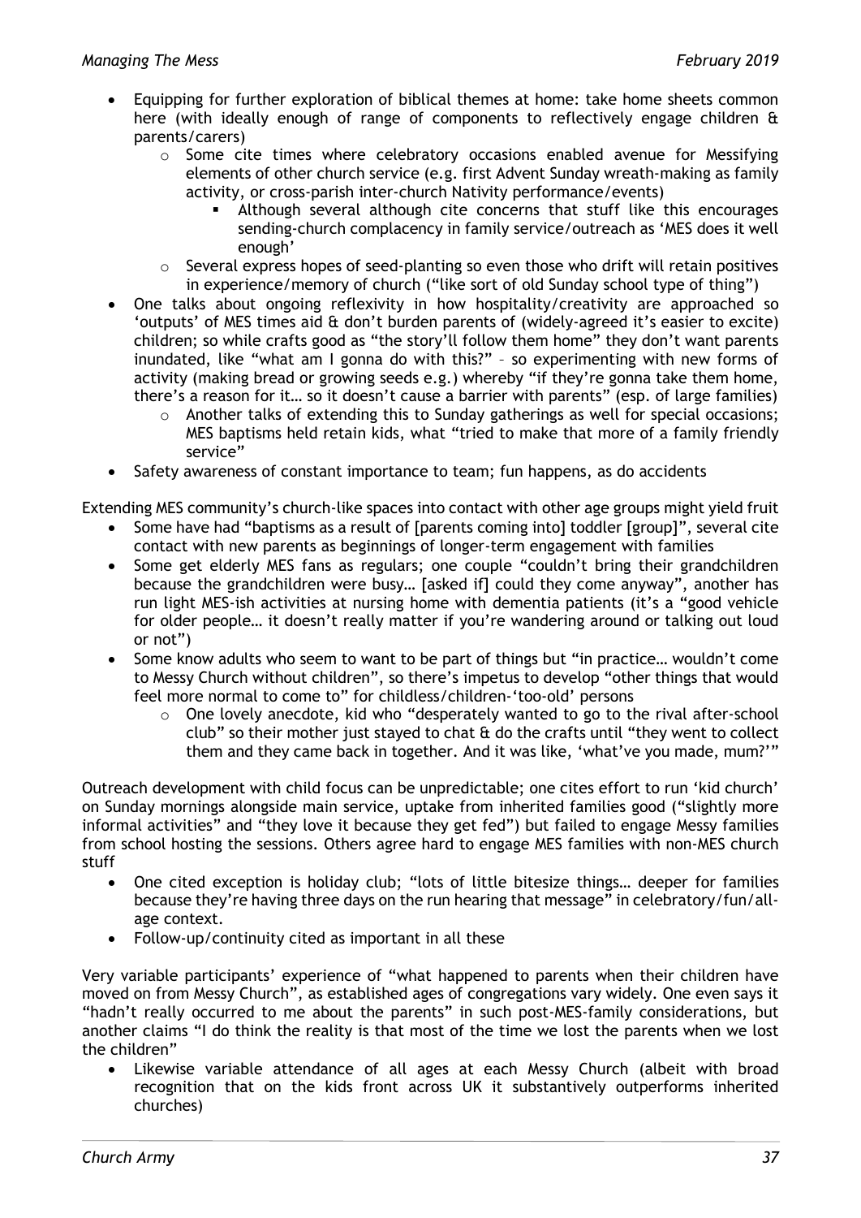- Equipping for further exploration of biblical themes at home: take home sheets common here (with ideally enough of range of components to reflectively engage children & parents/carers)
    - Some cite times where celebratory occasions enabled avenue for Messifying elements of other church service (e.g. first Advent Sunday wreath-making as family activity, or cross-parish inter-church Nativity performance/events)
        - Although several although cite concerns that stuff like this encourages sending-church complacency in family service/outreach as 'MES does it well enough'
    - Several express hopes of seed-planting so even those who drift will retain positives in experience/memory of church ("like sort of old Sunday school type of thing")
- One talks about ongoing reflexivity in how hospitality/creativity are approached so 'outputs' of MES times aid & don't burden parents of (widely-agreed it's easier to excite) children; so while crafts good as "the story'll follow them home" they don't want parents inundated, like "what am I gonna do with this?" – so experimenting with new forms of activity (making bread or growing seeds e.g.) whereby "if they're gonna take them home, there's a reason for it… so it doesn't cause a barrier with parents" (esp. of large families)
    - Another talks of extending this to Sunday gatherings as well for special occasions; MES baptisms held retain kids, what "tried to make that more of a family friendly service"
- Safety awareness of constant importance to team; fun happens, as do accidents

Extending MES community's church-like spaces into contact with other age groups might yield fruit

- Some have had "baptisms as a result of [parents coming into] toddler [group]", several cite contact with new parents as beginnings of longer-term engagement with families
- Some get elderly MES fans as regulars; one couple "couldn't bring their grandchildren because the grandchildren were busy… [asked if] could they come anyway", another has run light MES-ish activities at nursing home with dementia patients (it's a "good vehicle for older people… it doesn't really matter if you're wandering around or talking out loud or not")
- Some know adults who seem to want to be part of things but "in practice… wouldn't come to Messy Church without children", so there's impetus to develop "other things that would feel more normal to come to" for childless/children-'too-old' persons
    - One lovely anecdote, kid who "desperately wanted to go to the rival after-school club" so their mother just stayed to chat & do the crafts until "they went to collect them and they came back in together. And it was like, 'what've you made, mum?'"

Outreach development with child focus can be unpredictable; one cites effort to run 'kid church' on Sunday mornings alongside main service, uptake from inherited families good ("slightly more informal activities" and "they love it because they get fed") but failed to engage Messy families from school hosting the sessions. Others agree hard to engage MES families with non-MES church stuff

- One cited exception is holiday club; "lots of little bitesize things… deeper for families because they're having three days on the run hearing that message" in celebratory/fun/all-age context.
- Follow-up/continuity cited as important in all these

Very variable participants' experience of "what happened to parents when their children have moved on from Messy Church", as established ages of congregations vary widely. One even says it "hadn't really occurred to me about the parents" in such post-MES-family considerations, but another claims "I do think the reality is that most of the time we lost the parents when we lost the children"

- Likewise variable attendance of all ages at each Messy Church (albeit with broad recognition that on the kids front across UK it substantively outperforms inherited churches)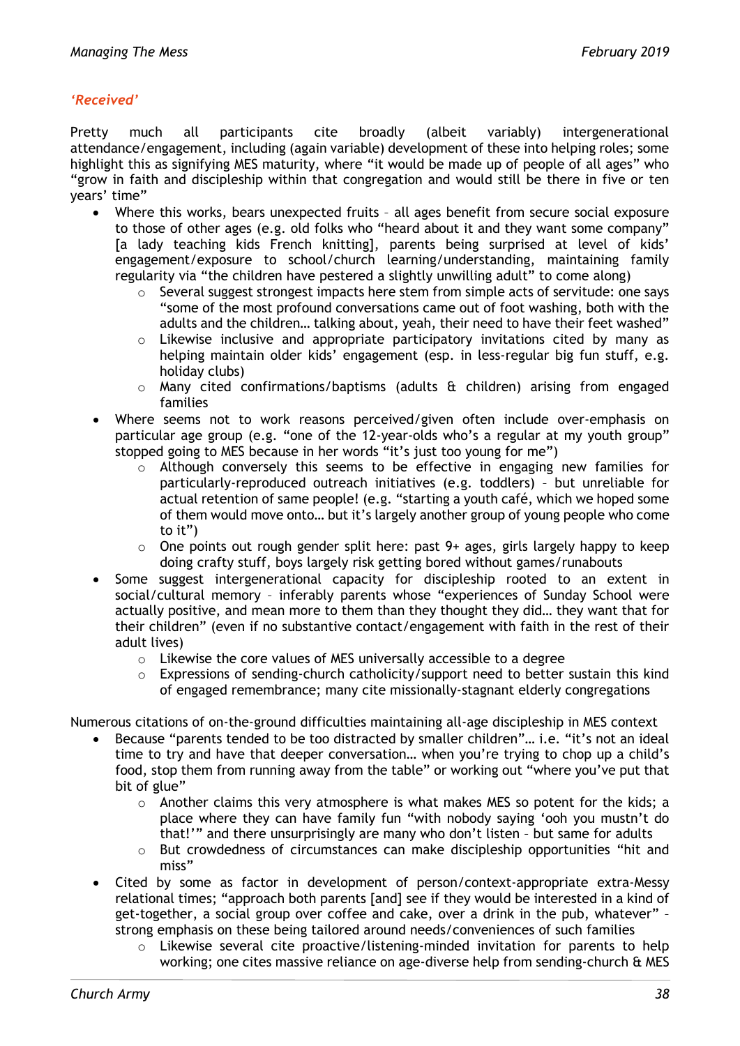*'Received'*

Pretty much all participants cite broadly (albeit variably) intergenerational attendance/engagement, including (again variable) development of these into helping roles; some highlight this as signifying MES maturity, where "it would be made up of people of all ages" who "grow in faith and discipleship within that congregation and would still be there in five or ten years' time"

- Where this works, bears unexpected fruits – all ages benefit from secure social exposure to those of other ages (e.g. old folks who "heard about it and they want some company" [a lady teaching kids French knitting], parents being surprised at level of kids' engagement/exposure to school/church learning/understanding, maintaining family regularity via "the children have pestered a slightly unwilling adult" to come along)
  - Several suggest strongest impacts here stem from simple acts of servitude: one says "some of the most profound conversations came out of foot washing, both with the adults and the children… talking about, yeah, their need to have their feet washed"
  - Likewise inclusive and appropriate participatory invitations cited by many as helping maintain older kids' engagement (esp. in less-regular big fun stuff, e.g. holiday clubs)
  - Many cited confirmations/baptisms (adults & children) arising from engaged families
- Where seems not to work reasons perceived/given often include over-emphasis on particular age group (e.g. "one of the 12-year-olds who's a regular at my youth group" stopped going to MES because in her words "it's just too young for me")
  - Although conversely this seems to be effective in engaging new families for particularly-reproduced outreach initiatives (e.g. toddlers) – but unreliable for actual retention of same people! (e.g. "starting a youth café, which we hoped some of them would move onto… but it's largely another group of young people who come to it")
  - One points out rough gender split here: past 9+ ages, girls largely happy to keep doing crafty stuff, boys largely risk getting bored without games/runabouts
- Some suggest intergenerational capacity for discipleship rooted to an extent in social/cultural memory – inferably parents whose "experiences of Sunday School were actually positive, and mean more to them than they thought they did… they want that for their children" (even if no substantive contact/engagement with faith in the rest of their adult lives)
  - Likewise the core values of MES universally accessible to a degree
  - Expressions of sending-church catholicity/support need to better sustain this kind of engaged remembrance; many cite missionally-stagnant elderly congregations

Numerous citations of on-the-ground difficulties maintaining all-age discipleship in MES context

- Because "parents tended to be too distracted by smaller children"… i.e. "it's not an ideal time to try and have that deeper conversation… when you're trying to chop up a child's food, stop them from running away from the table" or working out "where you've put that bit of glue"
  - Another claims this very atmosphere is what makes MES so potent for the kids; a place where they can have family fun "with nobody saying 'ooh you mustn't do that!'" and there unsurprisingly are many who don't listen – but same for adults
  - But crowdedness of circumstances can make discipleship opportunities "hit and miss"
- Cited by some as factor in development of person/context-appropriate extra-Messy relational times; "approach both parents [and] see if they would be interested in a kind of get-together, a social group over coffee and cake, over a drink in the pub, whatever" – strong emphasis on these being tailored around needs/conveniences of such families
  - Likewise several cite proactive/listening-minded invitation for parents to help working; one cites massive reliance on age-diverse help from sending-church & MES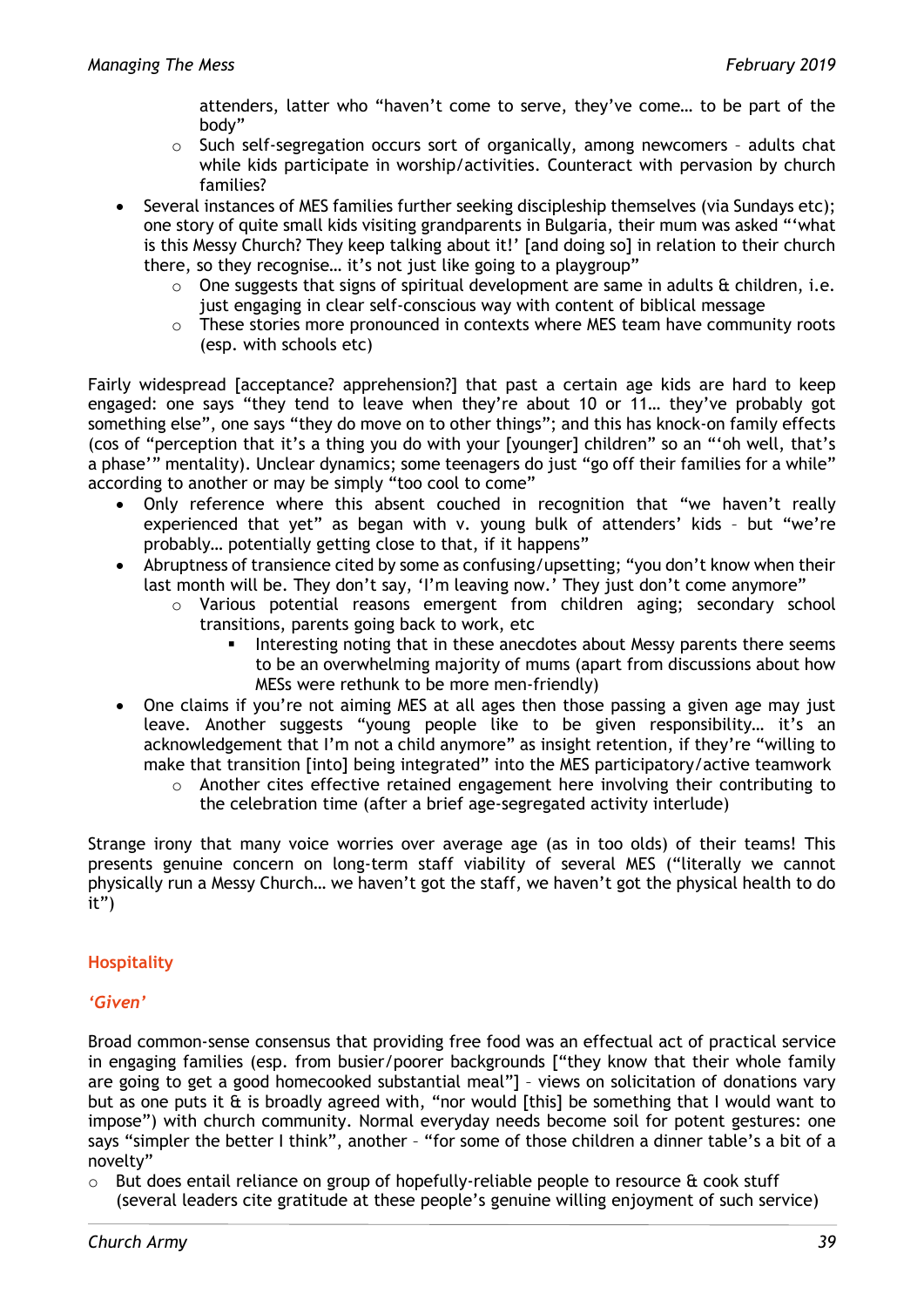attenders, latter who "haven't come to serve, they've come… to be part of the body"

- Such self-segregation occurs sort of organically, among newcomers – adults chat while kids participate in worship/activities. Counteract with pervasion by church families?

- Several instances of MES families further seeking discipleship themselves (via Sundays etc); one story of quite small kids visiting grandparents in Bulgaria, their mum was asked "'what is this Messy Church? They keep talking about it!' [and doing so] in relation to their church there, so they recognise… it's not just like going to a playgroup"
  - One suggests that signs of spiritual development are same in adults & children, i.e. just engaging in clear self-conscious way with content of biblical message
  - These stories more pronounced in contexts where MES team have community roots (esp. with schools etc)

Fairly widespread [acceptance? apprehension?] that past a certain age kids are hard to keep engaged: one says "they tend to leave when they're about 10 or 11… they've probably got something else", one says "they do move on to other things"; and this has knock-on family effects (cos of "perception that it's a thing you do with your [younger] children" so an "'oh well, that's a phase'" mentality). Unclear dynamics; some teenagers do just "go off their families for a while" according to another or may be simply "too cool to come"

- Only reference where this absent couched in recognition that "we haven't really experienced that yet" as began with v. young bulk of attenders' kids – but "we're probably… potentially getting close to that, if it happens"
- Abruptness of transience cited by some as confusing/upsetting; "you don't know when their last month will be. They don't say, 'I'm leaving now.' They just don't come anymore"
  - Various potential reasons emergent from children aging; secondary school transitions, parents going back to work, etc
    - Interesting noting that in these anecdotes about Messy parents there seems to be an overwhelming majority of mums (apart from discussions about how MESs were rethunk to be more men-friendly)
- One claims if you're not aiming MES at all ages then those passing a given age may just leave. Another suggests "young people like to be given responsibility… it's an acknowledgement that I'm not a child anymore" as insight retention, if they're "willing to make that transition [into] being integrated" into the MES participatory/active teamwork
  - Another cites effective retained engagement here involving their contributing to the celebration time (after a brief age-segregated activity interlude)

Strange irony that many voice worries over average age (as in too olds) of their teams! This presents genuine concern on long-term staff viability of several MES ("literally we cannot physically run a Messy Church… we haven't got the staff, we haven't got the physical health to do it")

## Hospitality

### *'Given'*

Broad common-sense consensus that providing free food was an effectual act of practical service in engaging families (esp. from busier/poorer backgrounds ["they know that their whole family are going to get a good homecooked substantial meal"] – views on solicitation of donations vary but as one puts it & is broadly agreed with, "nor would [this] be something that I would want to impose") with church community. Normal everyday needs become soil for potent gestures: one says "simpler the better I think", another – "for some of those children a dinner table's a bit of a novelty"

- But does entail reliance on group of hopefully-reliable people to resource & cook stuff (several leaders cite gratitude at these people's genuine willing enjoyment of such service)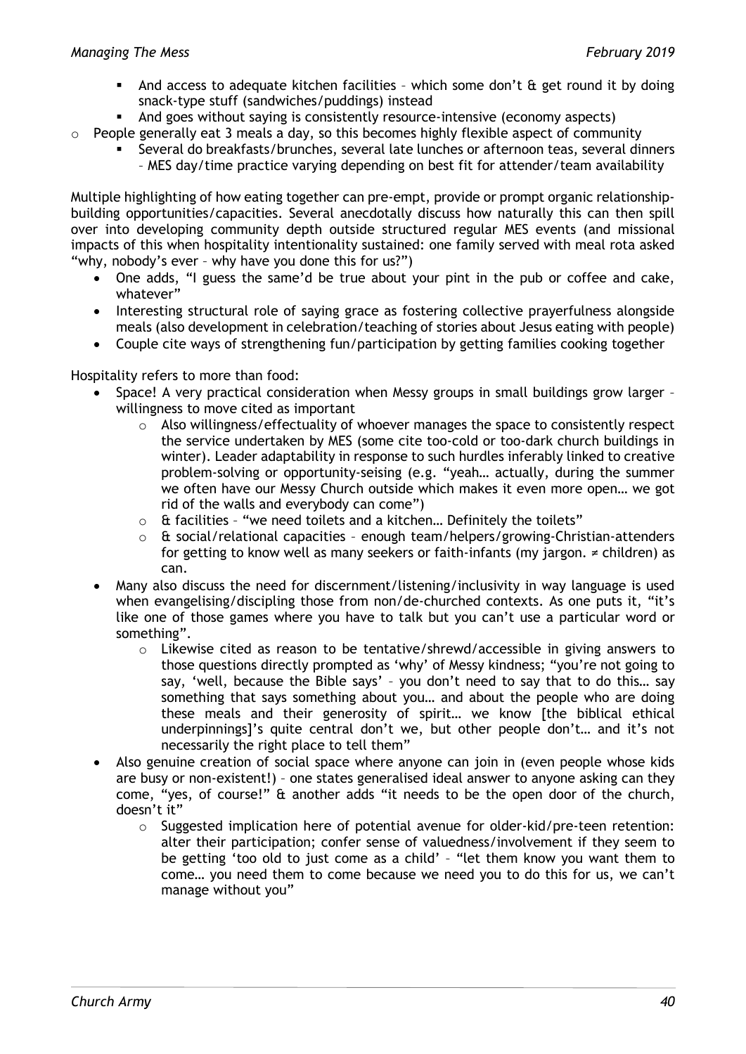- And access to adequate kitchen facilities – which some don't & get round it by doing snack-type stuff (sandwiches/puddings) instead
    - And goes without saying is consistently resource-intensive (economy aspects)
  - People generally eat 3 meals a day, so this becomes highly flexible aspect of community
    - Several do breakfasts/brunches, several late lunches or afternoon teas, several dinners – MES day/time practice varying depending on best fit for attender/team availability

Multiple highlighting of how eating together can pre-empt, provide or prompt organic relationship-building opportunities/capacities. Several anecdotally discuss how naturally this can then spill over into developing community depth outside structured regular MES events (and missional impacts of this when hospitality intentionality sustained: one family served with meal rota asked "why, nobody's ever – why have you done this for us?")

- One adds, "I guess the same'd be true about your pint in the pub or coffee and cake, whatever"
- Interesting structural role of saying grace as fostering collective prayerfulness alongside meals (also development in celebration/teaching of stories about Jesus eating with people)
- Couple cite ways of strengthening fun/participation by getting families cooking together

Hospitality refers to more than food:

- Space! A very practical consideration when Messy groups in small buildings grow larger – willingness to move cited as important
  - Also willingness/effectuality of whoever manages the space to consistently respect the service undertaken by MES (some cite too-cold or too-dark church buildings in winter). Leader adaptability in response to such hurdles inferably linked to creative problem-solving or opportunity-seising (e.g. "yeah… actually, during the summer we often have our Messy Church outside which makes it even more open… we got rid of the walls and everybody can come")
  - & facilities – "we need toilets and a kitchen… Definitely the toilets"
  - & social/relational capacities – enough team/helpers/growing-Christian-attenders for getting to know well as many seekers or faith-infants (my jargon. ≠ children) as can.
- Many also discuss the need for discernment/listening/inclusivity in way language is used when evangelising/discipling those from non/de-churched contexts. As one puts it, "it's like one of those games where you have to talk but you can't use a particular word or something".
  - Likewise cited as reason to be tentative/shrewd/accessible in giving answers to those questions directly prompted as 'why' of Messy kindness; "you're not going to say, 'well, because the Bible says' – you don't need to say that to do this… say something that says something about you… and about the people who are doing these meals and their generosity of spirit… we know [the biblical ethical underpinnings]'s quite central don't we, but other people don't… and it's not necessarily the right place to tell them"
- Also genuine creation of social space where anyone can join in (even people whose kids are busy or non-existent!) – one states generalised ideal answer to anyone asking can they come, "yes, of course!" & another adds "it needs to be the open door of the church, doesn't it"
  - Suggested implication here of potential avenue for older-kid/pre-teen retention: alter their participation; confer sense of valuedness/involvement if they seem to be getting 'too old to just come as a child' – "let them know you want them to come… you need them to come because we need you to do this for us, we can't manage without you"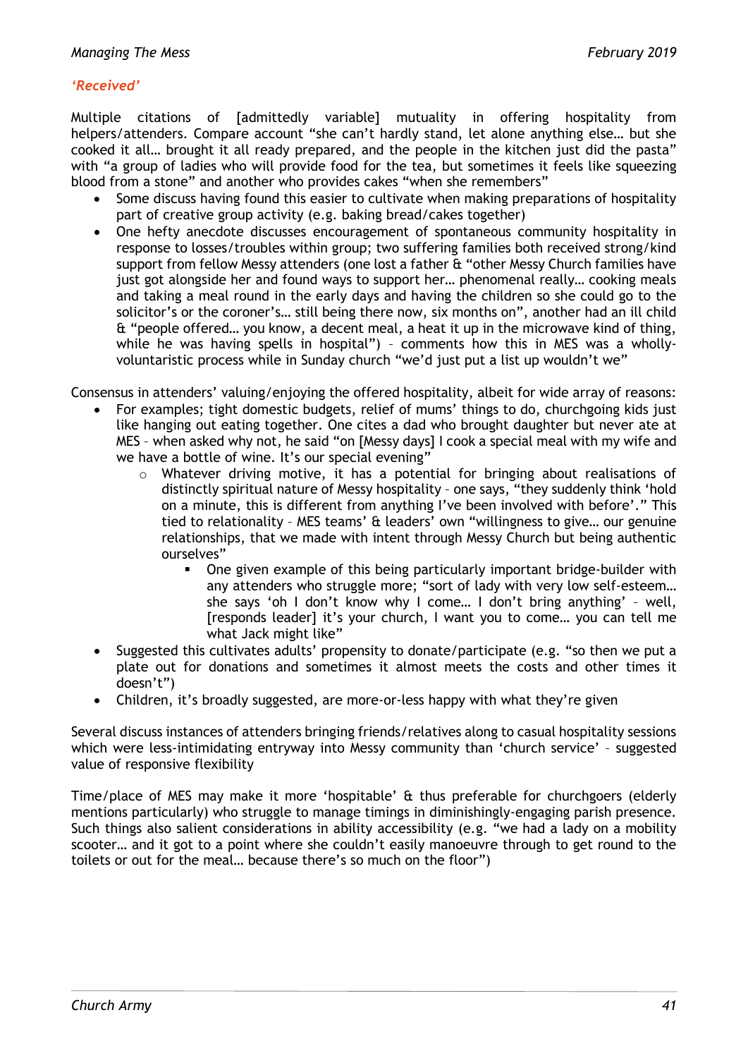*'Received'*

Multiple citations of [admittedly variable] mutuality in offering hospitality from helpers/attenders. Compare account "she can't hardly stand, let alone anything else… but she cooked it all… brought it all ready prepared, and the people in the kitchen just did the pasta" with "a group of ladies who will provide food for the tea, but sometimes it feels like squeezing blood from a stone" and another who provides cakes "when she remembers"

- Some discuss having found this easier to cultivate when making preparations of hospitality part of creative group activity (e.g. baking bread/cakes together)
- One hefty anecdote discusses encouragement of spontaneous community hospitality in response to losses/troubles within group; two suffering families both received strong/kind support from fellow Messy attenders (one lost a father & "other Messy Church families have just got alongside her and found ways to support her… phenomenal really… cooking meals and taking a meal round in the early days and having the children so she could go to the solicitor's or the coroner's… still being there now, six months on", another had an ill child & "people offered… you know, a decent meal, a heat it up in the microwave kind of thing, while he was having spells in hospital") – comments how this in MES was a wholly-voluntaristic process while in Sunday church "we'd just put a list up wouldn't we"

Consensus in attenders' valuing/enjoying the offered hospitality, albeit for wide array of reasons:

- For examples; tight domestic budgets, relief of mums' things to do, churchgoing kids just like hanging out eating together. One cites a dad who brought daughter but never ate at MES – when asked why not, he said "on [Messy days] I cook a special meal with my wife and we have a bottle of wine. It's our special evening"
    - Whatever driving motive, it has a potential for bringing about realisations of distinctly spiritual nature of Messy hospitality – one says, "they suddenly think 'hold on a minute, this is different from anything I've been involved with before'." This tied to relationality – MES teams' & leaders' own "willingness to give… our genuine relationships, that we made with intent through Messy Church but being authentic ourselves"
        - One given example of this being particularly important bridge-builder with any attenders who struggle more; "sort of lady with very low self-esteem… she says 'oh I don't know why I come… I don't bring anything' – well, [responds leader] it's your church, I want you to come… you can tell me what Jack might like"
- Suggested this cultivates adults' propensity to donate/participate (e.g. "so then we put a plate out for donations and sometimes it almost meets the costs and other times it doesn't")
- Children, it's broadly suggested, are more-or-less happy with what they're given

Several discuss instances of attenders bringing friends/relatives along to casual hospitality sessions which were less-intimidating entryway into Messy community than 'church service' – suggested value of responsive flexibility

Time/place of MES may make it more 'hospitable' & thus preferable for churchgoers (elderly mentions particularly) who struggle to manage timings in diminishingly-engaging parish presence. Such things also salient considerations in ability accessibility (e.g. "we had a lady on a mobility scooter… and it got to a point where she couldn't easily manoeuvre through to get round to the toilets or out for the meal… because there's so much on the floor")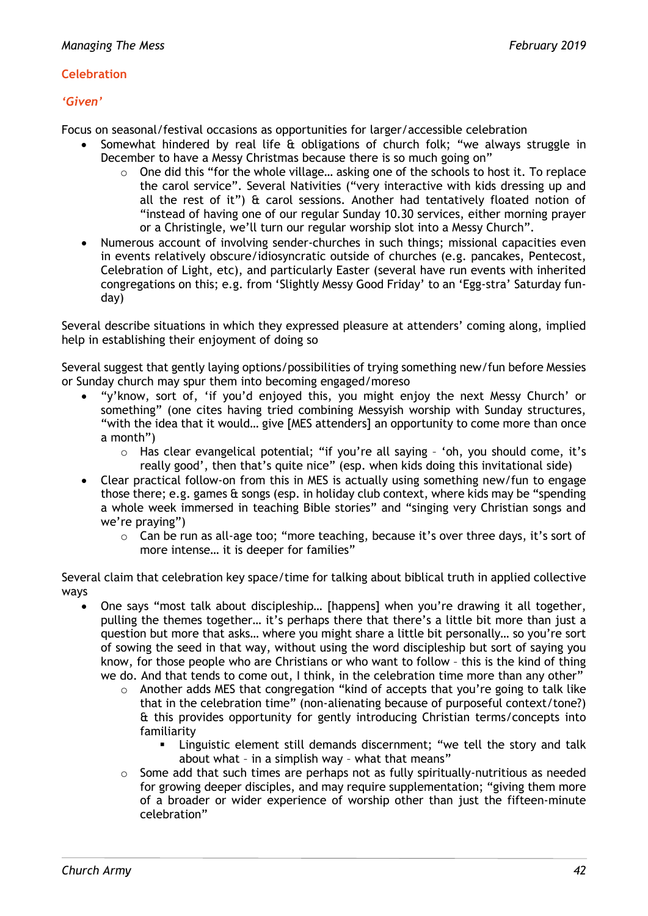## Celebration

### *'Given'*

Focus on seasonal/festival occasions as opportunities for larger/accessible celebration

- Somewhat hindered by real life & obligations of church folk; "we always struggle in December to have a Messy Christmas because there is so much going on"
    - One did this "for the whole village… asking one of the schools to host it. To replace the carol service". Several Nativities ("very interactive with kids dressing up and all the rest of it") & carol sessions. Another had tentatively floated notion of "instead of having one of our regular Sunday 10.30 services, either morning prayer or a Christingle, we'll turn our regular worship slot into a Messy Church".
- Numerous account of involving sender-churches in such things; missional capacities even in events relatively obscure/idiosyncratic outside of churches (e.g. pancakes, Pentecost, Celebration of Light, etc), and particularly Easter (several have run events with inherited congregations on this; e.g. from 'Slightly Messy Good Friday' to an 'Egg-stra' Saturday fun-day)

Several describe situations in which they expressed pleasure at attenders' coming along, implied help in establishing their enjoyment of doing so

Several suggest that gently laying options/possibilities of trying something new/fun before Messies or Sunday church may spur them into becoming engaged/moreso

- "y'know, sort of, 'if you'd enjoyed this, you might enjoy the next Messy Church' or something" (one cites having tried combining Messyish worship with Sunday structures, "with the idea that it would… give [MES attenders] an opportunity to come more than once a month")
    - Has clear evangelical potential; "if you're all saying – 'oh, you should come, it's really good', then that's quite nice" (esp. when kids doing this invitational side)
- Clear practical follow-on from this in MES is actually using something new/fun to engage those there; e.g. games & songs (esp. in holiday club context, where kids may be "spending a whole week immersed in teaching Bible stories" and "singing very Christian songs and we're praying")
    - Can be run as all-age too; "more teaching, because it's over three days, it's sort of more intense… it is deeper for families"

Several claim that celebration key space/time for talking about biblical truth in applied collective ways

- One says "most talk about discipleship… [happens] when you're drawing it all together, pulling the themes together… it's perhaps there that there's a little bit more than just a question but more that asks… where you might share a little bit personally… so you're sort of sowing the seed in that way, without using the word discipleship but sort of saying you know, for those people who are Christians or who want to follow – this is the kind of thing we do. And that tends to come out, I think, in the celebration time more than any other"
    - Another adds MES that congregation "kind of accepts that you're going to talk like that in the celebration time" (non-alienating because of purposeful context/tone?) & this provides opportunity for gently introducing Christian terms/concepts into familiarity
        - Linguistic element still demands discernment; "we tell the story and talk about what – in a simplish way – what that means"
    - Some add that such times are perhaps not as fully spiritually-nutritious as needed for growing deeper disciples, and may require supplementation; "giving them more of a broader or wider experience of worship other than just the fifteen-minute celebration"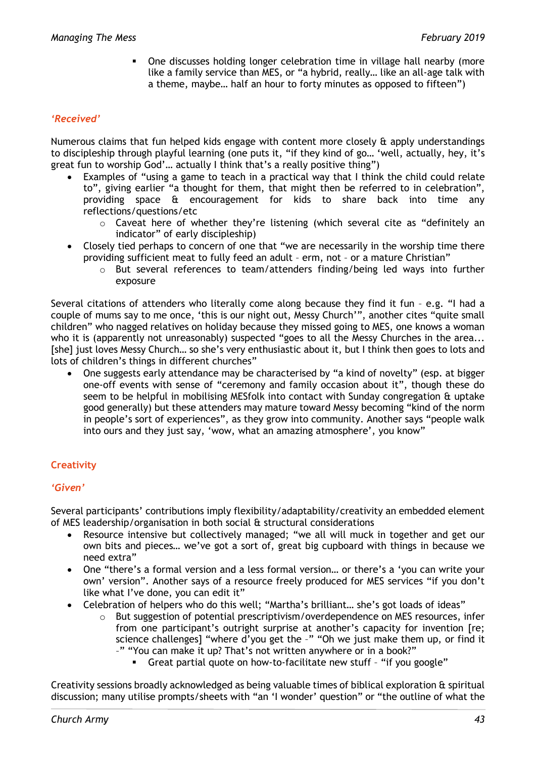- One discusses holding longer celebration time in village hall nearby (more like a family service than MES, or "a hybrid, really… like an all-age talk with a theme, maybe… half an hour to forty minutes as opposed to fifteen")

### *'Received'*

Numerous claims that fun helped kids engage with content more closely & apply understandings to discipleship through playful learning (one puts it, "if they kind of go… 'well, actually, hey, it's great fun to worship God'… actually I think that's a really positive thing")

- Examples of "using a game to teach in a practical way that I think the child could relate to", giving earlier "a thought for them, that might then be referred to in celebration", providing space & encouragement for kids to share back into time any reflections/questions/etc
  - Caveat here of whether they're listening (which several cite as "definitely an indicator" of early discipleship)
- Closely tied perhaps to concern of one that "we are necessarily in the worship time there providing sufficient meat to fully feed an adult – erm, not – or a mature Christian"
  - But several references to team/attenders finding/being led ways into further exposure

Several citations of attenders who literally come along because they find it fun – e.g. "I had a couple of mums say to me once, 'this is our night out, Messy Church'", another cites "quite small children" who nagged relatives on holiday because they missed going to MES, one knows a woman who it is (apparently not unreasonably) suspected "goes to all the Messy Churches in the area... [she] just loves Messy Church… so she's very enthusiastic about it, but I think then goes to lots and lots of children's things in different churches"

- One suggests early attendance may be characterised by "a kind of novelty" (esp. at bigger one-off events with sense of "ceremony and family occasion about it", though these do seem to be helpful in mobilising MESfolk into contact with Sunday congregation & uptake good generally) but these attenders may mature toward Messy becoming "kind of the norm in people's sort of experiences", as they grow into community. Another says "people walk into ours and they just say, 'wow, what an amazing atmosphere', you know"

## Creativity

### *'Given'*

Several participants' contributions imply flexibility/adaptability/creativity an embedded element of MES leadership/organisation in both social & structural considerations

- Resource intensive but collectively managed; "we all will muck in together and get our own bits and pieces… we've got a sort of, great big cupboard with things in because we need extra"
- One "there's a formal version and a less formal version… or there's a 'you can write your own' version". Another says of a resource freely produced for MES services "if you don't like what I've done, you can edit it"
- Celebration of helpers who do this well; "Martha's brilliant… she's got loads of ideas"
  - But suggestion of potential prescriptivism/overdependence on MES resources, infer from one participant's outright surprise at another's capacity for invention [re; science challenges] "where d'you get the –" "Oh we just make them up, or find it –" "You can make it up? That's not written anywhere or in a book?"
    - Great partial quote on how-to-facilitate new stuff – "if you google"

Creativity sessions broadly acknowledged as being valuable times of biblical exploration & spiritual discussion; many utilise prompts/sheets with "an 'I wonder' question" or "the outline of what the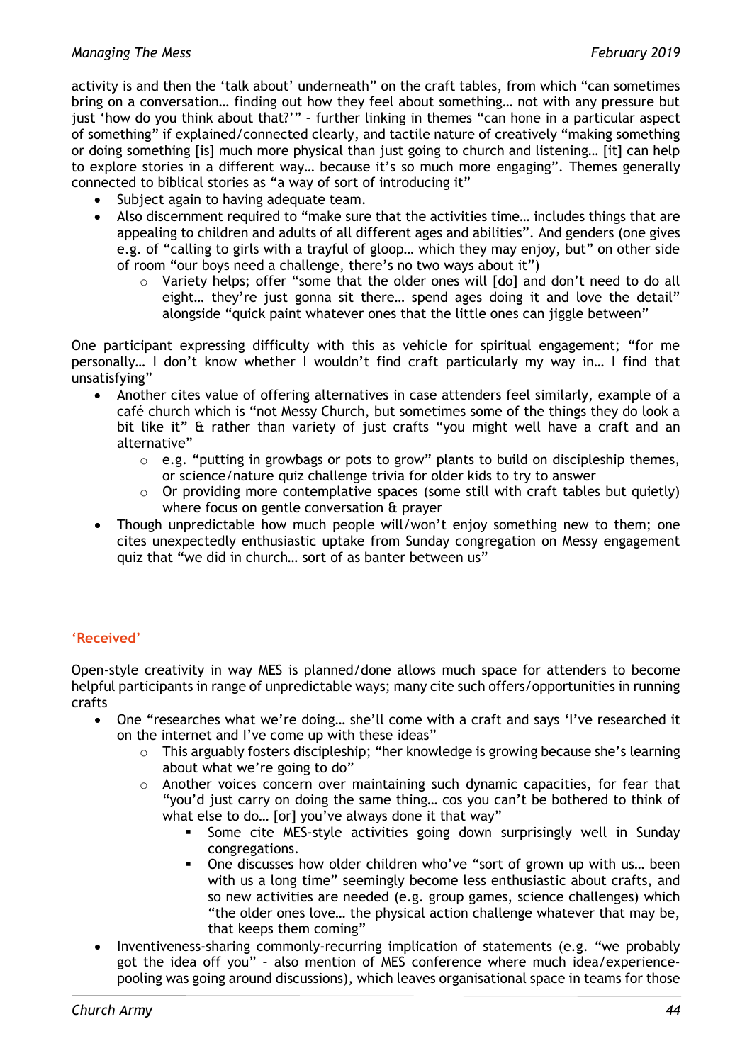activity is and then the 'talk about' underneath" on the craft tables, from which "can sometimes bring on a conversation… finding out how they feel about something… not with any pressure but just 'how do you think about that?'" – further linking in themes "can hone in a particular aspect of something" if explained/connected clearly, and tactile nature of creatively "making something or doing something [is] much more physical than just going to church and listening… [it] can help to explore stories in a different way… because it's so much more engaging". Themes generally connected to biblical stories as "a way of sort of introducing it"

- Subject again to having adequate team.
- Also discernment required to "make sure that the activities time… includes things that are appealing to children and adults of all different ages and abilities". And genders (one gives e.g. of "calling to girls with a trayful of gloop… which they may enjoy, but" on other side of room "our boys need a challenge, there's no two ways about it")
    - Variety helps; offer "some that the older ones will [do] and don't need to do all eight… they're just gonna sit there… spend ages doing it and love the detail" alongside "quick paint whatever ones that the little ones can jiggle between"

One participant expressing difficulty with this as vehicle for spiritual engagement; "for me personally… I don't know whether I wouldn't find craft particularly my way in… I find that unsatisfying"

- Another cites value of offering alternatives in case attenders feel similarly, example of a café church which is "not Messy Church, but sometimes some of the things they do look a bit like it" & rather than variety of just crafts "you might well have a craft and an alternative"
    - e.g. "putting in growbags or pots to grow" plants to build on discipleship themes, or science/nature quiz challenge trivia for older kids to try to answer
    - Or providing more contemplative spaces (some still with craft tables but quietly) where focus on gentle conversation & prayer
- Though unpredictable how much people will/won't enjoy something new to them; one cites unexpectedly enthusiastic uptake from Sunday congregation on Messy engagement quiz that "we did in church… sort of as banter between us"

### 'Received'

Open-style creativity in way MES is planned/done allows much space for attenders to become helpful participants in range of unpredictable ways; many cite such offers/opportunities in running crafts

- One "researches what we're doing… she'll come with a craft and says 'I've researched it on the internet and I've come up with these ideas"
    - This arguably fosters discipleship; "her knowledge is growing because she's learning about what we're going to do"
    - Another voices concern over maintaining such dynamic capacities, for fear that "you'd just carry on doing the same thing… cos you can't be bothered to think of what else to do… [or] you've always done it that way"
        - Some cite MES-style activities going down surprisingly well in Sunday congregations.
        - One discusses how older children who've "sort of grown up with us… been with us a long time" seemingly become less enthusiastic about crafts, and so new activities are needed (e.g. group games, science challenges) which "the older ones love… the physical action challenge whatever that may be, that keeps them coming"
- Inventiveness-sharing commonly-recurring implication of statements (e.g. "we probably got the idea off you" – also mention of MES conference where much idea/experience-pooling was going around discussions), which leaves organisational space in teams for those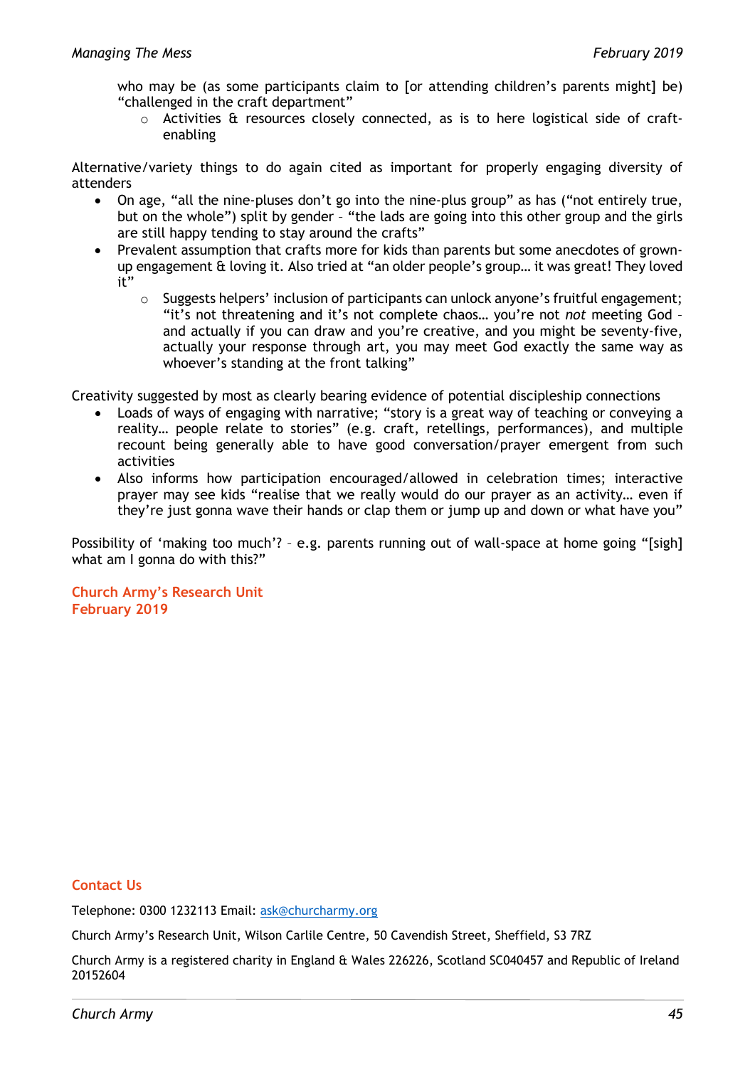who may be (as some participants claim to [or attending children's parents might] be) "challenged in the craft department"

- Activities & resources closely connected, as is to here logistical side of craft-enabling

Alternative/variety things to do again cited as important for properly engaging diversity of attenders

- On age, "all the nine-pluses don't go into the nine-plus group" as has ("not entirely true, but on the whole") split by gender – "the lads are going into this other group and the girls are still happy tending to stay around the crafts"
- Prevalent assumption that crafts more for kids than parents but some anecdotes of grown-up engagement & loving it. Also tried at "an older people's group… it was great! They loved it"
    - Suggests helpers' inclusion of participants can unlock anyone's fruitful engagement; "it's not threatening and it's not complete chaos… you're not *not* meeting God – and actually if you can draw and you're creative, and you might be seventy-five, actually your response through art, you may meet God exactly the same way as whoever's standing at the front talking"

Creativity suggested by most as clearly bearing evidence of potential discipleship connections

- Loads of ways of engaging with narrative; "story is a great way of teaching or conveying a reality… people relate to stories" (e.g. craft, retellings, performances), and multiple recount being generally able to have good conversation/prayer emergent from such activities
- Also informs how participation encouraged/allowed in celebration times; interactive prayer may see kids "realise that we really would do our prayer as an activity… even if they're just gonna wave their hands or clap them or jump up and down or what have you"

Possibility of 'making too much'? – e.g. parents running out of wall-space at home going "[sigh] what am I gonna do with this?"

**Church Army's Research Unit**
**February 2019**

## Contact Us

Telephone: 0300 1232113 Email: ask@churcharmy.org

Church Army's Research Unit, Wilson Carlile Centre, 50 Cavendish Street, Sheffield, S3 7RZ

Church Army is a registered charity in England & Wales 226226, Scotland SC040457 and Republic of Ireland 20152604